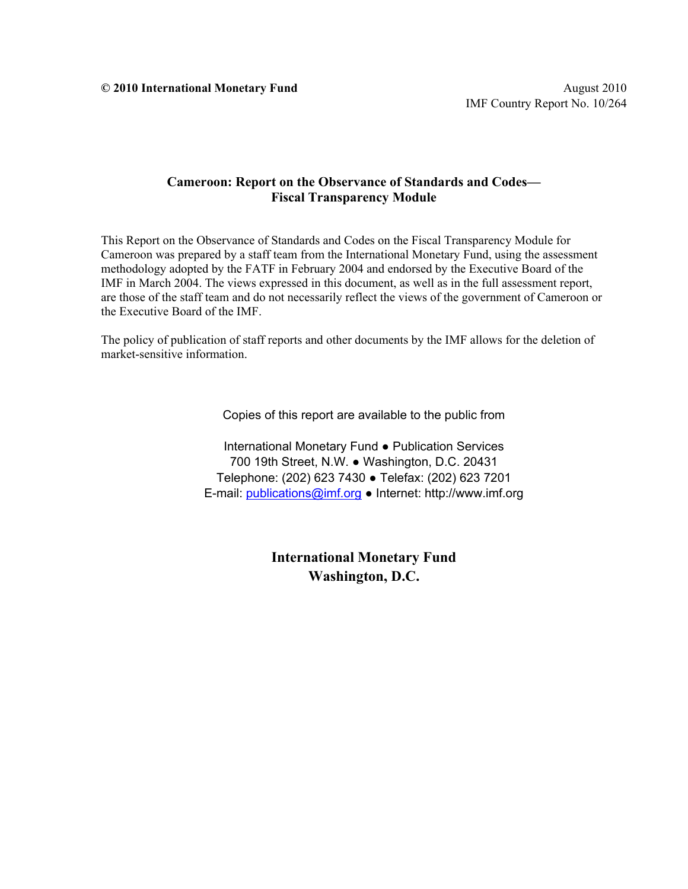**© 2010 International Monetary Fund** August 2010
IMF Country Report No. 10/264

# Cameroon: Report on the Observance of Standards and Codes— Fiscal Transparency Module

This Report on the Observance of Standards and Codes on the Fiscal Transparency Module for Cameroon was prepared by a staff team from the International Monetary Fund, using the assessment methodology adopted by the FATF in February 2004 and endorsed by the Executive Board of the IMF in March 2004. The views expressed in this document, as well as in the full assessment report, are those of the staff team and do not necessarily reflect the views of the government of Cameroon or the Executive Board of the IMF.

The policy of publication of staff reports and other documents by the IMF allows for the deletion of market-sensitive information.

Copies of this report are available to the public from

International Monetary Fund ● Publication Services
700 19th Street, N.W. ● Washington, D.C. 20431
Telephone: (202) 623 7430 ● Telefax: (202) 623 7201
E-mail: publications@imf.org ● Internet: http://www.imf.org

**International Monetary Fund**
**Washington, D.C.**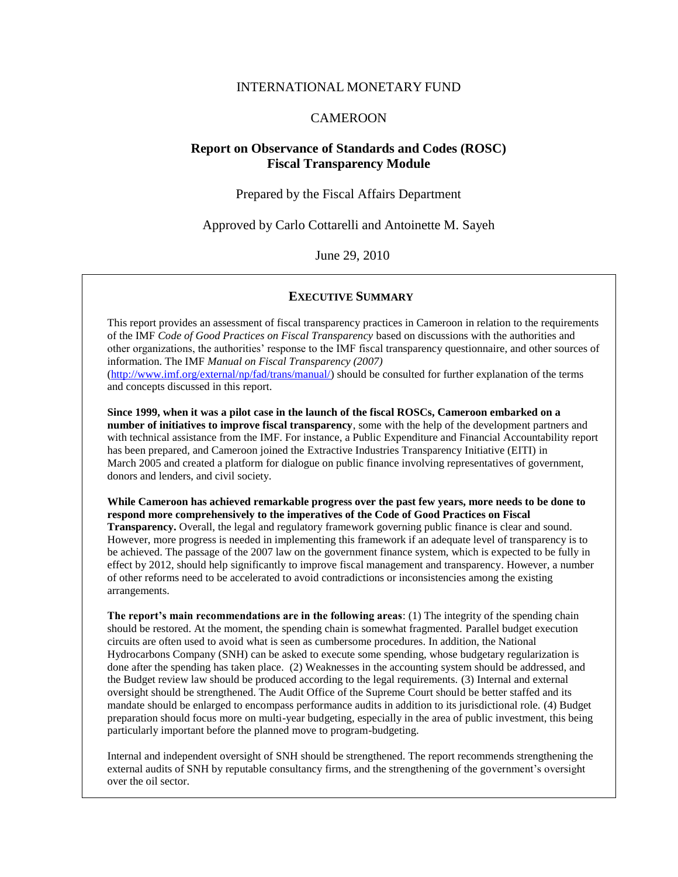INTERNATIONAL MONETARY FUND

CAMEROON

# Report on Observance of Standards and Codes (ROSC) Fiscal Transparency Module

Prepared by the Fiscal Affairs Department

Approved by Carlo Cottarelli and Antoinette M. Sayeh

June 29, 2010

## EXECUTIVE SUMMARY

This report provides an assessment of fiscal transparency practices in Cameroon in relation to the requirements of the IMF *Code of Good Practices on Fiscal Transparency* based on discussions with the authorities and other organizations, the authorities' response to the IMF fiscal transparency questionnaire, and other sources of information. The IMF *Manual on Fiscal Transparency (2007)* (http://www.imf.org/external/np/fad/trans/manual/) should be consulted for further explanation of the terms and concepts discussed in this report.

**Since 1999, when it was a pilot case in the launch of the fiscal ROSCs, Cameroon embarked on a number of initiatives to improve fiscal transparency**, some with the help of the development partners and with technical assistance from the IMF. For instance, a Public Expenditure and Financial Accountability report has been prepared, and Cameroon joined the Extractive Industries Transparency Initiative (EITI) in March 2005 and created a platform for dialogue on public finance involving representatives of government, donors and lenders, and civil society.

**While Cameroon has achieved remarkable progress over the past few years, more needs to be done to respond more comprehensively to the imperatives of the Code of Good Practices on Fiscal Transparency.** Overall, the legal and regulatory framework governing public finance is clear and sound. However, more progress is needed in implementing this framework if an adequate level of transparency is to be achieved. The passage of the 2007 law on the government finance system, which is expected to be fully in effect by 2012, should help significantly to improve fiscal management and transparency. However, a number of other reforms need to be accelerated to avoid contradictions or inconsistencies among the existing arrangements.

**The report's main recommendations are in the following areas**: (1) The integrity of the spending chain should be restored. At the moment, the spending chain is somewhat fragmented. Parallel budget execution circuits are often used to avoid what is seen as cumbersome procedures. In addition, the National Hydrocarbons Company (SNH) can be asked to execute some spending, whose budgetary regularization is done after the spending has taken place. (2) Weaknesses in the accounting system should be addressed, and the Budget review law should be produced according to the legal requirements. (3) Internal and external oversight should be strengthened. The Audit Office of the Supreme Court should be better staffed and its mandate should be enlarged to encompass performance audits in addition to its jurisdictional role. (4) Budget preparation should focus more on multi-year budgeting, especially in the area of public investment, this being particularly important before the planned move to program-budgeting.

Internal and independent oversight of SNH should be strengthened. The report recommends strengthening the external audits of SNH by reputable consultancy firms, and the strengthening of the government's oversight over the oil sector.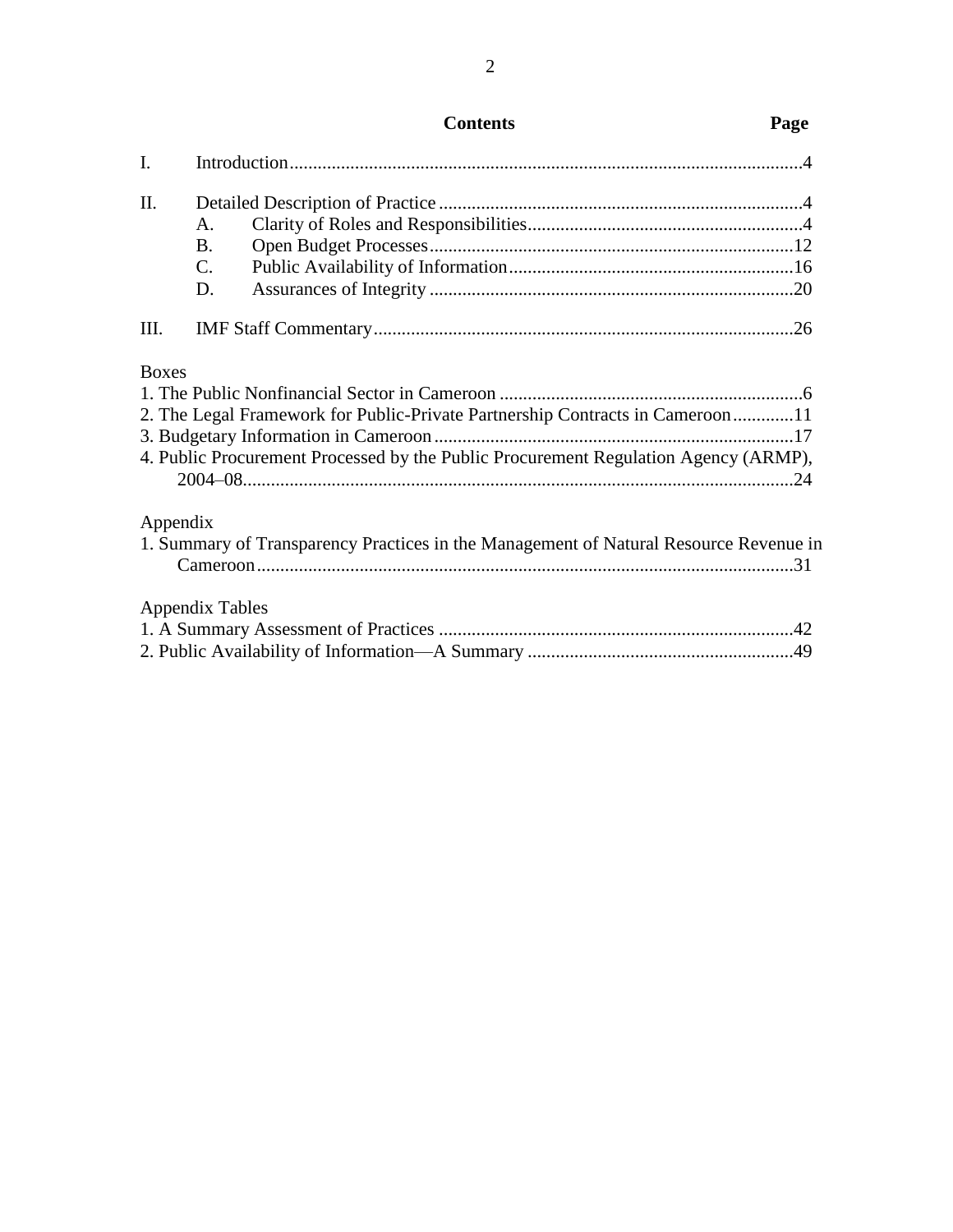## Contents

| | | Page |
|---|---|---|
| I. | Introduction | 4 |
| II. | Detailed Description of Practice | 4 |
| | A. Clarity of Roles and Responsibilities | 4 |
| | B. Open Budget Processes | 12 |
| | C. Public Availability of Information | 16 |
| | D. Assurances of Integrity | 20 |
| III. | IMF Staff Commentary | 26 |

**Boxes**

1. The Public Nonfinancial Sector in Cameroon ....... 6
2. The Legal Framework for Public-Private Partnership Contracts in Cameroon ....... 11
3. Budgetary Information in Cameroon ....... 17
4. Public Procurement Processed by the Public Procurement Regulation Agency (ARMP), 2004–08 ....... 24

**Appendix**

1. Summary of Transparency Practices in the Management of Natural Resource Revenue in Cameroon ....... 31

**Appendix Tables**

1. A Summary Assessment of Practices ....... 42
2. Public Availability of Information—A Summary ....... 49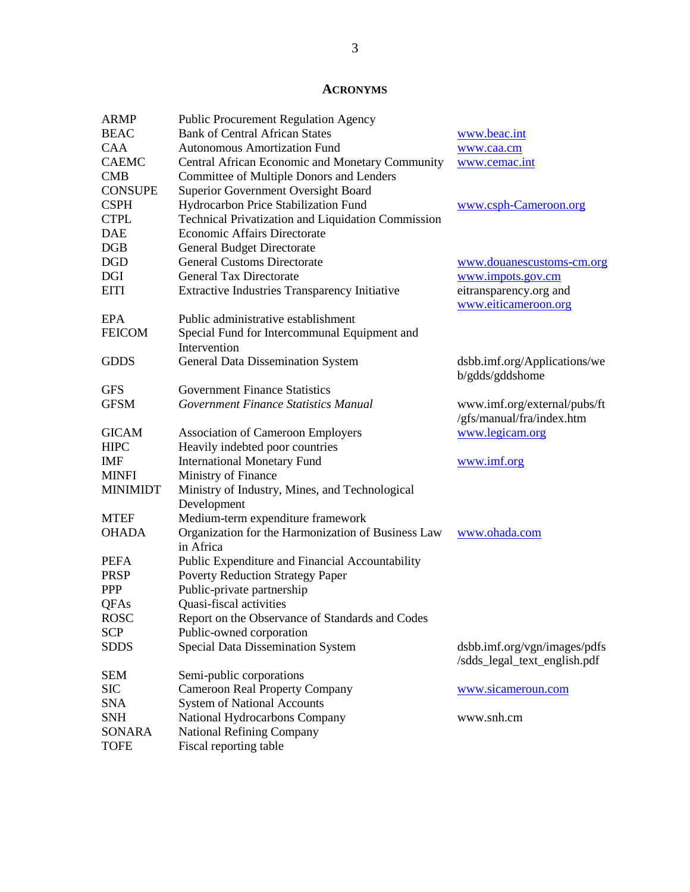## ACRONYMS

| | | |
|---|---|---|
| ARMP | Public Procurement Regulation Agency | |
| BEAC | Bank of Central African States | www.beac.int |
| CAA | Autonomous Amortization Fund | www.caa.cm |
| CAEMC | Central African Economic and Monetary Community | www.cemac.int |
| CMB | Committee of Multiple Donors and Lenders | |
| CONSUPE | Superior Government Oversight Board | |
| CSPH | Hydrocarbon Price Stabilization Fund | www.csph-Cameroon.org |
| CTPL | Technical Privatization and Liquidation Commission | |
| DAE | Economic Affairs Directorate | |
| DGB | General Budget Directorate | |
| DGD | General Customs Directorate | www.douanescustoms-cm.org |
| DGI | General Tax Directorate | www.impots.gov.cm |
| EITI | Extractive Industries Transparency Initiative | eitransparency.org and www.eiticameroon.org |
| EPA | Public administrative establishment | |
| FEICOM | Special Fund for Intercommunal Equipment and Intervention | |
| GDDS | General Data Dissemination System | dsbb.imf.org/Applications/web/gdds/gddshome |
| GFS | Government Finance Statistics | |
| GFSM | *Government Finance Statistics Manual* | www.imf.org/external/pubs/ft/gfs/manual/fra/index.htm |
| GICAM | Association of Cameroon Employers | www.legicam.org |
| HIPC | Heavily indebted poor countries | |
| IMF | International Monetary Fund | www.imf.org |
| MINFI | Ministry of Finance | |
| MINIMIDT | Ministry of Industry, Mines, and Technological Development | |
| MTEF | Medium-term expenditure framework | |
| OHADA | Organization for the Harmonization of Business Law in Africa | www.ohada.com |
| PEFA | Public Expenditure and Financial Accountability | |
| PRSP | Poverty Reduction Strategy Paper | |
| PPP | Public-private partnership | |
| QFAs | Quasi-fiscal activities | |
| ROSC | Report on the Observance of Standards and Codes | |
| SCP | Public-owned corporation | |
| SDDS | Special Data Dissemination System | dsbb.imf.org/vgn/images/pdfs/sdds_legal_text_english.pdf |
| SEM | Semi-public corporations | |
| SIC | Cameroon Real Property Company | www.sicameroun.com |
| SNA | System of National Accounts | |
| SNH | National Hydrocarbons Company | www.snh.cm |
| SONARA | National Refining Company | |
| TOFE | Fiscal reporting table | |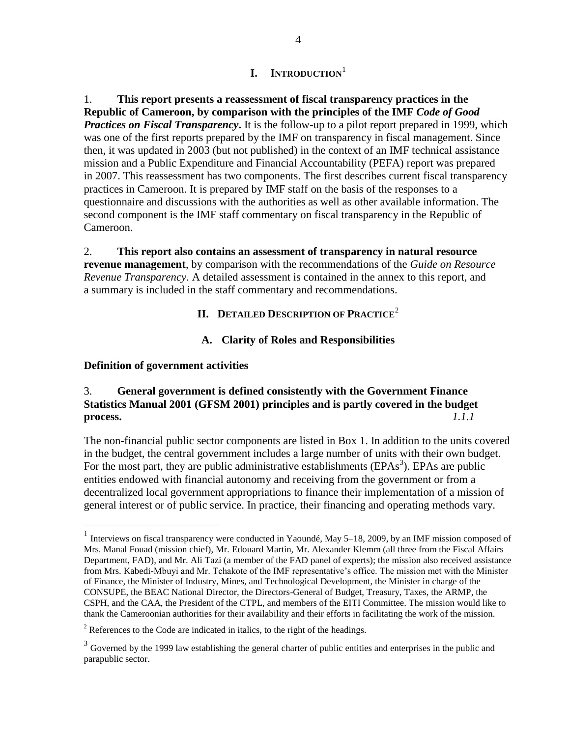# I. INTRODUCTION[1]

1. **This report presents a reassessment of fiscal transparency practices in the Republic of Cameroon, by comparison with the principles of the IMF *Code of Good Practices on Fiscal Transparency*.** It is the follow-up to a pilot report prepared in 1999, which was one of the first reports prepared by the IMF on transparency in fiscal management. Since then, it was updated in 2003 (but not published) in the context of an IMF technical assistance mission and a Public Expenditure and Financial Accountability (PEFA) report was prepared in 2007. This reassessment has two components. The first describes current fiscal transparency practices in Cameroon. It is prepared by IMF staff on the basis of the responses to a questionnaire and discussions with the authorities as well as other available information. The second component is the IMF staff commentary on fiscal transparency in the Republic of Cameroon.

2. **This report also contains an assessment of transparency in natural resource revenue management**, by comparison with the recommendations of the *Guide on Resource Revenue Transparency*. A detailed assessment is contained in the annex to this report, and a summary is included in the staff commentary and recommendations.

# II. DETAILED DESCRIPTION OF PRACTICE[2]

## A. Clarity of Roles and Responsibilities

### Definition of government activities

3. **General government is defined consistently with the Government Finance Statistics Manual 2001 (GFSM 2001) principles and is partly covered in the budget process.** *1.1.1*

The non-financial public sector components are listed in Box 1. In addition to the units covered in the budget, the central government includes a large number of units with their own budget. For the most part, they are public administrative establishments (EPAs[3]). EPAs are public entities endowed with financial autonomy and receiving from the government or from a decentralized local government appropriations to finance their implementation of a mission of general interest or of public service. In practice, their financing and operating methods vary.

---

[1] Interviews on fiscal transparency were conducted in Yaoundé, May 5–18, 2009, by an IMF mission composed of Mrs. Manal Fouad (mission chief), Mr. Edouard Martin, Mr. Alexander Klemm (all three from the Fiscal Affairs Department, FAD), and Mr. Ali Tazi (a member of the FAD panel of experts); the mission also received assistance from Mrs. Kabedi-Mbuyi and Mr. Tchakote of the IMF representative's office. The mission met with the Minister of Finance, the Minister of Industry, Mines, and Technological Development, the Minister in charge of the CONSUPE, the BEAC National Director, the Directors-General of Budget, Treasury, Taxes, the ARMP, the CSPH, and the CAA, the President of the CTPL, and members of the EITI Committee. The mission would like to thank the Cameroonian authorities for their availability and their efforts in facilitating the work of the mission.

[2] References to the Code are indicated in italics, to the right of the headings.

[3] Governed by the 1999 law establishing the general charter of public entities and enterprises in the public and parapublic sector.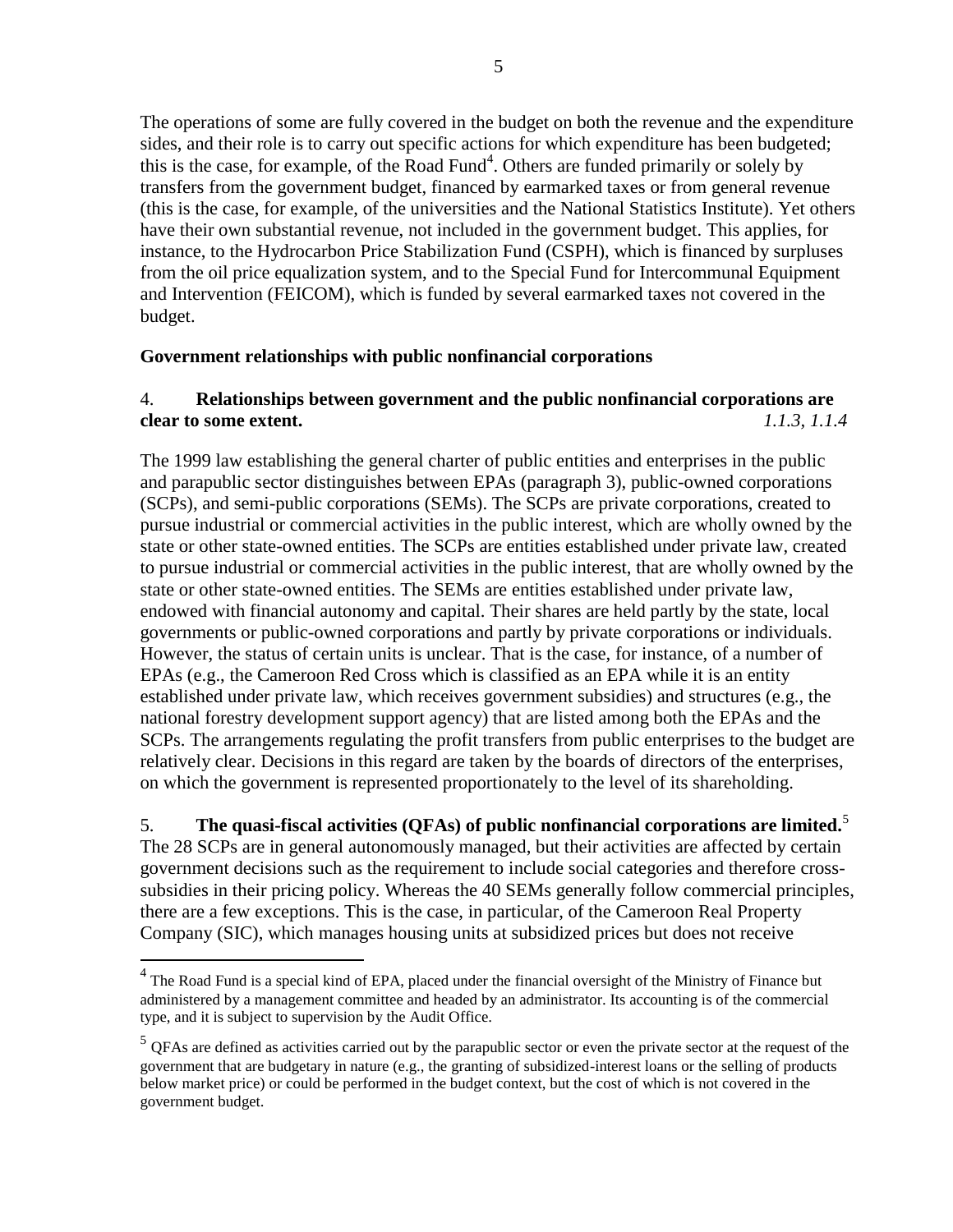The operations of some are fully covered in the budget on both the revenue and the expenditure sides, and their role is to carry out specific actions for which expenditure has been budgeted; this is the case, for example, of the Road Fund[4]. Others are funded primarily or solely by transfers from the government budget, financed by earmarked taxes or from general revenue (this is the case, for example, of the universities and the National Statistics Institute). Yet others have their own substantial revenue, not included in the government budget. This applies, for instance, to the Hydrocarbon Price Stabilization Fund (CSPH), which is financed by surpluses from the oil price equalization system, and to the Special Fund for Intercommunal Equipment and Intervention (FEICOM), which is funded by several earmarked taxes not covered in the budget.

**Government relationships with public nonfinancial corporations**

4. **Relationships between government and the public nonfinancial corporations are clear to some extent.** *1.1.3, 1.1.4*

The 1999 law establishing the general charter of public entities and enterprises in the public and parapublic sector distinguishes between EPAs (paragraph 3), public-owned corporations (SCPs), and semi-public corporations (SEMs). The SCPs are private corporations, created to pursue industrial or commercial activities in the public interest, which are wholly owned by the state or other state-owned entities. The SCPs are entities established under private law, created to pursue industrial or commercial activities in the public interest, that are wholly owned by the state or other state-owned entities. The SEMs are entities established under private law, endowed with financial autonomy and capital. Their shares are held partly by the state, local governments or public-owned corporations and partly by private corporations or individuals. However, the status of certain units is unclear. That is the case, for instance, of a number of EPAs (e.g., the Cameroon Red Cross which is classified as an EPA while it is an entity established under private law, which receives government subsidies) and structures (e.g., the national forestry development support agency) that are listed among both the EPAs and the SCPs. The arrangements regulating the profit transfers from public enterprises to the budget are relatively clear. Decisions in this regard are taken by the boards of directors of the enterprises, on which the government is represented proportionately to the level of its shareholding.

5. **The quasi-fiscal activities (QFAs) of public nonfinancial corporations are limited.**[5] The 28 SCPs are in general autonomously managed, but their activities are affected by certain government decisions such as the requirement to include social categories and therefore cross-subsidies in their pricing policy. Whereas the 40 SEMs generally follow commercial principles, there are a few exceptions. This is the case, in particular, of the Cameroon Real Property Company (SIC), which manages housing units at subsidized prices but does not receive

---

[4] The Road Fund is a special kind of EPA, placed under the financial oversight of the Ministry of Finance but administered by a management committee and headed by an administrator. Its accounting is of the commercial type, and it is subject to supervision by the Audit Office.

[5] QFAs are defined as activities carried out by the parapublic sector or even the private sector at the request of the government that are budgetary in nature (e.g., the granting of subsidized-interest loans or the selling of products below market price) or could be performed in the budget context, but the cost of which is not covered in the government budget.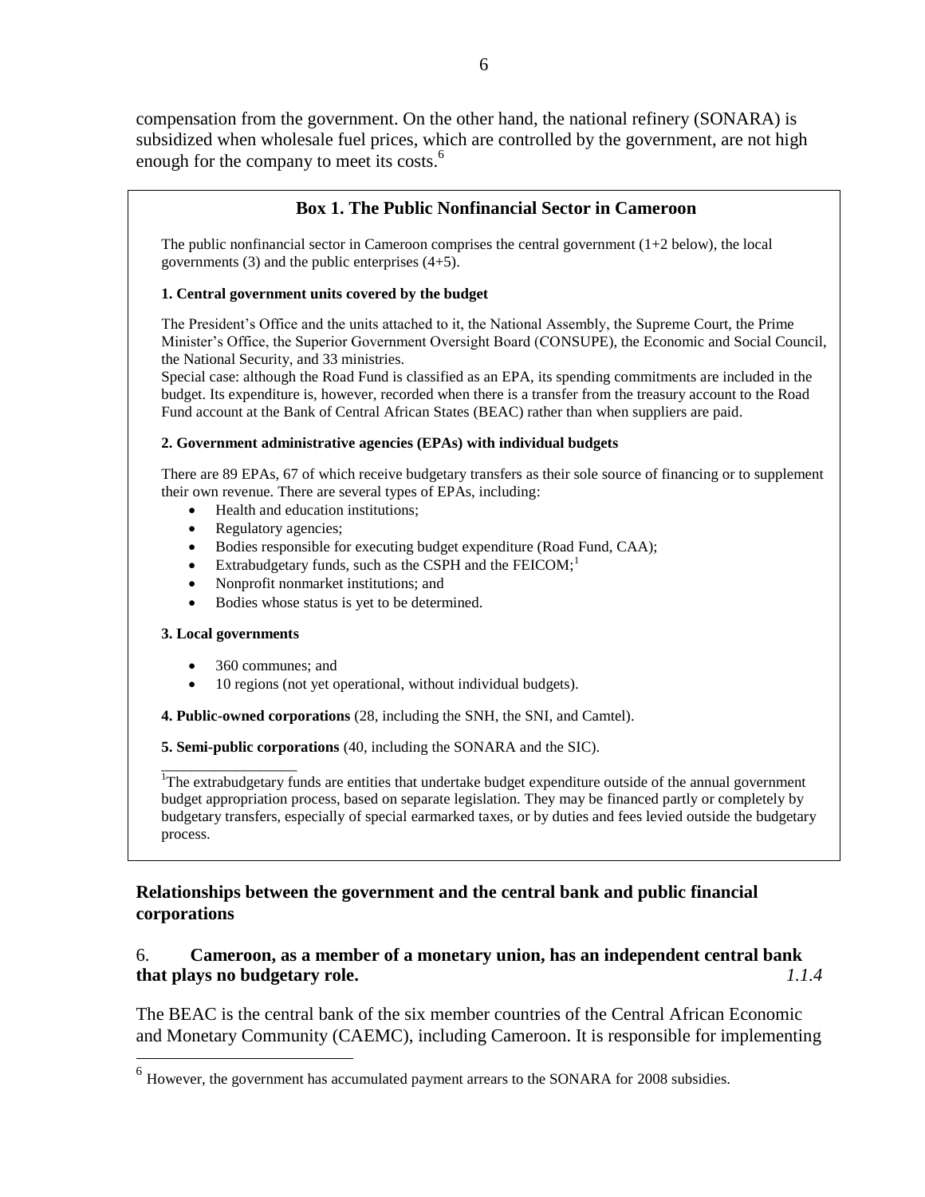compensation from the government. On the other hand, the national refinery (SONARA) is subsidized when wholesale fuel prices, which are controlled by the government, are not high enough for the company to meet its costs.[6]

### Box 1. The Public Nonfinancial Sector in Cameroon

The public nonfinancial sector in Cameroon comprises the central government (1+2 below), the local governments (3) and the public enterprises (4+5).

**1. Central government units covered by the budget**

The President's Office and the units attached to it, the National Assembly, the Supreme Court, the Prime Minister's Office, the Superior Government Oversight Board (CONSUPE), the Economic and Social Council, the National Security, and 33 ministries.

Special case: although the Road Fund is classified as an EPA, its spending commitments are included in the budget. Its expenditure is, however, recorded when there is a transfer from the treasury account to the Road Fund account at the Bank of Central African States (BEAC) rather than when suppliers are paid.

**2. Government administrative agencies (EPAs) with individual budgets**

There are 89 EPAs, 67 of which receive budgetary transfers as their sole source of financing or to supplement their own revenue. There are several types of EPAs, including:

- Health and education institutions;
- Regulatory agencies;
- Bodies responsible for executing budget expenditure (Road Fund, CAA);
- Extrabudgetary funds, such as the CSPH and the FEICOM;[1]
- Nonprofit nonmarket institutions; and
- Bodies whose status is yet to be determined.

**3. Local governments**

- 360 communes; and
- 10 regions (not yet operational, without individual budgets).

**4. Public-owned corporations** (28, including the SNH, the SNI, and Camtel).

**5. Semi-public corporations** (40, including the SONARA and the SIC).

[1] The extrabudgetary funds are entities that undertake budget expenditure outside of the annual government budget appropriation process, based on separate legislation. They may be financed partly or completely by budgetary transfers, especially of special earmarked taxes, or by duties and fees levied outside the budgetary process.

## Relationships between the government and the central bank and public financial corporations

6. **Cameroon, as a member of a monetary union, has an independent central bank that plays no budgetary role.** *1.1.4*

The BEAC is the central bank of the six member countries of the Central African Economic and Monetary Community (CAEMC), including Cameroon. It is responsible for implementing

[6] However, the government has accumulated payment arrears to the SONARA for 2008 subsidies.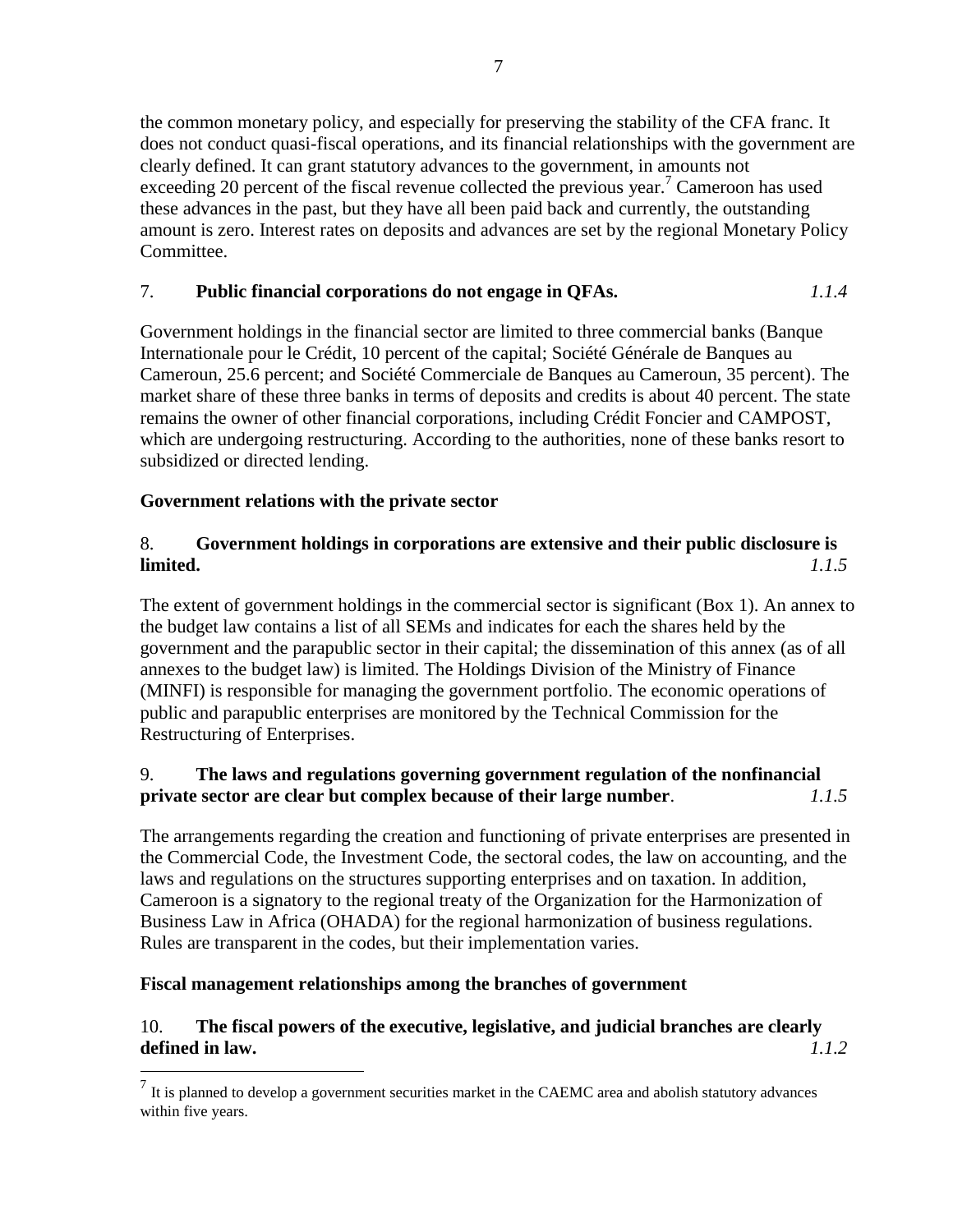the common monetary policy, and especially for preserving the stability of the CFA franc. It does not conduct quasi-fiscal operations, and its financial relationships with the government are clearly defined. It can grant statutory advances to the government, in amounts not exceeding 20 percent of the fiscal revenue collected the previous year.[7] Cameroon has used these advances in the past, but they have all been paid back and currently, the outstanding amount is zero. Interest rates on deposits and advances are set by the regional Monetary Policy Committee.

7. **Public financial corporations do not engage in QFAs.** *1.1.4*

Government holdings in the financial sector are limited to three commercial banks (Banque Internationale pour le Crédit, 10 percent of the capital; Société Générale de Banques au Cameroun, 25.6 percent; and Société Commerciale de Banques au Cameroun, 35 percent). The market share of these three banks in terms of deposits and credits is about 40 percent. The state remains the owner of other financial corporations, including Crédit Foncier and CAMPOST, which are undergoing restructuring. According to the authorities, none of these banks resort to subsidized or directed lending.

**Government relations with the private sector**

8. **Government holdings in corporations are extensive and their public disclosure is limited.** *1.1.5*

The extent of government holdings in the commercial sector is significant (Box 1). An annex to the budget law contains a list of all SEMs and indicates for each the shares held by the government and the parapublic sector in their capital; the dissemination of this annex (as of all annexes to the budget law) is limited. The Holdings Division of the Ministry of Finance (MINFI) is responsible for managing the government portfolio. The economic operations of public and parapublic enterprises are monitored by the Technical Commission for the Restructuring of Enterprises.

9. **The laws and regulations governing government regulation of the nonfinancial private sector are clear but complex because of their large number**. *1.1.5*

The arrangements regarding the creation and functioning of private enterprises are presented in the Commercial Code, the Investment Code, the sectoral codes, the law on accounting, and the laws and regulations on the structures supporting enterprises and on taxation. In addition, Cameroon is a signatory to the regional treaty of the Organization for the Harmonization of Business Law in Africa (OHADA) for the regional harmonization of business regulations. Rules are transparent in the codes, but their implementation varies.

**Fiscal management relationships among the branches of government**

10. **The fiscal powers of the executive, legislative, and judicial branches are clearly defined in law.** *1.1.2*

[7] It is planned to develop a government securities market in the CAEMC area and abolish statutory advances within five years.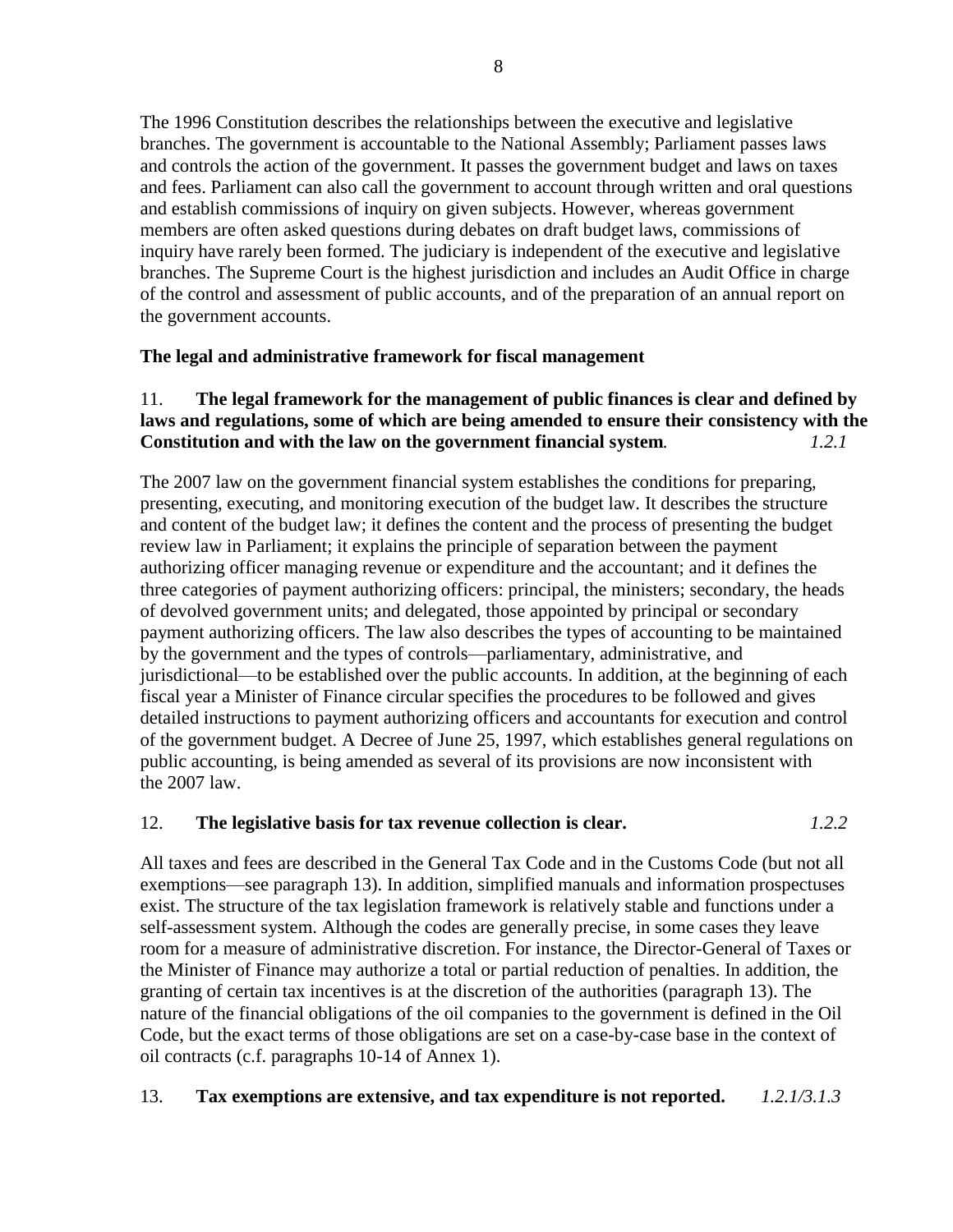The 1996 Constitution describes the relationships between the executive and legislative branches. The government is accountable to the National Assembly; Parliament passes laws and controls the action of the government. It passes the government budget and laws on taxes and fees. Parliament can also call the government to account through written and oral questions and establish commissions of inquiry on given subjects. However, whereas government members are often asked questions during debates on draft budget laws, commissions of inquiry have rarely been formed. The judiciary is independent of the executive and legislative branches. The Supreme Court is the highest jurisdiction and includes an Audit Office in charge of the control and assessment of public accounts, and of the preparation of an annual report on the government accounts.

**The legal and administrative framework for fiscal management**

11. **The legal framework for the management of public finances is clear and defined by laws and regulations, some of which are being amended to ensure their consistency with the Constitution and with the law on the government financial system.** *1.2.1*

The 2007 law on the government financial system establishes the conditions for preparing, presenting, executing, and monitoring execution of the budget law. It describes the structure and content of the budget law; it defines the content and the process of presenting the budget review law in Parliament; it explains the principle of separation between the payment authorizing officer managing revenue or expenditure and the accountant; and it defines the three categories of payment authorizing officers: principal, the ministers; secondary, the heads of devolved government units; and delegated, those appointed by principal or secondary payment authorizing officers. The law also describes the types of accounting to be maintained by the government and the types of controls—parliamentary, administrative, and jurisdictional—to be established over the public accounts. In addition, at the beginning of each fiscal year a Minister of Finance circular specifies the procedures to be followed and gives detailed instructions to payment authorizing officers and accountants for execution and control of the government budget. A Decree of June 25, 1997, which establishes general regulations on public accounting, is being amended as several of its provisions are now inconsistent with the 2007 law.

12. **The legislative basis for tax revenue collection is clear.** *1.2.2*

All taxes and fees are described in the General Tax Code and in the Customs Code (but not all exemptions—see paragraph 13). In addition, simplified manuals and information prospectuses exist. The structure of the tax legislation framework is relatively stable and functions under a self-assessment system. Although the codes are generally precise, in some cases they leave room for a measure of administrative discretion. For instance, the Director-General of Taxes or the Minister of Finance may authorize a total or partial reduction of penalties. In addition, the granting of certain tax incentives is at the discretion of the authorities (paragraph 13). The nature of the financial obligations of the oil companies to the government is defined in the Oil Code, but the exact terms of those obligations are set on a case-by-case base in the context of oil contracts (c.f. paragraphs 10-14 of Annex 1).

13. **Tax exemptions are extensive, and tax expenditure is not reported.** *1.2.1/3.1.3*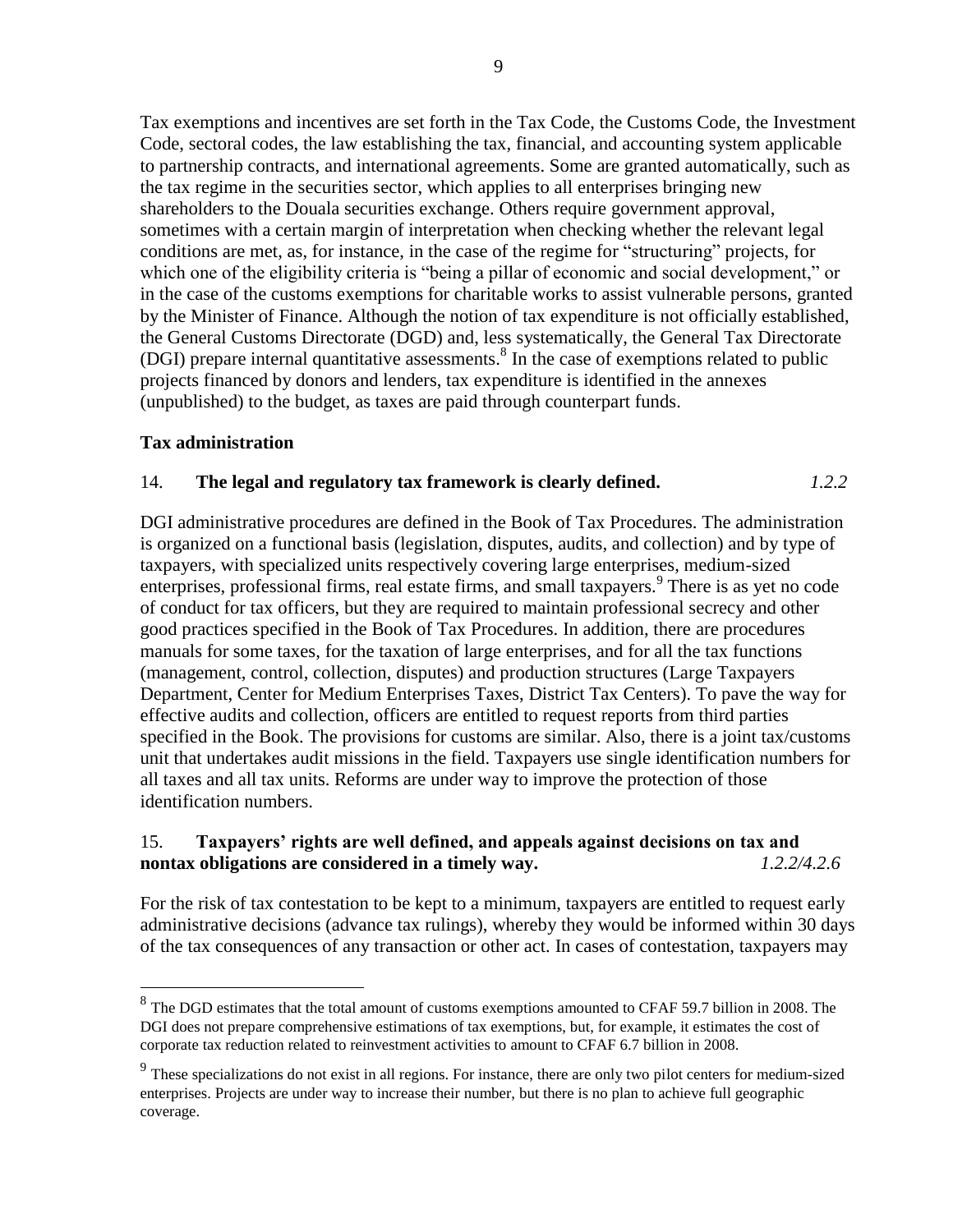Tax exemptions and incentives are set forth in the Tax Code, the Customs Code, the Investment Code, sectoral codes, the law establishing the tax, financial, and accounting system applicable to partnership contracts, and international agreements. Some are granted automatically, such as the tax regime in the securities sector, which applies to all enterprises bringing new shareholders to the Douala securities exchange. Others require government approval, sometimes with a certain margin of interpretation when checking whether the relevant legal conditions are met, as, for instance, in the case of the regime for "structuring" projects, for which one of the eligibility criteria is "being a pillar of economic and social development," or in the case of the customs exemptions for charitable works to assist vulnerable persons, granted by the Minister of Finance. Although the notion of tax expenditure is not officially established, the General Customs Directorate (DGD) and, less systematically, the General Tax Directorate (DGI) prepare internal quantitative assessments.[8] In the case of exemptions related to public projects financed by donors and lenders, tax expenditure is identified in the annexes (unpublished) to the budget, as taxes are paid through counterpart funds.

### Tax administration

14. **The legal and regulatory tax framework is clearly defined.** *1.2.2*

DGI administrative procedures are defined in the Book of Tax Procedures. The administration is organized on a functional basis (legislation, disputes, audits, and collection) and by type of taxpayers, with specialized units respectively covering large enterprises, medium-sized enterprises, professional firms, real estate firms, and small taxpayers.[9] There is as yet no code of conduct for tax officers, but they are required to maintain professional secrecy and other good practices specified in the Book of Tax Procedures. In addition, there are procedures manuals for some taxes, for the taxation of large enterprises, and for all the tax functions (management, control, collection, disputes) and production structures (Large Taxpayers Department, Center for Medium Enterprises Taxes, District Tax Centers). To pave the way for effective audits and collection, officers are entitled to request reports from third parties specified in the Book. The provisions for customs are similar. Also, there is a joint tax/customs unit that undertakes audit missions in the field. Taxpayers use single identification numbers for all taxes and all tax units. Reforms are under way to improve the protection of those identification numbers.

15. **Taxpayers' rights are well defined, and appeals against decisions on tax and nontax obligations are considered in a timely way.** *1.2.2/4.2.6*

For the risk of tax contestation to be kept to a minimum, taxpayers are entitled to request early administrative decisions (advance tax rulings), whereby they would be informed within 30 days of the tax consequences of any transaction or other act. In cases of contestation, taxpayers may

---

[8] The DGD estimates that the total amount of customs exemptions amounted to CFAF 59.7 billion in 2008. The DGI does not prepare comprehensive estimations of tax exemptions, but, for example, it estimates the cost of corporate tax reduction related to reinvestment activities to amount to CFAF 6.7 billion in 2008.

[9] These specializations do not exist in all regions. For instance, there are only two pilot centers for medium-sized enterprises. Projects are under way to increase their number, but there is no plan to achieve full geographic coverage.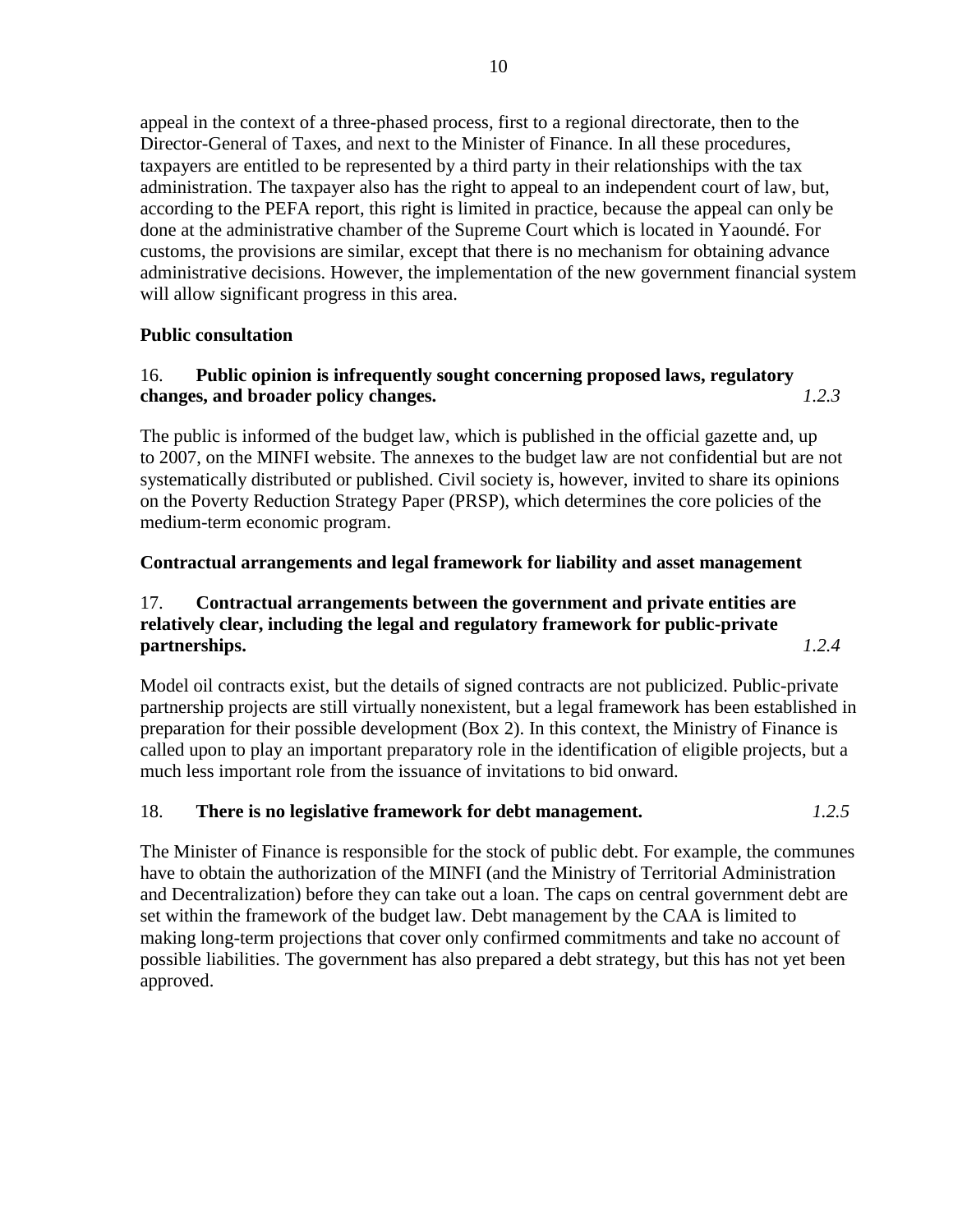appeal in the context of a three-phased process, first to a regional directorate, then to the Director-General of Taxes, and next to the Minister of Finance. In all these procedures, taxpayers are entitled to be represented by a third party in their relationships with the tax administration. The taxpayer also has the right to appeal to an independent court of law, but, according to the PEFA report, this right is limited in practice, because the appeal can only be done at the administrative chamber of the Supreme Court which is located in Yaoundé. For customs, the provisions are similar, except that there is no mechanism for obtaining advance administrative decisions. However, the implementation of the new government financial system will allow significant progress in this area.

**Public consultation**

16. **Public opinion is infrequently sought concerning proposed laws, regulatory changes, and broader policy changes.** *1.2.3*

The public is informed of the budget law, which is published in the official gazette and, up to 2007, on the MINFI website. The annexes to the budget law are not confidential but are not systematically distributed or published. Civil society is, however, invited to share its opinions on the Poverty Reduction Strategy Paper (PRSP), which determines the core policies of the medium-term economic program.

**Contractual arrangements and legal framework for liability and asset management**

17. **Contractual arrangements between the government and private entities are relatively clear, including the legal and regulatory framework for public-private partnerships.** *1.2.4*

Model oil contracts exist, but the details of signed contracts are not publicized. Public-private partnership projects are still virtually nonexistent, but a legal framework has been established in preparation for their possible development (Box 2). In this context, the Ministry of Finance is called upon to play an important preparatory role in the identification of eligible projects, but a much less important role from the issuance of invitations to bid onward.

18. **There is no legislative framework for debt management.** *1.2.5*

The Minister of Finance is responsible for the stock of public debt. For example, the communes have to obtain the authorization of the MINFI (and the Ministry of Territorial Administration and Decentralization) before they can take out a loan. The caps on central government debt are set within the framework of the budget law. Debt management by the CAA is limited to making long-term projections that cover only confirmed commitments and take no account of possible liabilities. The government has also prepared a debt strategy, but this has not yet been approved.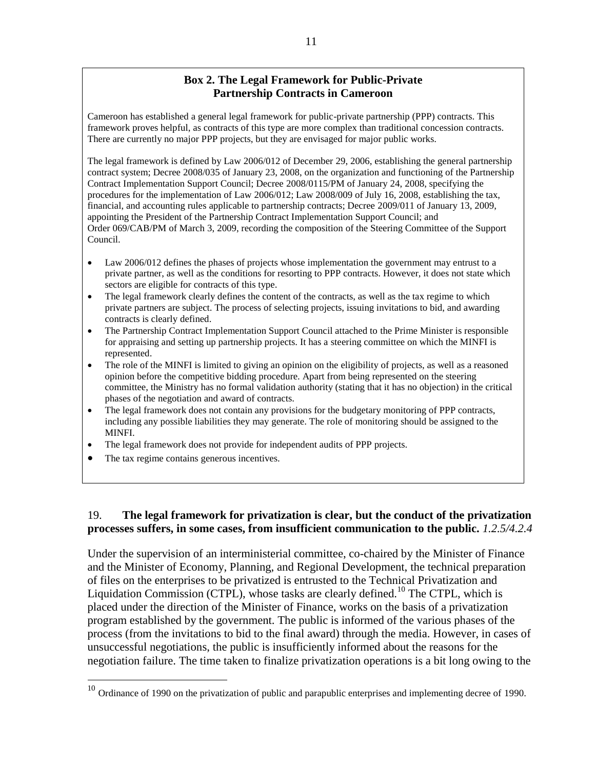### Box 2. The Legal Framework for Public-Private Partnership Contracts in Cameroon

Cameroon has established a general legal framework for public-private partnership (PPP) contracts. This framework proves helpful, as contracts of this type are more complex than traditional concession contracts. There are currently no major PPP projects, but they are envisaged for major public works.

The legal framework is defined by Law 2006/012 of December 29, 2006, establishing the general partnership contract system; Decree 2008/035 of January 23, 2008, on the organization and functioning of the Partnership Contract Implementation Support Council; Decree 2008/0115/PM of January 24, 2008, specifying the procedures for the implementation of Law 2006/012; Law 2008/009 of July 16, 2008, establishing the tax, financial, and accounting rules applicable to partnership contracts; Decree 2009/011 of January 13, 2009, appointing the President of the Partnership Contract Implementation Support Council; and Order 069/CAB/PM of March 3, 2009, recording the composition of the Steering Committee of the Support Council.

- Law 2006/012 defines the phases of projects whose implementation the government may entrust to a private partner, as well as the conditions for resorting to PPP contracts. However, it does not state which sectors are eligible for contracts of this type.
- The legal framework clearly defines the content of the contracts, as well as the tax regime to which private partners are subject. The process of selecting projects, issuing invitations to bid, and awarding contracts is clearly defined.
- The Partnership Contract Implementation Support Council attached to the Prime Minister is responsible for appraising and setting up partnership projects. It has a steering committee on which the MINFI is represented.
- The role of the MINFI is limited to giving an opinion on the eligibility of projects, as well as a reasoned opinion before the competitive bidding procedure. Apart from being represented on the steering committee, the Ministry has no formal validation authority (stating that it has no objection) in the critical phases of the negotiation and award of contracts.
- The legal framework does not contain any provisions for the budgetary monitoring of PPP contracts, including any possible liabilities they may generate. The role of monitoring should be assigned to the MINFI.
- The legal framework does not provide for independent audits of PPP projects.
- The tax regime contains generous incentives.

19. **The legal framework for privatization is clear, but the conduct of the privatization processes suffers, in some cases, from insufficient communication to the public.** *1.2.5/4.2.4*

Under the supervision of an interministerial committee, co-chaired by the Minister of Finance and the Minister of Economy, Planning, and Regional Development, the technical preparation of files on the enterprises to be privatized is entrusted to the Technical Privatization and Liquidation Commission (CTPL), whose tasks are clearly defined.[10] The CTPL, which is placed under the direction of the Minister of Finance, works on the basis of a privatization program established by the government. The public is informed of the various phases of the process (from the invitations to bid to the final award) through the media. However, in cases of unsuccessful negotiations, the public is insufficiently informed about the reasons for the negotiation failure. The time taken to finalize privatization operations is a bit long owing to the

[10] Ordinance of 1990 on the privatization of public and parapublic enterprises and implementing decree of 1990.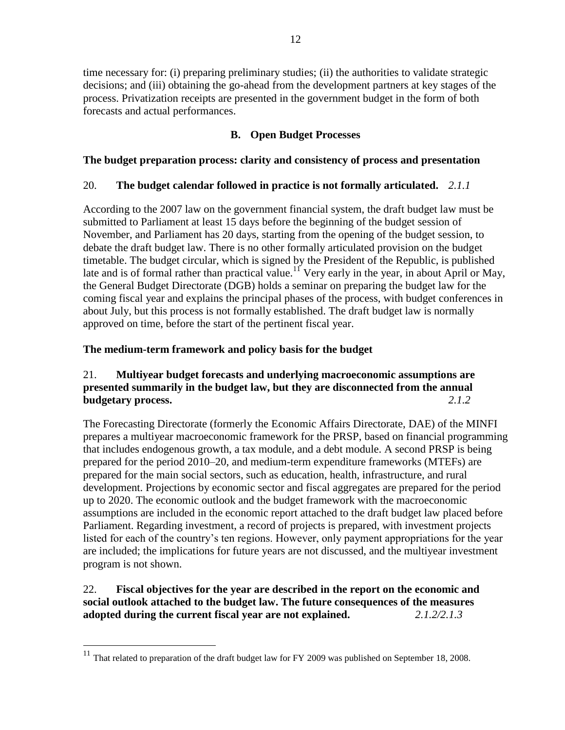time necessary for: (i) preparing preliminary studies; (ii) the authorities to validate strategic decisions; and (iii) obtaining the go-ahead from the development partners at key stages of the process. Privatization receipts are presented in the government budget in the form of both forecasts and actual performances.

## B. Open Budget Processes

### The budget preparation process: clarity and consistency of process and presentation

20. **The budget calendar followed in practice is not formally articulated.** *2.1.1*

According to the 2007 law on the government financial system, the draft budget law must be submitted to Parliament at least 15 days before the beginning of the budget session of November, and Parliament has 20 days, starting from the opening of the budget session, to debate the draft budget law. There is no other formally articulated provision on the budget timetable. The budget circular, which is signed by the President of the Republic, is published late and is of formal rather than practical value.[11] Very early in the year, in about April or May, the General Budget Directorate (DGB) holds a seminar on preparing the budget law for the coming fiscal year and explains the principal phases of the process, with budget conferences in about July, but this process is not formally established. The draft budget law is normally approved on time, before the start of the pertinent fiscal year.

### The medium-term framework and policy basis for the budget

21. **Multiyear budget forecasts and underlying macroeconomic assumptions are presented summarily in the budget law, but they are disconnected from the annual budgetary process.** *2.1.2*

The Forecasting Directorate (formerly the Economic Affairs Directorate, DAE) of the MINFI prepares a multiyear macroeconomic framework for the PRSP, based on financial programming that includes endogenous growth, a tax module, and a debt module. A second PRSP is being prepared for the period 2010–20, and medium-term expenditure frameworks (MTEFs) are prepared for the main social sectors, such as education, health, infrastructure, and rural development. Projections by economic sector and fiscal aggregates are prepared for the period up to 2020. The economic outlook and the budget framework with the macroeconomic assumptions are included in the economic report attached to the draft budget law placed before Parliament. Regarding investment, a record of projects is prepared, with investment projects listed for each of the country's ten regions. However, only payment appropriations for the year are included; the implications for future years are not discussed, and the multiyear investment program is not shown.

22. **Fiscal objectives for the year are described in the report on the economic and social outlook attached to the budget law. The future consequences of the measures adopted during the current fiscal year are not explained.** *2.1.2/2.1.3*

---

[11] That related to preparation of the draft budget law for FY 2009 was published on September 18, 2008.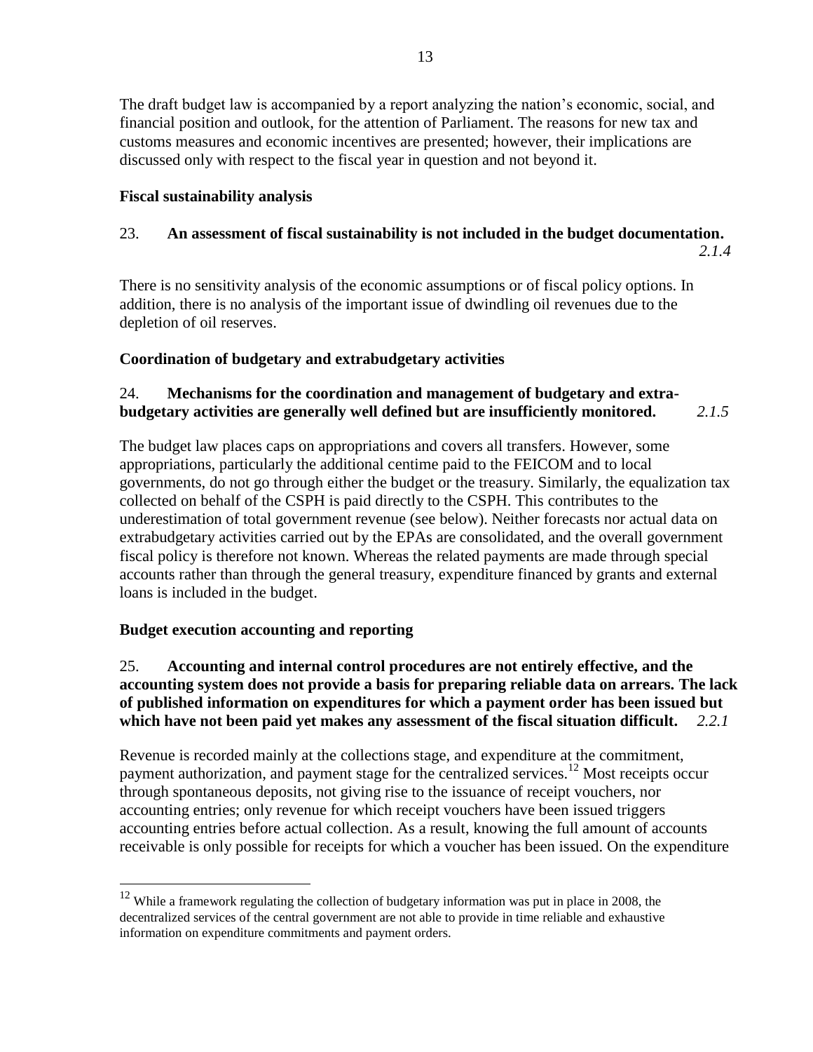The draft budget law is accompanied by a report analyzing the nation's economic, social, and financial position and outlook, for the attention of Parliament. The reasons for new tax and customs measures and economic incentives are presented; however, their implications are discussed only with respect to the fiscal year in question and not beyond it.

**Fiscal sustainability analysis**

23. **An assessment of fiscal sustainability is not included in the budget documentation.** *2.1.4*

There is no sensitivity analysis of the economic assumptions or of fiscal policy options. In addition, there is no analysis of the important issue of dwindling oil revenues due to the depletion of oil reserves.

**Coordination of budgetary and extrabudgetary activities**

24. **Mechanisms for the coordination and management of budgetary and extra-budgetary activities are generally well defined but are insufficiently monitored.** *2.1.5*

The budget law places caps on appropriations and covers all transfers. However, some appropriations, particularly the additional centime paid to the FEICOM and to local governments, do not go through either the budget or the treasury. Similarly, the equalization tax collected on behalf of the CSPH is paid directly to the CSPH. This contributes to the underestimation of total government revenue (see below). Neither forecasts nor actual data on extrabudgetary activities carried out by the EPAs are consolidated, and the overall government fiscal policy is therefore not known. Whereas the related payments are made through special accounts rather than through the general treasury, expenditure financed by grants and external loans is included in the budget.

**Budget execution accounting and reporting**

25. **Accounting and internal control procedures are not entirely effective, and the accounting system does not provide a basis for preparing reliable data on arrears. The lack of published information on expenditures for which a payment order has been issued but which have not been paid yet makes any assessment of the fiscal situation difficult.** *2.2.1*

Revenue is recorded mainly at the collections stage, and expenditure at the commitment, payment authorization, and payment stage for the centralized services.[12] Most receipts occur through spontaneous deposits, not giving rise to the issuance of receipt vouchers, nor accounting entries; only revenue for which receipt vouchers have been issued triggers accounting entries before actual collection. As a result, knowing the full amount of accounts receivable is only possible for receipts for which a voucher has been issued. On the expenditure

[12] While a framework regulating the collection of budgetary information was put in place in 2008, the decentralized services of the central government are not able to provide in time reliable and exhaustive information on expenditure commitments and payment orders.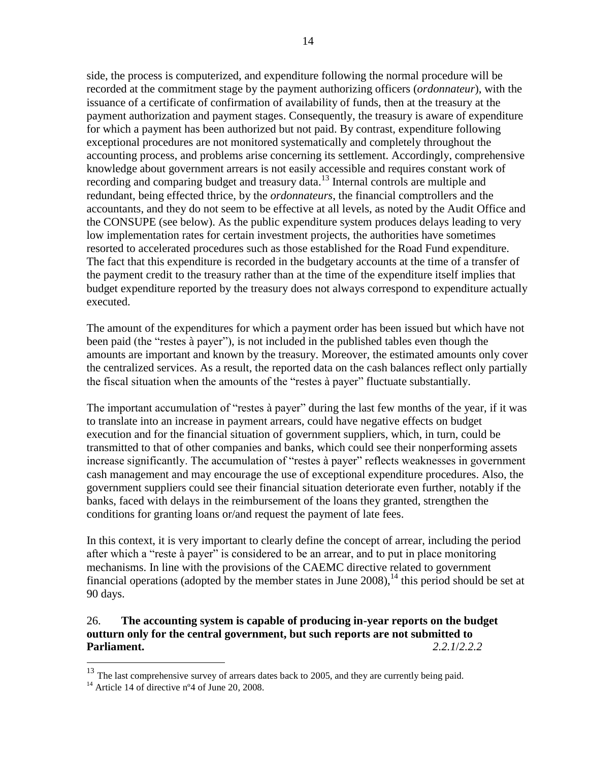side, the process is computerized, and expenditure following the normal procedure will be recorded at the commitment stage by the payment authorizing officers (*ordonnateur*), with the issuance of a certificate of confirmation of availability of funds, then at the treasury at the payment authorization and payment stages. Consequently, the treasury is aware of expenditure for which a payment has been authorized but not paid. By contrast, expenditure following exceptional procedures are not monitored systematically and completely throughout the accounting process, and problems arise concerning its settlement. Accordingly, comprehensive knowledge about government arrears is not easily accessible and requires constant work of recording and comparing budget and treasury data.[13] Internal controls are multiple and redundant, being effected thrice, by the *ordonnateurs*, the financial comptrollers and the accountants, and they do not seem to be effective at all levels, as noted by the Audit Office and the CONSUPE (see below). As the public expenditure system produces delays leading to very low implementation rates for certain investment projects, the authorities have sometimes resorted to accelerated procedures such as those established for the Road Fund expenditure. The fact that this expenditure is recorded in the budgetary accounts at the time of a transfer of the payment credit to the treasury rather than at the time of the expenditure itself implies that budget expenditure reported by the treasury does not always correspond to expenditure actually executed.

The amount of the expenditures for which a payment order has been issued but which have not been paid (the "restes à payer"), is not included in the published tables even though the amounts are important and known by the treasury. Moreover, the estimated amounts only cover the centralized services. As a result, the reported data on the cash balances reflect only partially the fiscal situation when the amounts of the "restes à payer" fluctuate substantially.

The important accumulation of "restes à payer" during the last few months of the year, if it was to translate into an increase in payment arrears, could have negative effects on budget execution and for the financial situation of government suppliers, which, in turn, could be transmitted to that of other companies and banks, which could see their nonperforming assets increase significantly. The accumulation of "restes à payer" reflects weaknesses in government cash management and may encourage the use of exceptional expenditure procedures. Also, the government suppliers could see their financial situation deteriorate even further, notably if the banks, faced with delays in the reimbursement of the loans they granted, strengthen the conditions for granting loans or/and request the payment of late fees.

In this context, it is very important to clearly define the concept of arrear, including the period after which a "reste à payer" is considered to be an arrear, and to put in place monitoring mechanisms. In line with the provisions of the CAEMC directive related to government financial operations (adopted by the member states in June 2008),[14] this period should be set at 90 days.

26. **The accounting system is capable of producing in-year reports on the budget outturn only for the central government, but such reports are not submitted to Parliament.** *2.2.1*/*2.2.2*

---

[13] The last comprehensive survey of arrears dates back to 2005, and they are currently being paid.

[14] Article 14 of directive nº4 of June 20, 2008.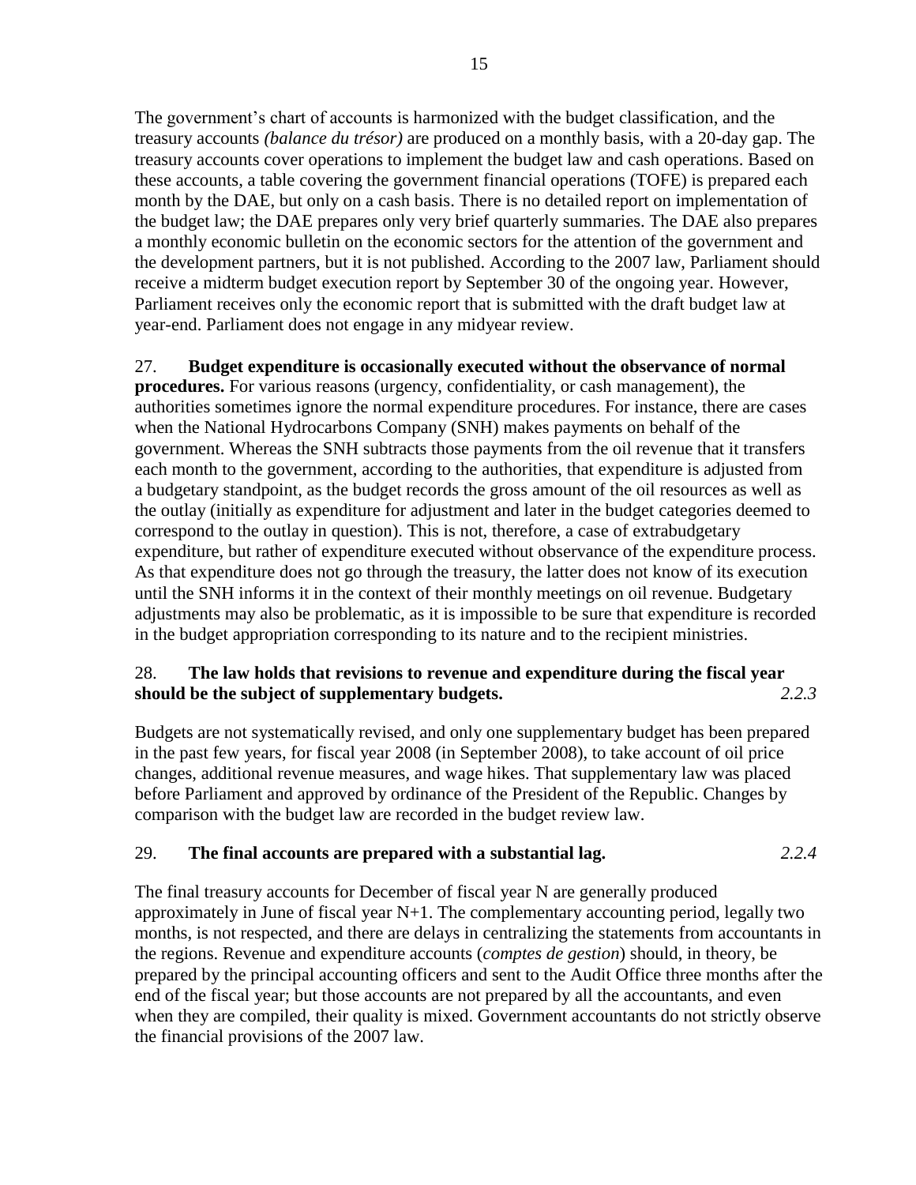The government's chart of accounts is harmonized with the budget classification, and the treasury accounts *(balance du trésor)* are produced on a monthly basis, with a 20-day gap. The treasury accounts cover operations to implement the budget law and cash operations. Based on these accounts, a table covering the government financial operations (TOFE) is prepared each month by the DAE, but only on a cash basis. There is no detailed report on implementation of the budget law; the DAE prepares only very brief quarterly summaries. The DAE also prepares a monthly economic bulletin on the economic sectors for the attention of the government and the development partners, but it is not published. According to the 2007 law, Parliament should receive a midterm budget execution report by September 30 of the ongoing year. However, Parliament receives only the economic report that is submitted with the draft budget law at year-end. Parliament does not engage in any midyear review.

27. **Budget expenditure is occasionally executed without the observance of normal procedures.** For various reasons (urgency, confidentiality, or cash management), the authorities sometimes ignore the normal expenditure procedures. For instance, there are cases when the National Hydrocarbons Company (SNH) makes payments on behalf of the government. Whereas the SNH subtracts those payments from the oil revenue that it transfers each month to the government, according to the authorities, that expenditure is adjusted from a budgetary standpoint, as the budget records the gross amount of the oil resources as well as the outlay (initially as expenditure for adjustment and later in the budget categories deemed to correspond to the outlay in question). This is not, therefore, a case of extrabudgetary expenditure, but rather of expenditure executed without observance of the expenditure process. As that expenditure does not go through the treasury, the latter does not know of its execution until the SNH informs it in the context of their monthly meetings on oil revenue. Budgetary adjustments may also be problematic, as it is impossible to be sure that expenditure is recorded in the budget appropriation corresponding to its nature and to the recipient ministries.

28. **The law holds that revisions to revenue and expenditure during the fiscal year should be the subject of supplementary budgets.** *2.2.3*

Budgets are not systematically revised, and only one supplementary budget has been prepared in the past few years, for fiscal year 2008 (in September 2008), to take account of oil price changes, additional revenue measures, and wage hikes. That supplementary law was placed before Parliament and approved by ordinance of the President of the Republic. Changes by comparison with the budget law are recorded in the budget review law.

29. **The final accounts are prepared with a substantial lag.** *2.2.4*

The final treasury accounts for December of fiscal year N are generally produced approximately in June of fiscal year N+1. The complementary accounting period, legally two months, is not respected, and there are delays in centralizing the statements from accountants in the regions. Revenue and expenditure accounts (*comptes de gestion*) should, in theory, be prepared by the principal accounting officers and sent to the Audit Office three months after the end of the fiscal year; but those accounts are not prepared by all the accountants, and even when they are compiled, their quality is mixed. Government accountants do not strictly observe the financial provisions of the 2007 law.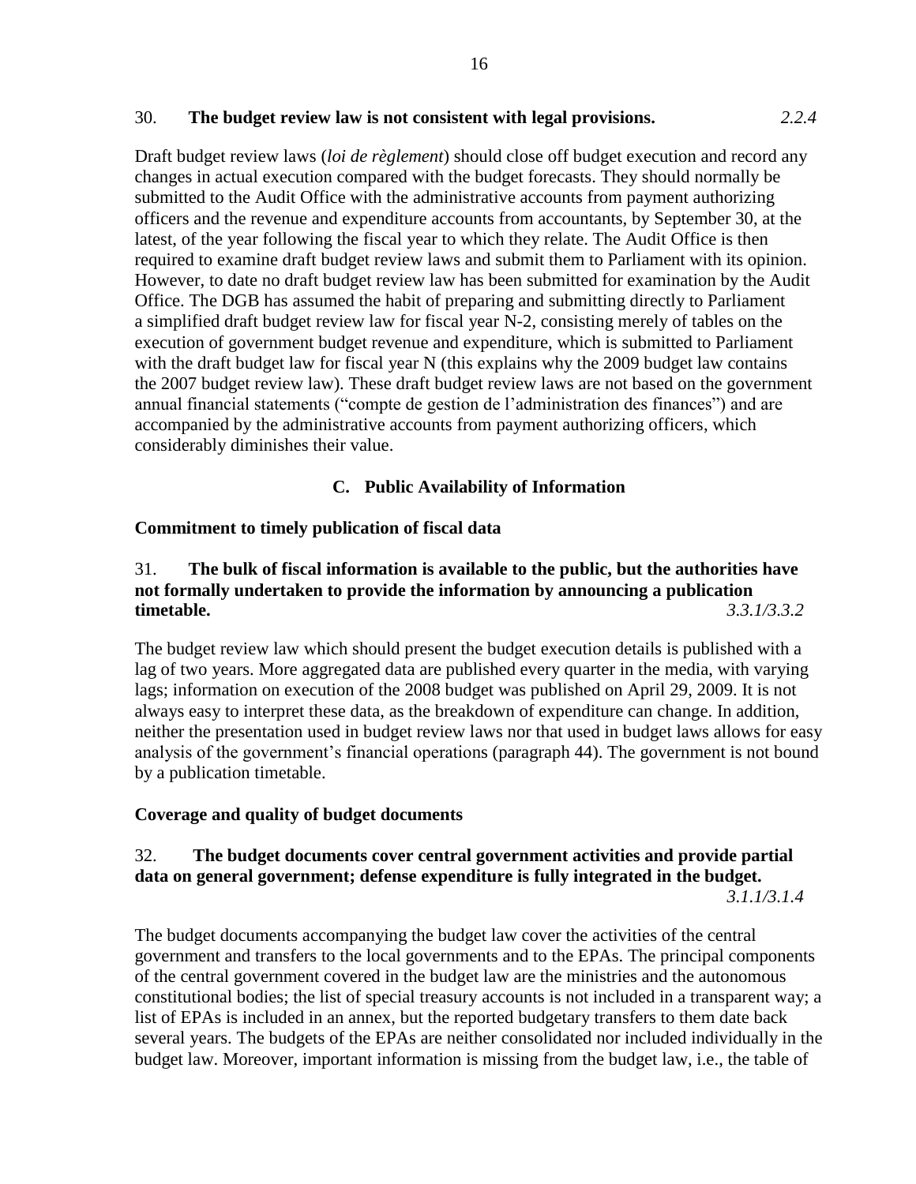30. **The budget review law is not consistent with legal provisions.** *2.2.4*

Draft budget review laws (*loi de règlement*) should close off budget execution and record any changes in actual execution compared with the budget forecasts. They should normally be submitted to the Audit Office with the administrative accounts from payment authorizing officers and the revenue and expenditure accounts from accountants, by September 30, at the latest, of the year following the fiscal year to which they relate. The Audit Office is then required to examine draft budget review laws and submit them to Parliament with its opinion. However, to date no draft budget review law has been submitted for examination by the Audit Office. The DGB has assumed the habit of preparing and submitting directly to Parliament a simplified draft budget review law for fiscal year N-2, consisting merely of tables on the execution of government budget revenue and expenditure, which is submitted to Parliament with the draft budget law for fiscal year N (this explains why the 2009 budget law contains the 2007 budget review law). These draft budget review laws are not based on the government annual financial statements ("compte de gestion de l'administration des finances") and are accompanied by the administrative accounts from payment authorizing officers, which considerably diminishes their value.

## C. Public Availability of Information

### Commitment to timely publication of fiscal data

31. **The bulk of fiscal information is available to the public, but the authorities have not formally undertaken to provide the information by announcing a publication timetable.** *3.3.1/3.3.2*

The budget review law which should present the budget execution details is published with a lag of two years. More aggregated data are published every quarter in the media, with varying lags; information on execution of the 2008 budget was published on April 29, 2009. It is not always easy to interpret these data, as the breakdown of expenditure can change. In addition, neither the presentation used in budget review laws nor that used in budget laws allows for easy analysis of the government's financial operations (paragraph 44). The government is not bound by a publication timetable.

### Coverage and quality of budget documents

32. **The budget documents cover central government activities and provide partial data on general government; defense expenditure is fully integrated in the budget.** *3.1.1/3.1.4*

The budget documents accompanying the budget law cover the activities of the central government and transfers to the local governments and to the EPAs. The principal components of the central government covered in the budget law are the ministries and the autonomous constitutional bodies; the list of special treasury accounts is not included in a transparent way; a list of EPAs is included in an annex, but the reported budgetary transfers to them date back several years. The budgets of the EPAs are neither consolidated nor included individually in the budget law. Moreover, important information is missing from the budget law, i.e., the table of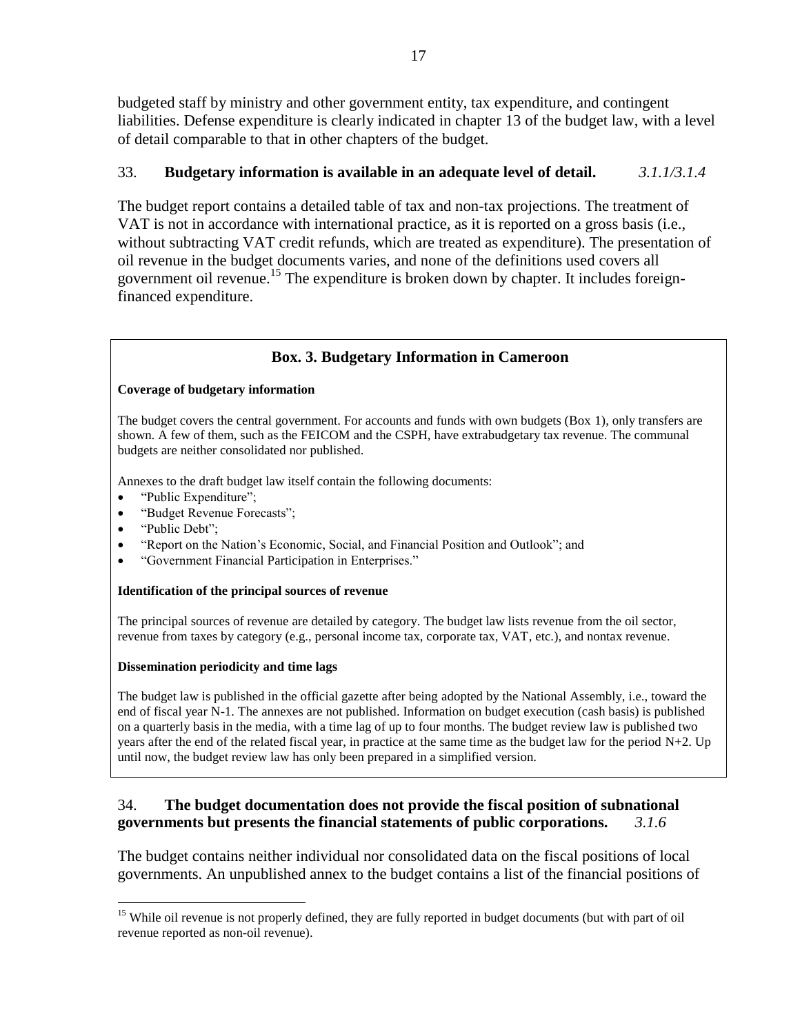budgeted staff by ministry and other government entity, tax expenditure, and contingent liabilities. Defense expenditure is clearly indicated in chapter 13 of the budget law, with a level of detail comparable to that in other chapters of the budget.

33. **Budgetary information is available in an adequate level of detail.** *3.1.1/3.1.4*

The budget report contains a detailed table of tax and non-tax projections. The treatment of VAT is not in accordance with international practice, as it is reported on a gross basis (i.e., without subtracting VAT credit refunds, which are treated as expenditure). The presentation of oil revenue in the budget documents varies, and none of the definitions used covers all government oil revenue.[15] The expenditure is broken down by chapter. It includes foreign-financed expenditure.

### Box. 3. Budgetary Information in Cameroon

**Coverage of budgetary information**

The budget covers the central government. For accounts and funds with own budgets (Box 1), only transfers are shown. A few of them, such as the FEICOM and the CSPH, have extrabudgetary tax revenue. The communal budgets are neither consolidated nor published.

Annexes to the draft budget law itself contain the following documents:

- "Public Expenditure";
- "Budget Revenue Forecasts";
- "Public Debt";
- "Report on the Nation's Economic, Social, and Financial Position and Outlook"; and
- "Government Financial Participation in Enterprises."

**Identification of the principal sources of revenue**

The principal sources of revenue are detailed by category. The budget law lists revenue from the oil sector, revenue from taxes by category (e.g., personal income tax, corporate tax, VAT, etc.), and nontax revenue.

**Dissemination periodicity and time lags**

The budget law is published in the official gazette after being adopted by the National Assembly, i.e., toward the end of fiscal year N-1. The annexes are not published. Information on budget execution (cash basis) is published on a quarterly basis in the media, with a time lag of up to four months. The budget review law is published two years after the end of the related fiscal year, in practice at the same time as the budget law for the period N+2. Up until now, the budget review law has only been prepared in a simplified version.

34. **The budget documentation does not provide the fiscal position of subnational governments but presents the financial statements of public corporations.** *3.1.6*

The budget contains neither individual nor consolidated data on the fiscal positions of local governments. An unpublished annex to the budget contains a list of the financial positions of

[15] While oil revenue is not properly defined, they are fully reported in budget documents (but with part of oil revenue reported as non-oil revenue).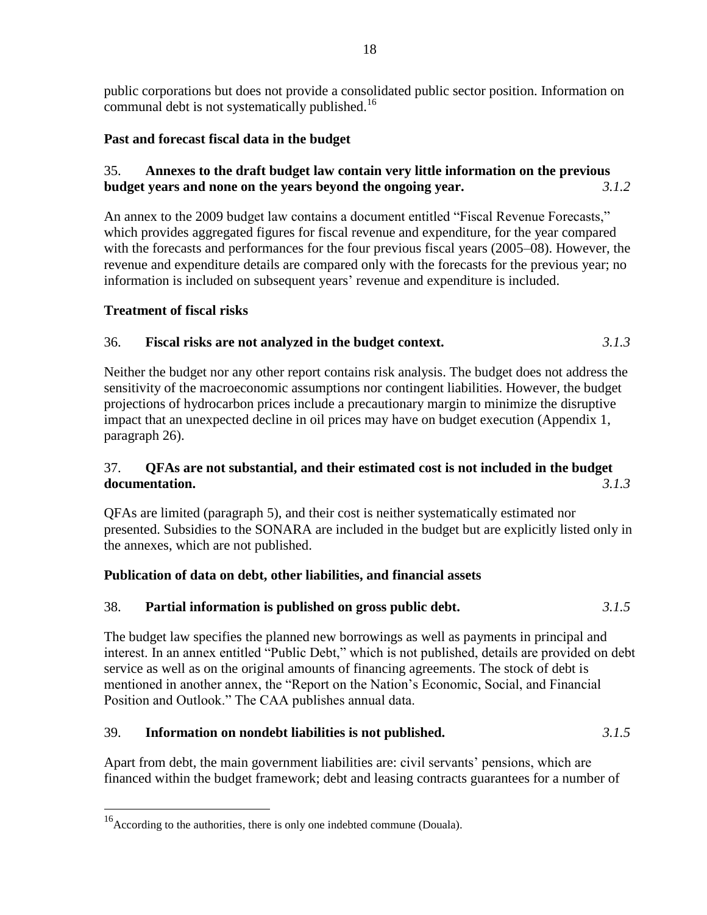public corporations but does not provide a consolidated public sector position. Information on communal debt is not systematically published.[16]

### Past and forecast fiscal data in the budget

35. **Annexes to the draft budget law contain very little information on the previous budget years and none on the years beyond the ongoing year.** *3.1.2*

An annex to the 2009 budget law contains a document entitled "Fiscal Revenue Forecasts," which provides aggregated figures for fiscal revenue and expenditure, for the year compared with the forecasts and performances for the four previous fiscal years (2005–08). However, the revenue and expenditure details are compared only with the forecasts for the previous year; no information is included on subsequent years' revenue and expenditure is included.

### Treatment of fiscal risks

36. **Fiscal risks are not analyzed in the budget context.** *3.1.3*

Neither the budget nor any other report contains risk analysis. The budget does not address the sensitivity of the macroeconomic assumptions nor contingent liabilities. However, the budget projections of hydrocarbon prices include a precautionary margin to minimize the disruptive impact that an unexpected decline in oil prices may have on budget execution (Appendix 1, paragraph 26).

37. **QFAs are not substantial, and their estimated cost is not included in the budget documentation.** *3.1.3*

QFAs are limited (paragraph 5), and their cost is neither systematically estimated nor presented. Subsidies to the SONARA are included in the budget but are explicitly listed only in the annexes, which are not published.

### Publication of data on debt, other liabilities, and financial assets

38. **Partial information is published on gross public debt.** *3.1.5*

The budget law specifies the planned new borrowings as well as payments in principal and interest. In an annex entitled "Public Debt," which is not published, details are provided on debt service as well as on the original amounts of financing agreements. The stock of debt is mentioned in another annex, the "Report on the Nation's Economic, Social, and Financial Position and Outlook." The CAA publishes annual data.

39. **Information on nondebt liabilities is not published.** *3.1.5*

Apart from debt, the main government liabilities are: civil servants' pensions, which are financed within the budget framework; debt and leasing contracts guarantees for a number of

[16] According to the authorities, there is only one indebted commune (Douala).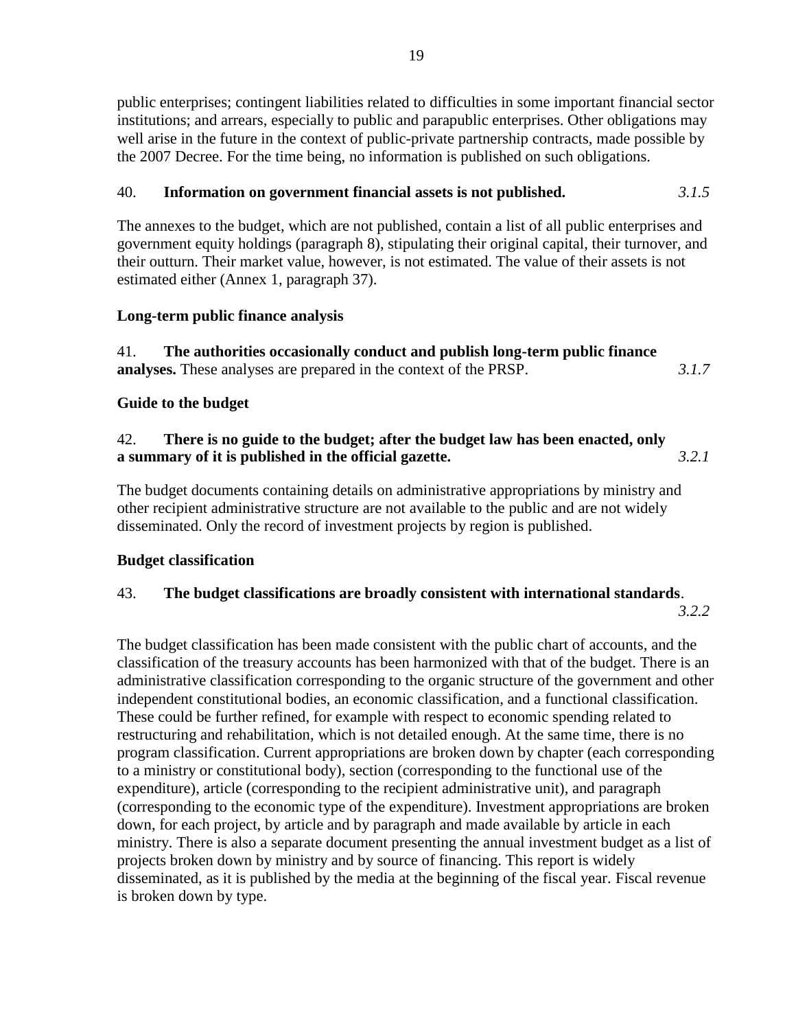public enterprises; contingent liabilities related to difficulties in some important financial sector institutions; and arrears, especially to public and parapublic enterprises. Other obligations may well arise in the future in the context of public-private partnership contracts, made possible by the 2007 Decree. For the time being, no information is published on such obligations.

40. **Information on government financial assets is not published.** *3.1.5*

The annexes to the budget, which are not published, contain a list of all public enterprises and government equity holdings (paragraph 8), stipulating their original capital, their turnover, and their outturn. Their market value, however, is not estimated. The value of their assets is not estimated either (Annex 1, paragraph 37).

**Long-term public finance analysis**

41. **The authorities occasionally conduct and publish long-term public finance analyses.** These analyses are prepared in the context of the PRSP. *3.1.7*

**Guide to the budget**

42. **There is no guide to the budget; after the budget law has been enacted, only a summary of it is published in the official gazette.** *3.2.1*

The budget documents containing details on administrative appropriations by ministry and other recipient administrative structure are not available to the public and are not widely disseminated. Only the record of investment projects by region is published.

**Budget classification**

43. **The budget classifications are broadly consistent with international standards**. *3.2.2*

The budget classification has been made consistent with the public chart of accounts, and the classification of the treasury accounts has been harmonized with that of the budget. There is an administrative classification corresponding to the organic structure of the government and other independent constitutional bodies, an economic classification, and a functional classification. These could be further refined, for example with respect to economic spending related to restructuring and rehabilitation, which is not detailed enough. At the same time, there is no program classification. Current appropriations are broken down by chapter (each corresponding to a ministry or constitutional body), section (corresponding to the functional use of the expenditure), article (corresponding to the recipient administrative unit), and paragraph (corresponding to the economic type of the expenditure). Investment appropriations are broken down, for each project, by article and by paragraph and made available by article in each ministry. There is also a separate document presenting the annual investment budget as a list of projects broken down by ministry and by source of financing. This report is widely disseminated, as it is published by the media at the beginning of the fiscal year. Fiscal revenue is broken down by type.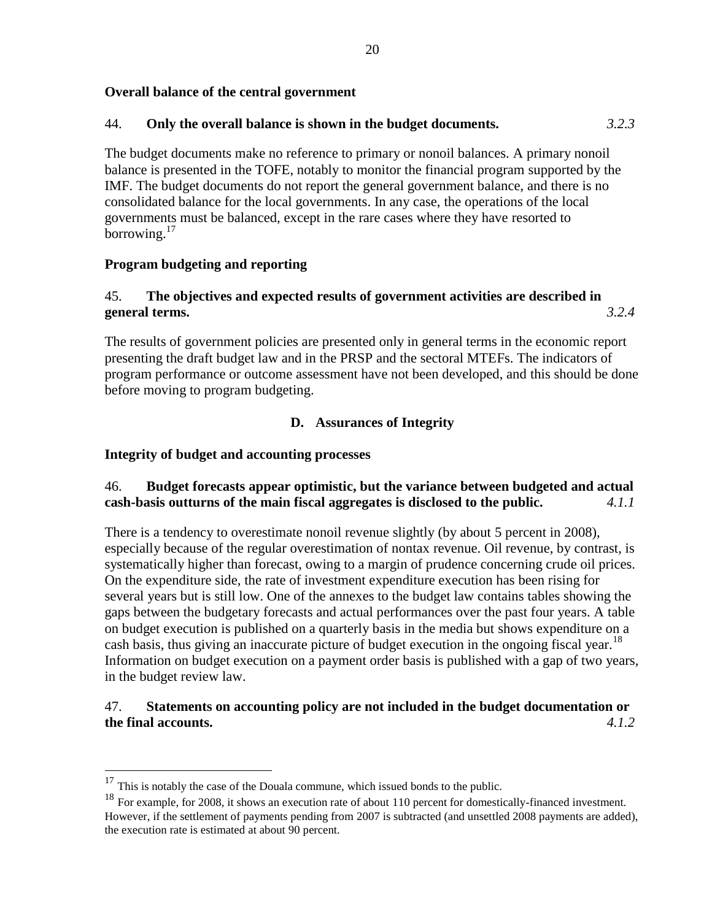**Overall balance of the central government**

44. **Only the overall balance is shown in the budget documents.** *3.2.3*

The budget documents make no reference to primary or nonoil balances. A primary nonoil balance is presented in the TOFE, notably to monitor the financial program supported by the IMF. The budget documents do not report the general government balance, and there is no consolidated balance for the local governments. In any case, the operations of the local governments must be balanced, except in the rare cases where they have resorted to borrowing.[17]

**Program budgeting and reporting**

45. **The objectives and expected results of government activities are described in general terms.** *3.2.4*

The results of government policies are presented only in general terms in the economic report presenting the draft budget law and in the PRSP and the sectoral MTEFs. The indicators of program performance or outcome assessment have not been developed, and this should be done before moving to program budgeting.

## D. Assurances of Integrity

**Integrity of budget and accounting processes**

46. **Budget forecasts appear optimistic, but the variance between budgeted and actual cash-basis outturns of the main fiscal aggregates is disclosed to the public.** *4.1.1*

There is a tendency to overestimate nonoil revenue slightly (by about 5 percent in 2008), especially because of the regular overestimation of nontax revenue. Oil revenue, by contrast, is systematically higher than forecast, owing to a margin of prudence concerning crude oil prices. On the expenditure side, the rate of investment expenditure execution has been rising for several years but is still low. One of the annexes to the budget law contains tables showing the gaps between the budgetary forecasts and actual performances over the past four years. A table on budget execution is published on a quarterly basis in the media but shows expenditure on a cash basis, thus giving an inaccurate picture of budget execution in the ongoing fiscal year.[18] Information on budget execution on a payment order basis is published with a gap of two years, in the budget review law.

47. **Statements on accounting policy are not included in the budget documentation or the final accounts.** *4.1.2*

---

[17] This is notably the case of the Douala commune, which issued bonds to the public.

[18] For example, for 2008, it shows an execution rate of about 110 percent for domestically-financed investment. However, if the settlement of payments pending from 2007 is subtracted (and unsettled 2008 payments are added), the execution rate is estimated at about 90 percent.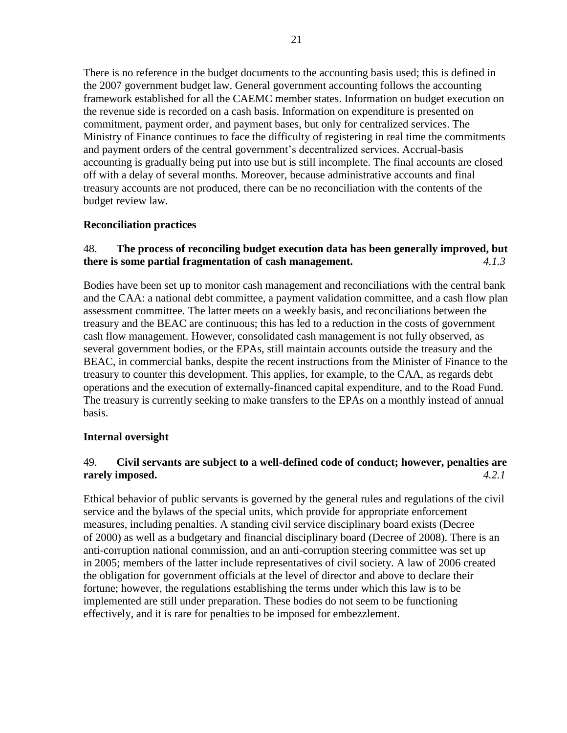There is no reference in the budget documents to the accounting basis used; this is defined in the 2007 government budget law. General government accounting follows the accounting framework established for all the CAEMC member states. Information on budget execution on the revenue side is recorded on a cash basis. Information on expenditure is presented on commitment, payment order, and payment bases, but only for centralized services. The Ministry of Finance continues to face the difficulty of registering in real time the commitments and payment orders of the central government's decentralized services. Accrual-basis accounting is gradually being put into use but is still incomplete. The final accounts are closed off with a delay of several months. Moreover, because administrative accounts and final treasury accounts are not produced, there can be no reconciliation with the contents of the budget review law.

### Reconciliation practices

48. **The process of reconciling budget execution data has been generally improved, but there is some partial fragmentation of cash management.** *4.1.3*

Bodies have been set up to monitor cash management and reconciliations with the central bank and the CAA: a national debt committee, a payment validation committee, and a cash flow plan assessment committee. The latter meets on a weekly basis, and reconciliations between the treasury and the BEAC are continuous; this has led to a reduction in the costs of government cash flow management. However, consolidated cash management is not fully observed, as several government bodies, or the EPAs, still maintain accounts outside the treasury and the BEAC, in commercial banks, despite the recent instructions from the Minister of Finance to the treasury to counter this development. This applies, for example, to the CAA, as regards debt operations and the execution of externally-financed capital expenditure, and to the Road Fund. The treasury is currently seeking to make transfers to the EPAs on a monthly instead of annual basis.

### Internal oversight

49. **Civil servants are subject to a well-defined code of conduct; however, penalties are rarely imposed.** *4.2.1*

Ethical behavior of public servants is governed by the general rules and regulations of the civil service and the bylaws of the special units, which provide for appropriate enforcement measures, including penalties. A standing civil service disciplinary board exists (Decree of 2000) as well as a budgetary and financial disciplinary board (Decree of 2008). There is an anti-corruption national commission, and an anti-corruption steering committee was set up in 2005; members of the latter include representatives of civil society. A law of 2006 created the obligation for government officials at the level of director and above to declare their fortune; however, the regulations establishing the terms under which this law is to be implemented are still under preparation. These bodies do not seem to be functioning effectively, and it is rare for penalties to be imposed for embezzlement.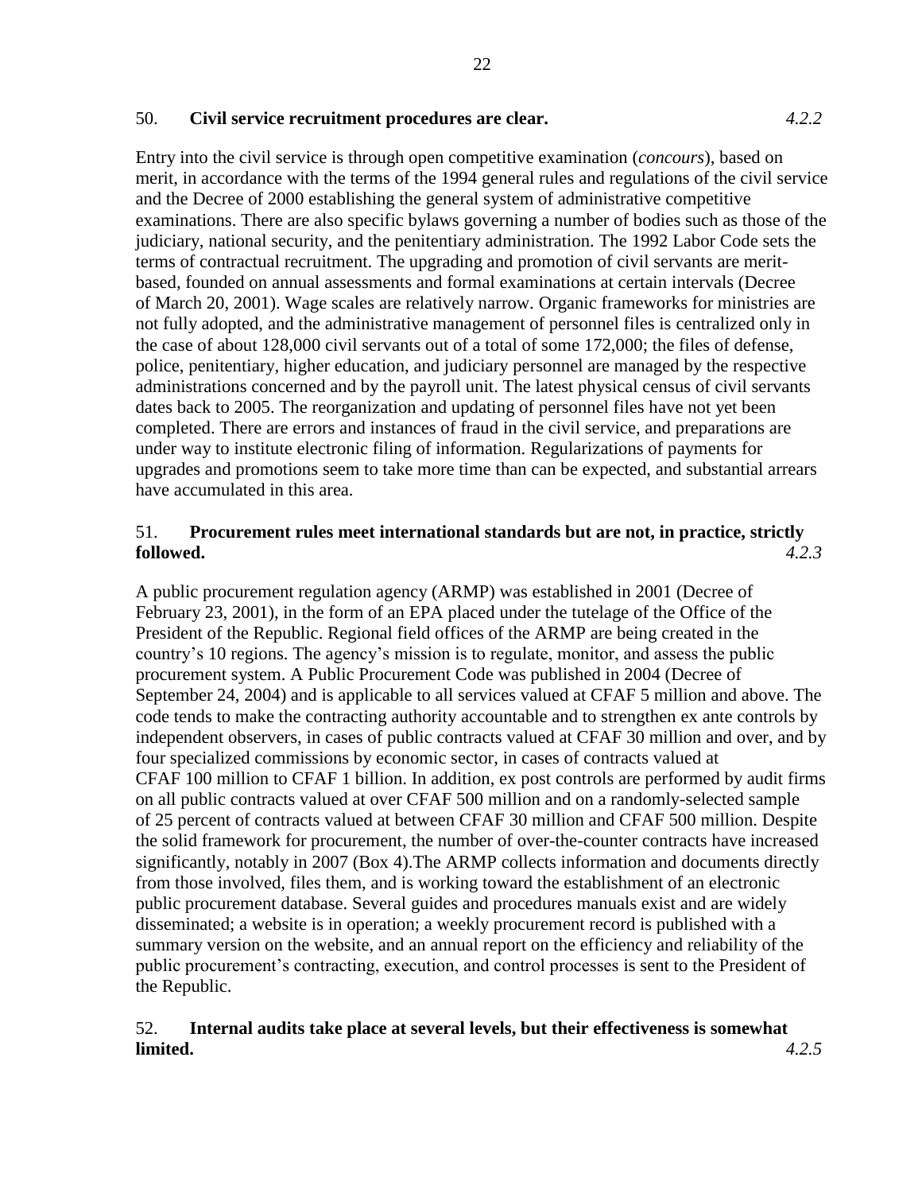50. **Civil service recruitment procedures are clear.** *4.2.2*

Entry into the civil service is through open competitive examination (*concours*), based on merit, in accordance with the terms of the 1994 general rules and regulations of the civil service and the Decree of 2000 establishing the general system of administrative competitive examinations. There are also specific bylaws governing a number of bodies such as those of the judiciary, national security, and the penitentiary administration. The 1992 Labor Code sets the terms of contractual recruitment. The upgrading and promotion of civil servants are merit-based, founded on annual assessments and formal examinations at certain intervals (Decree of March 20, 2001). Wage scales are relatively narrow. Organic frameworks for ministries are not fully adopted, and the administrative management of personnel files is centralized only in the case of about 128,000 civil servants out of a total of some 172,000; the files of defense, police, penitentiary, higher education, and judiciary personnel are managed by the respective administrations concerned and by the payroll unit. The latest physical census of civil servants dates back to 2005. The reorganization and updating of personnel files have not yet been completed. There are errors and instances of fraud in the civil service, and preparations are under way to institute electronic filing of information. Regularizations of payments for upgrades and promotions seem to take more time than can be expected, and substantial arrears have accumulated in this area.

51. **Procurement rules meet international standards but are not, in practice, strictly followed.** *4.2.3*

A public procurement regulation agency (ARMP) was established in 2001 (Decree of February 23, 2001), in the form of an EPA placed under the tutelage of the Office of the President of the Republic. Regional field offices of the ARMP are being created in the country's 10 regions. The agency's mission is to regulate, monitor, and assess the public procurement system. A Public Procurement Code was published in 2004 (Decree of September 24, 2004) and is applicable to all services valued at CFAF 5 million and above. The code tends to make the contracting authority accountable and to strengthen ex ante controls by independent observers, in cases of public contracts valued at CFAF 30 million and over, and by four specialized commissions by economic sector, in cases of contracts valued at CFAF 100 million to CFAF 1 billion. In addition, ex post controls are performed by audit firms on all public contracts valued at over CFAF 500 million and on a randomly-selected sample of 25 percent of contracts valued at between CFAF 30 million and CFAF 500 million. Despite the solid framework for procurement, the number of over-the-counter contracts have increased significantly, notably in 2007 (Box 4).The ARMP collects information and documents directly from those involved, files them, and is working toward the establishment of an electronic public procurement database. Several guides and procedures manuals exist and are widely disseminated; a website is in operation; a weekly procurement record is published with a summary version on the website, and an annual report on the efficiency and reliability of the public procurement's contracting, execution, and control processes is sent to the President of the Republic.

52. **Internal audits take place at several levels, but their effectiveness is somewhat limited.** *4.2.5*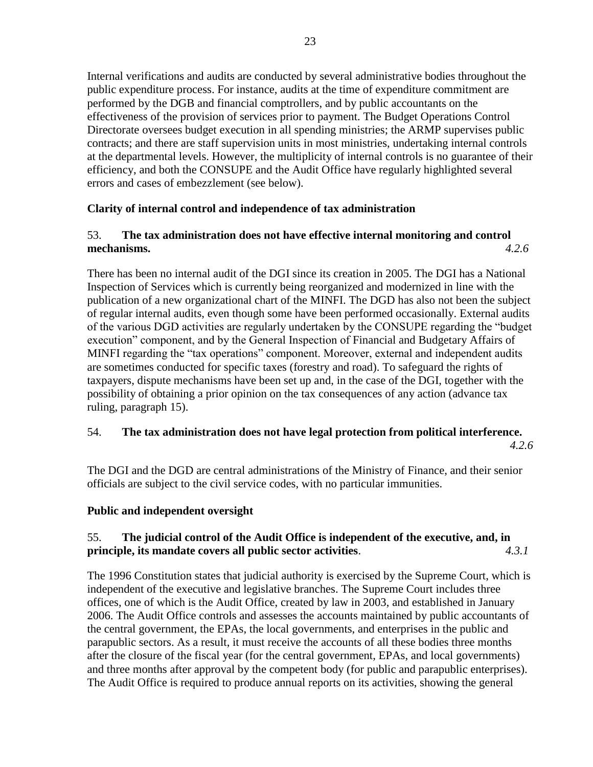Internal verifications and audits are conducted by several administrative bodies throughout the public expenditure process. For instance, audits at the time of expenditure commitment are performed by the DGB and financial comptrollers, and by public accountants on the effectiveness of the provision of services prior to payment. The Budget Operations Control Directorate oversees budget execution in all spending ministries; the ARMP supervises public contracts; and there are staff supervision units in most ministries, undertaking internal controls at the departmental levels. However, the multiplicity of internal controls is no guarantee of their efficiency, and both the CONSUPE and the Audit Office have regularly highlighted several errors and cases of embezzlement (see below).

**Clarity of internal control and independence of tax administration**

53. **The tax administration does not have effective internal monitoring and control mechanisms.** *4.2.6*

There has been no internal audit of the DGI since its creation in 2005. The DGI has a National Inspection of Services which is currently being reorganized and modernized in line with the publication of a new organizational chart of the MINFI. The DGD has also not been the subject of regular internal audits, even though some have been performed occasionally. External audits of the various DGD activities are regularly undertaken by the CONSUPE regarding the "budget execution" component, and by the General Inspection of Financial and Budgetary Affairs of MINFI regarding the "tax operations" component. Moreover, external and independent audits are sometimes conducted for specific taxes (forestry and road). To safeguard the rights of taxpayers, dispute mechanisms have been set up and, in the case of the DGI, together with the possibility of obtaining a prior opinion on the tax consequences of any action (advance tax ruling, paragraph 15).

54. **The tax administration does not have legal protection from political interference.** *4.2.6*

The DGI and the DGD are central administrations of the Ministry of Finance, and their senior officials are subject to the civil service codes, with no particular immunities.

**Public and independent oversight**

55. **The judicial control of the Audit Office is independent of the executive, and, in principle, its mandate covers all public sector activities**. *4.3.1*

The 1996 Constitution states that judicial authority is exercised by the Supreme Court, which is independent of the executive and legislative branches. The Supreme Court includes three offices, one of which is the Audit Office, created by law in 2003, and established in January 2006. The Audit Office controls and assesses the accounts maintained by public accountants of the central government, the EPAs, the local governments, and enterprises in the public and parapublic sectors. As a result, it must receive the accounts of all these bodies three months after the closure of the fiscal year (for the central government, EPAs, and local governments) and three months after approval by the competent body (for public and parapublic enterprises). The Audit Office is required to produce annual reports on its activities, showing the general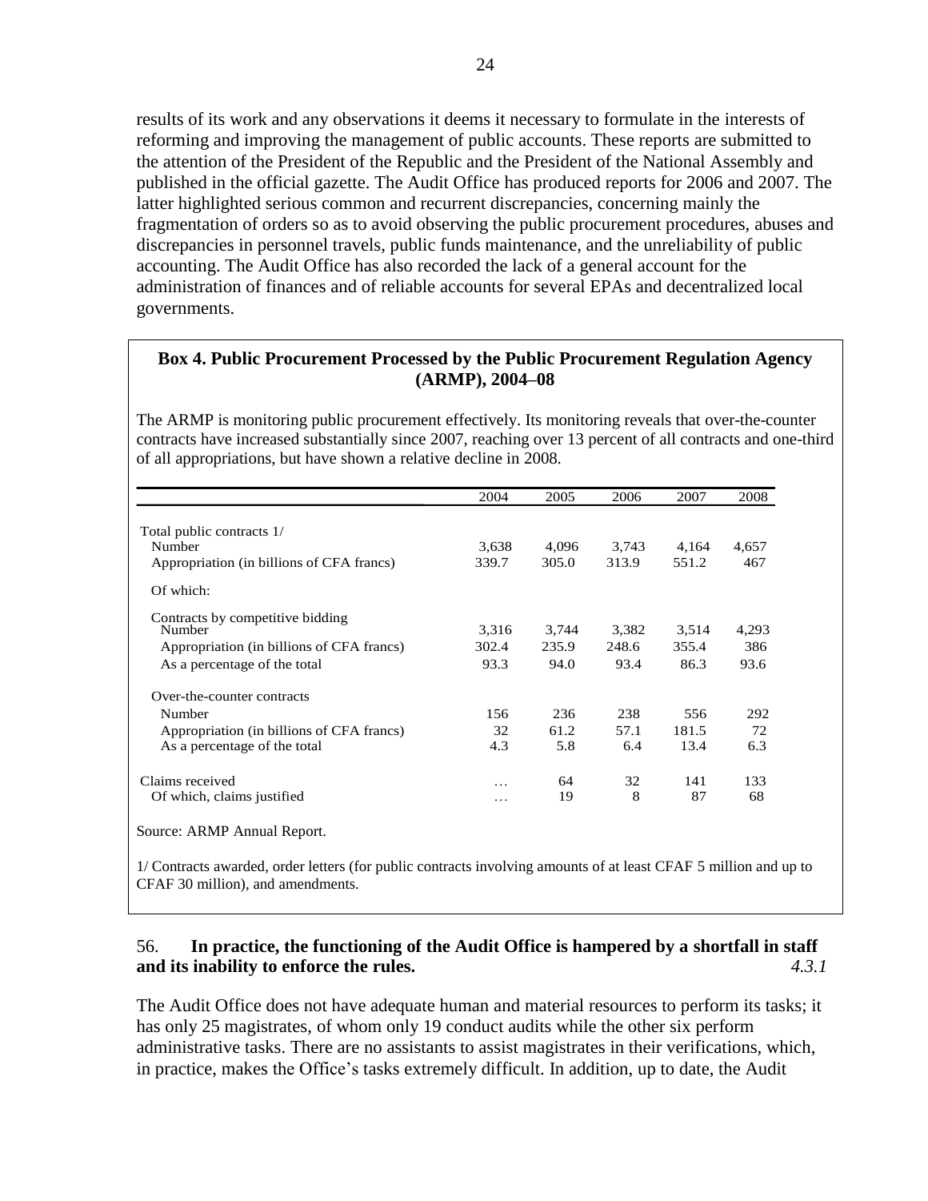results of its work and any observations it deems it necessary to formulate in the interests of reforming and improving the management of public accounts. These reports are submitted to the attention of the President of the Republic and the President of the National Assembly and published in the official gazette. The Audit Office has produced reports for 2006 and 2007. The latter highlighted serious common and recurrent discrepancies, concerning mainly the fragmentation of orders so as to avoid observing the public procurement procedures, abuses and discrepancies in personnel travels, public funds maintenance, and the unreliability of public accounting. The Audit Office has also recorded the lack of a general account for the administration of finances and of reliable accounts for several EPAs and decentralized local governments.

**Box 4. Public Procurement Processed by the Public Procurement Regulation Agency (ARMP), 2004–08**

The ARMP is monitoring public procurement effectively. Its monitoring reveals that over-the-counter contracts have increased substantially since 2007, reaching over 13 percent of all contracts and one-third of all appropriations, but have shown a relative decline in 2008.

| | 2004 | 2005 | 2006 | 2007 | 2008 |
|---|---|---|---|---|---|
| Total public contracts 1/ | | | | | |
| Number | 3,638 | 4,096 | 3,743 | 4,164 | 4,657 |
| Appropriation (in billions of CFA francs) | 339.7 | 305.0 | 313.9 | 551.2 | 467 |
| Of which: | | | | | |
| Contracts by competitive bidding | | | | | |
| Number | 3,316 | 3,744 | 3,382 | 3,514 | 4,293 |
| Appropriation (in billions of CFA francs) | 302.4 | 235.9 | 248.6 | 355.4 | 386 |
| As a percentage of the total | 93.3 | 94.0 | 93.4 | 86.3 | 93.6 |
| Over-the-counter contracts | | | | | |
| Number | 156 | 236 | 238 | 556 | 292 |
| Appropriation (in billions of CFA francs) | 32 | 61.2 | 57.1 | 181.5 | 72 |
| As a percentage of the total | 4.3 | 5.8 | 6.4 | 13.4 | 6.3 |
| Claims received | … | 64 | 32 | 141 | 133 |
| Of which, claims justified | … | 19 | 8 | 87 | 68 |

Source: ARMP Annual Report.

1/ Contracts awarded, order letters (for public contracts involving amounts of at least CFAF 5 million and up to CFAF 30 million), and amendments.

56. **In practice, the functioning of the Audit Office is hampered by a shortfall in staff and its inability to enforce the rules.** *4.3.1*

The Audit Office does not have adequate human and material resources to perform its tasks; it has only 25 magistrates, of whom only 19 conduct audits while the other six perform administrative tasks. There are no assistants to assist magistrates in their verifications, which, in practice, makes the Office's tasks extremely difficult. In addition, up to date, the Audit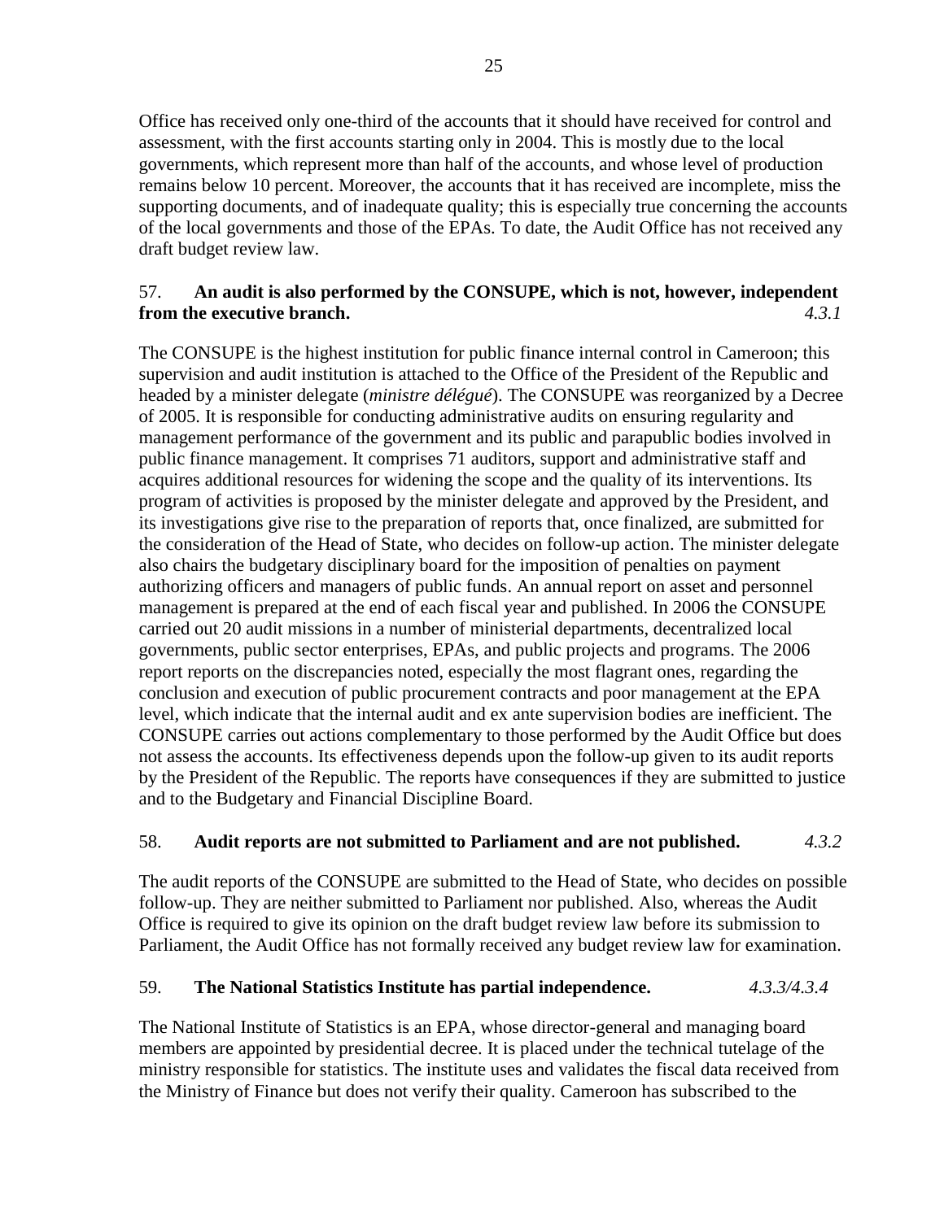Office has received only one-third of the accounts that it should have received for control and assessment, with the first accounts starting only in 2004. This is mostly due to the local governments, which represent more than half of the accounts, and whose level of production remains below 10 percent. Moreover, the accounts that it has received are incomplete, miss the supporting documents, and of inadequate quality; this is especially true concerning the accounts of the local governments and those of the EPAs. To date, the Audit Office has not received any draft budget review law.

57. **An audit is also performed by the CONSUPE, which is not, however, independent from the executive branch.** *4.3.1*

The CONSUPE is the highest institution for public finance internal control in Cameroon; this supervision and audit institution is attached to the Office of the President of the Republic and headed by a minister delegate (*ministre délégué*). The CONSUPE was reorganized by a Decree of 2005. It is responsible for conducting administrative audits on ensuring regularity and management performance of the government and its public and parapublic bodies involved in public finance management. It comprises 71 auditors, support and administrative staff and acquires additional resources for widening the scope and the quality of its interventions. Its program of activities is proposed by the minister delegate and approved by the President, and its investigations give rise to the preparation of reports that, once finalized, are submitted for the consideration of the Head of State, who decides on follow-up action. The minister delegate also chairs the budgetary disciplinary board for the imposition of penalties on payment authorizing officers and managers of public funds. An annual report on asset and personnel management is prepared at the end of each fiscal year and published. In 2006 the CONSUPE carried out 20 audit missions in a number of ministerial departments, decentralized local governments, public sector enterprises, EPAs, and public projects and programs. The 2006 report reports on the discrepancies noted, especially the most flagrant ones, regarding the conclusion and execution of public procurement contracts and poor management at the EPA level, which indicate that the internal audit and ex ante supervision bodies are inefficient. The CONSUPE carries out actions complementary to those performed by the Audit Office but does not assess the accounts. Its effectiveness depends upon the follow-up given to its audit reports by the President of the Republic. The reports have consequences if they are submitted to justice and to the Budgetary and Financial Discipline Board.

58. **Audit reports are not submitted to Parliament and are not published.** *4.3.2*

The audit reports of the CONSUPE are submitted to the Head of State, who decides on possible follow-up. They are neither submitted to Parliament nor published. Also, whereas the Audit Office is required to give its opinion on the draft budget review law before its submission to Parliament, the Audit Office has not formally received any budget review law for examination.

59. **The National Statistics Institute has partial independence.** *4.3.3/4.3.4*

The National Institute of Statistics is an EPA, whose director-general and managing board members are appointed by presidential decree. It is placed under the technical tutelage of the ministry responsible for statistics. The institute uses and validates the fiscal data received from the Ministry of Finance but does not verify their quality. Cameroon has subscribed to the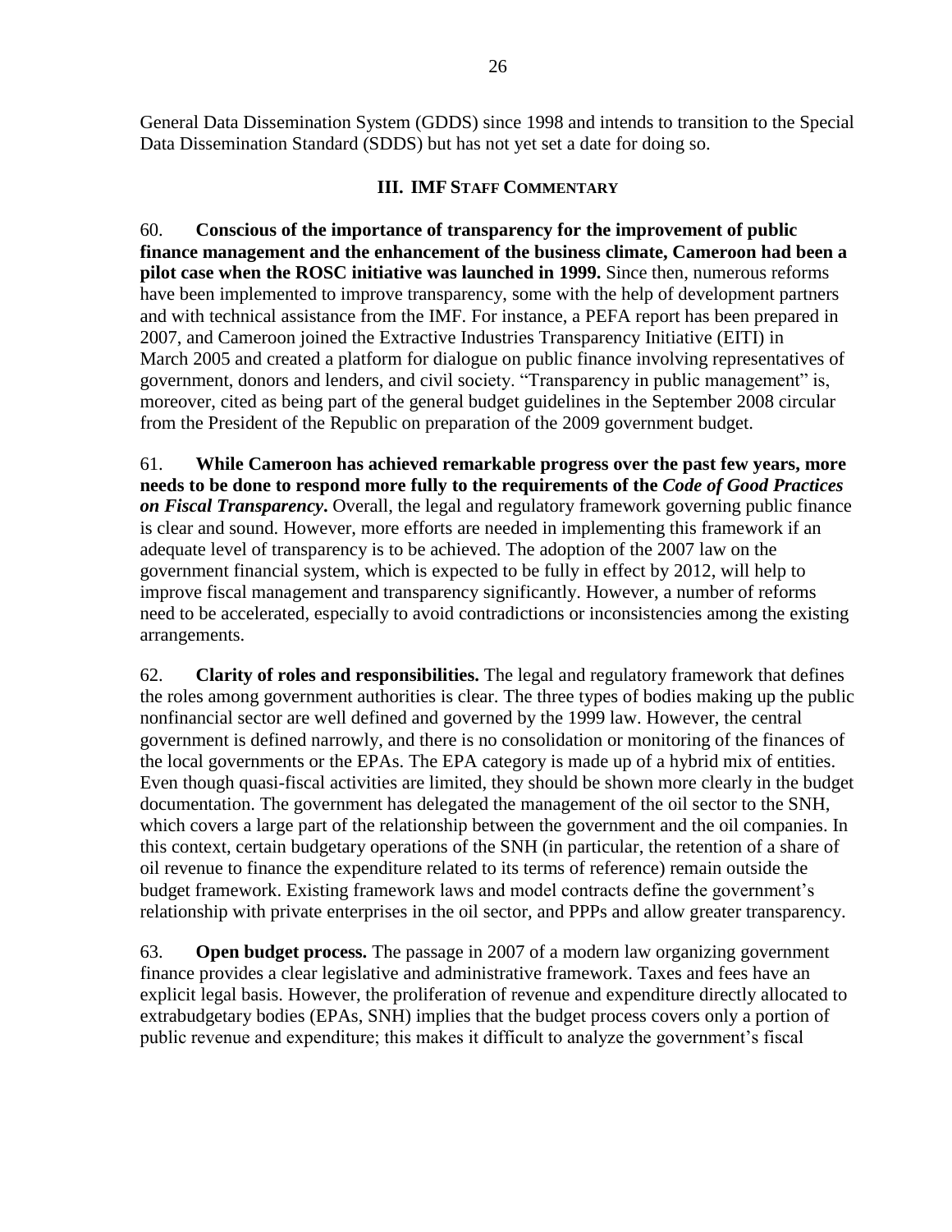General Data Dissemination System (GDDS) since 1998 and intends to transition to the Special Data Dissemination Standard (SDDS) but has not yet set a date for doing so.

## III. IMF Staff Commentary

60. **Conscious of the importance of transparency for the improvement of public finance management and the enhancement of the business climate, Cameroon had been a pilot case when the ROSC initiative was launched in 1999.** Since then, numerous reforms have been implemented to improve transparency, some with the help of development partners and with technical assistance from the IMF. For instance, a PEFA report has been prepared in 2007, and Cameroon joined the Extractive Industries Transparency Initiative (EITI) in March 2005 and created a platform for dialogue on public finance involving representatives of government, donors and lenders, and civil society. "Transparency in public management" is, moreover, cited as being part of the general budget guidelines in the September 2008 circular from the President of the Republic on preparation of the 2009 government budget.

61. **While Cameroon has achieved remarkable progress over the past few years, more needs to be done to respond more fully to the requirements of the *Code of Good Practices on Fiscal Transparency*.** Overall, the legal and regulatory framework governing public finance is clear and sound. However, more efforts are needed in implementing this framework if an adequate level of transparency is to be achieved. The adoption of the 2007 law on the government financial system, which is expected to be fully in effect by 2012, will help to improve fiscal management and transparency significantly. However, a number of reforms need to be accelerated, especially to avoid contradictions or inconsistencies among the existing arrangements.

62. **Clarity of roles and responsibilities.** The legal and regulatory framework that defines the roles among government authorities is clear. The three types of bodies making up the public nonfinancial sector are well defined and governed by the 1999 law. However, the central government is defined narrowly, and there is no consolidation or monitoring of the finances of the local governments or the EPAs. The EPA category is made up of a hybrid mix of entities. Even though quasi-fiscal activities are limited, they should be shown more clearly in the budget documentation. The government has delegated the management of the oil sector to the SNH, which covers a large part of the relationship between the government and the oil companies. In this context, certain budgetary operations of the SNH (in particular, the retention of a share of oil revenue to finance the expenditure related to its terms of reference) remain outside the budget framework. Existing framework laws and model contracts define the government's relationship with private enterprises in the oil sector, and PPPs and allow greater transparency.

63. **Open budget process.** The passage in 2007 of a modern law organizing government finance provides a clear legislative and administrative framework. Taxes and fees have an explicit legal basis. However, the proliferation of revenue and expenditure directly allocated to extrabudgetary bodies (EPAs, SNH) implies that the budget process covers only a portion of public revenue and expenditure; this makes it difficult to analyze the government's fiscal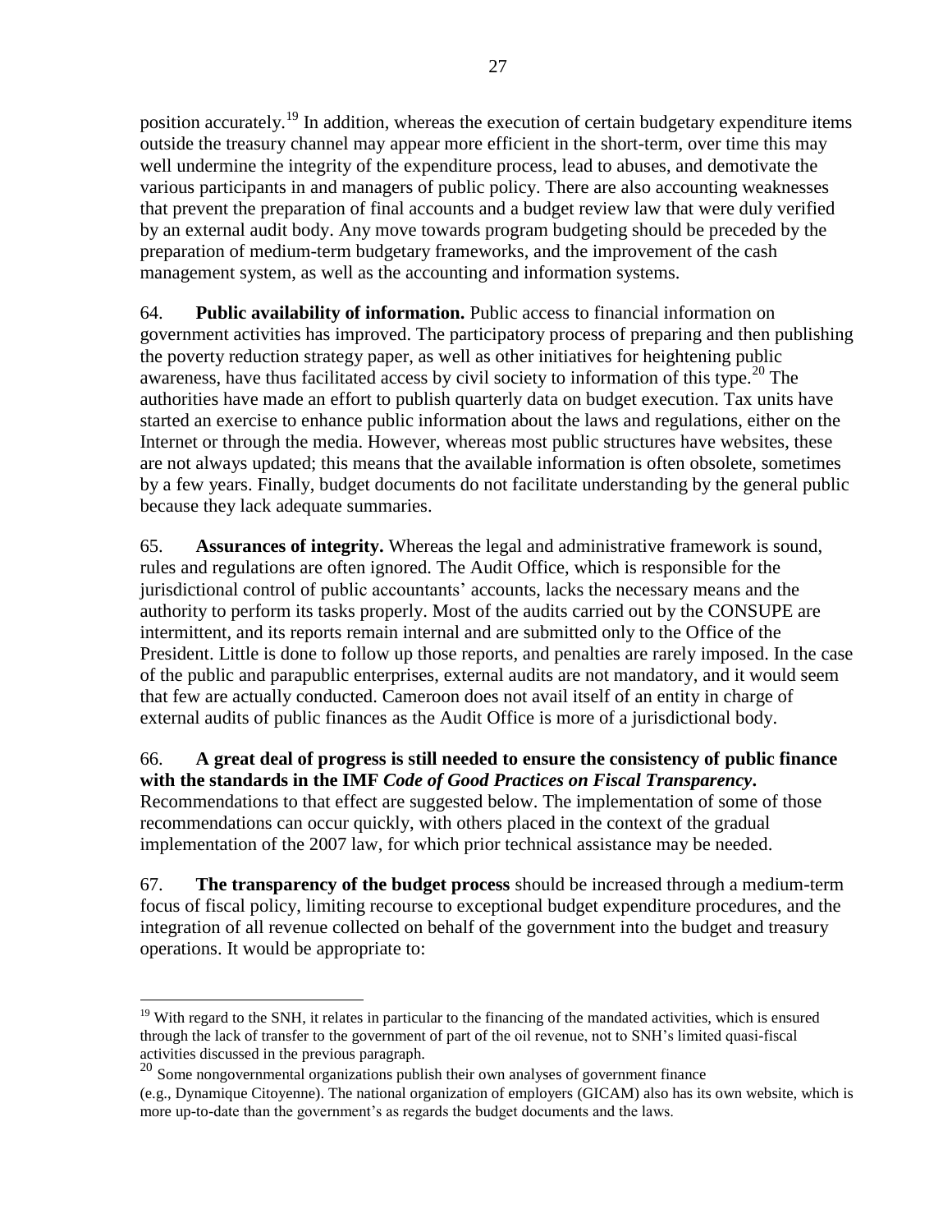position accurately.[19] In addition, whereas the execution of certain budgetary expenditure items outside the treasury channel may appear more efficient in the short-term, over time this may well undermine the integrity of the expenditure process, lead to abuses, and demotivate the various participants in and managers of public policy. There are also accounting weaknesses that prevent the preparation of final accounts and a budget review law that were duly verified by an external audit body. Any move towards program budgeting should be preceded by the preparation of medium-term budgetary frameworks, and the improvement of the cash management system, as well as the accounting and information systems.

64. **Public availability of information.** Public access to financial information on government activities has improved. The participatory process of preparing and then publishing the poverty reduction strategy paper, as well as other initiatives for heightening public awareness, have thus facilitated access by civil society to information of this type.[20] The authorities have made an effort to publish quarterly data on budget execution. Tax units have started an exercise to enhance public information about the laws and regulations, either on the Internet or through the media. However, whereas most public structures have websites, these are not always updated; this means that the available information is often obsolete, sometimes by a few years. Finally, budget documents do not facilitate understanding by the general public because they lack adequate summaries.

65. **Assurances of integrity.** Whereas the legal and administrative framework is sound, rules and regulations are often ignored. The Audit Office, which is responsible for the jurisdictional control of public accountants' accounts, lacks the necessary means and the authority to perform its tasks properly. Most of the audits carried out by the CONSUPE are intermittent, and its reports remain internal and are submitted only to the Office of the President. Little is done to follow up those reports, and penalties are rarely imposed. In the case of the public and parapublic enterprises, external audits are not mandatory, and it would seem that few are actually conducted. Cameroon does not avail itself of an entity in charge of external audits of public finances as the Audit Office is more of a jurisdictional body.

66. **A great deal of progress is still needed to ensure the consistency of public finance with the standards in the IMF *Code of Good Practices on Fiscal Transparency*.** Recommendations to that effect are suggested below. The implementation of some of those recommendations can occur quickly, with others placed in the context of the gradual implementation of the 2007 law, for which prior technical assistance may be needed.

67. **The transparency of the budget process** should be increased through a medium-term focus of fiscal policy, limiting recourse to exceptional budget expenditure procedures, and the integration of all revenue collected on behalf of the government into the budget and treasury operations. It would be appropriate to:

---

[19] With regard to the SNH, it relates in particular to the financing of the mandated activities, which is ensured through the lack of transfer to the government of part of the oil revenue, not to SNH's limited quasi-fiscal activities discussed in the previous paragraph.

[20] Some nongovernmental organizations publish their own analyses of government finance (e.g., Dynamique Citoyenne). The national organization of employers (GICAM) also has its own website, which is more up-to-date than the government's as regards the budget documents and the laws.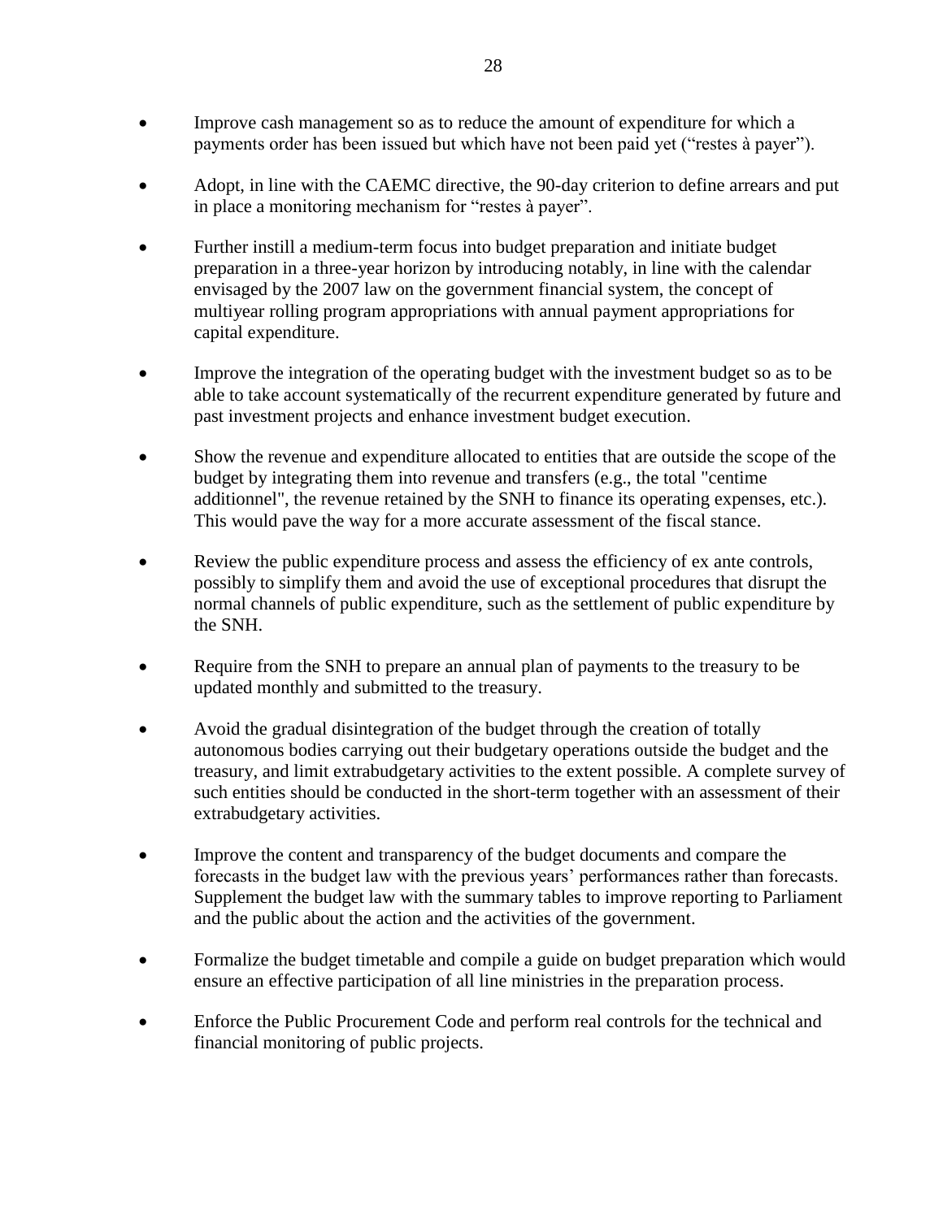- Improve cash management so as to reduce the amount of expenditure for which a payments order has been issued but which have not been paid yet ("restes à payer").

- Adopt, in line with the CAEMC directive, the 90-day criterion to define arrears and put in place a monitoring mechanism for "restes à payer".

- Further instill a medium-term focus into budget preparation and initiate budget preparation in a three-year horizon by introducing notably, in line with the calendar envisaged by the 2007 law on the government financial system, the concept of multiyear rolling program appropriations with annual payment appropriations for capital expenditure.

- Improve the integration of the operating budget with the investment budget so as to be able to take account systematically of the recurrent expenditure generated by future and past investment projects and enhance investment budget execution.

- Show the revenue and expenditure allocated to entities that are outside the scope of the budget by integrating them into revenue and transfers (e.g., the total "centime additionnel", the revenue retained by the SNH to finance its operating expenses, etc.). This would pave the way for a more accurate assessment of the fiscal stance.

- Review the public expenditure process and assess the efficiency of ex ante controls, possibly to simplify them and avoid the use of exceptional procedures that disrupt the normal channels of public expenditure, such as the settlement of public expenditure by the SNH.

- Require from the SNH to prepare an annual plan of payments to the treasury to be updated monthly and submitted to the treasury.

- Avoid the gradual disintegration of the budget through the creation of totally autonomous bodies carrying out their budgetary operations outside the budget and the treasury, and limit extrabudgetary activities to the extent possible. A complete survey of such entities should be conducted in the short-term together with an assessment of their extrabudgetary activities.

- Improve the content and transparency of the budget documents and compare the forecasts in the budget law with the previous years' performances rather than forecasts. Supplement the budget law with the summary tables to improve reporting to Parliament and the public about the action and the activities of the government.

- Formalize the budget timetable and compile a guide on budget preparation which would ensure an effective participation of all line ministries in the preparation process.

- Enforce the Public Procurement Code and perform real controls for the technical and financial monitoring of public projects.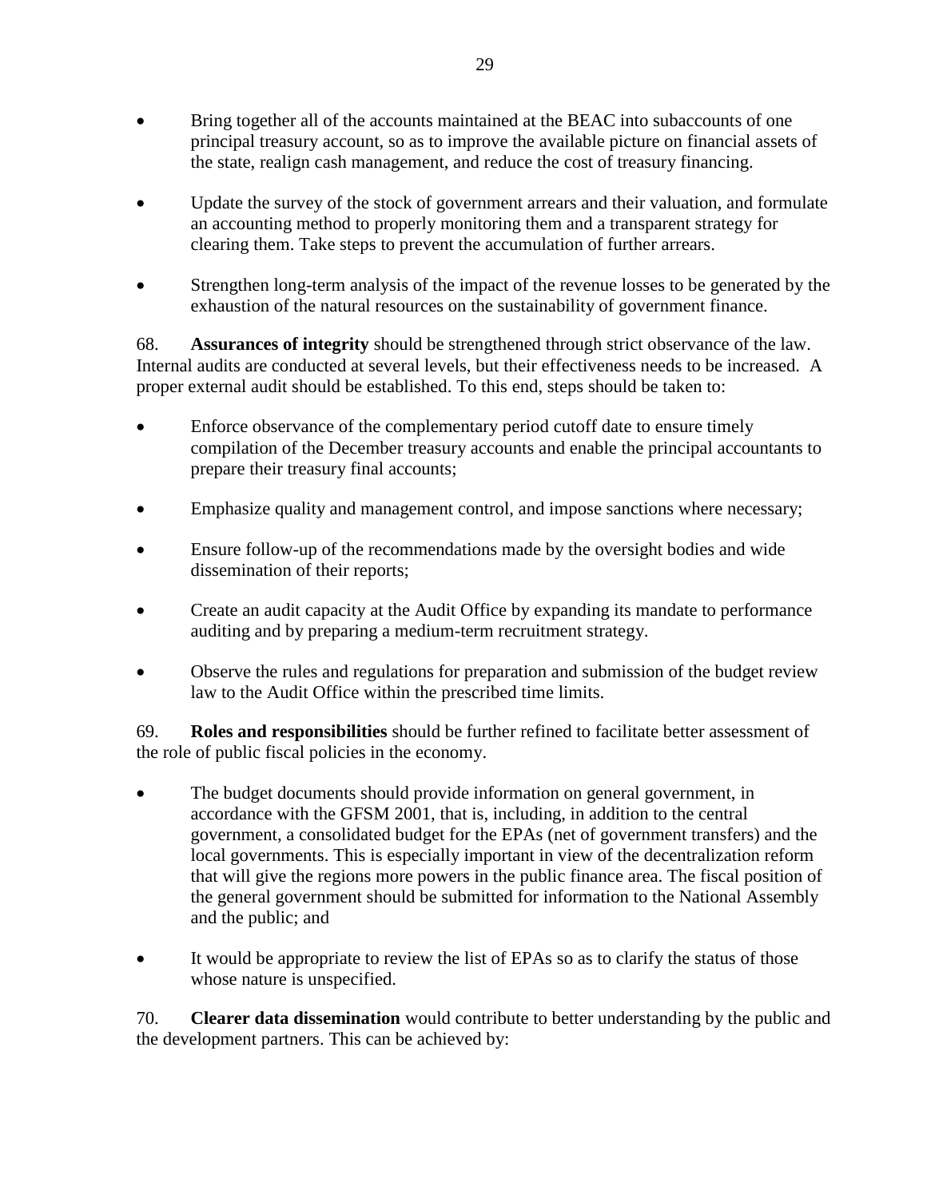- Bring together all of the accounts maintained at the BEAC into subaccounts of one principal treasury account, so as to improve the available picture on financial assets of the state, realign cash management, and reduce the cost of treasury financing.

- Update the survey of the stock of government arrears and their valuation, and formulate an accounting method to properly monitoring them and a transparent strategy for clearing them. Take steps to prevent the accumulation of further arrears.

- Strengthen long-term analysis of the impact of the revenue losses to be generated by the exhaustion of the natural resources on the sustainability of government finance.

68. **Assurances of integrity** should be strengthened through strict observance of the law. Internal audits are conducted at several levels, but their effectiveness needs to be increased. A proper external audit should be established. To this end, steps should be taken to:

- Enforce observance of the complementary period cutoff date to ensure timely compilation of the December treasury accounts and enable the principal accountants to prepare their treasury final accounts;

- Emphasize quality and management control, and impose sanctions where necessary;

- Ensure follow-up of the recommendations made by the oversight bodies and wide dissemination of their reports;

- Create an audit capacity at the Audit Office by expanding its mandate to performance auditing and by preparing a medium-term recruitment strategy.

- Observe the rules and regulations for preparation and submission of the budget review law to the Audit Office within the prescribed time limits.

69. **Roles and responsibilities** should be further refined to facilitate better assessment of the role of public fiscal policies in the economy.

- The budget documents should provide information on general government, in accordance with the GFSM 2001, that is, including, in addition to the central government, a consolidated budget for the EPAs (net of government transfers) and the local governments. This is especially important in view of the decentralization reform that will give the regions more powers in the public finance area. The fiscal position of the general government should be submitted for information to the National Assembly and the public; and

- It would be appropriate to review the list of EPAs so as to clarify the status of those whose nature is unspecified.

70. **Clearer data dissemination** would contribute to better understanding by the public and the development partners. This can be achieved by: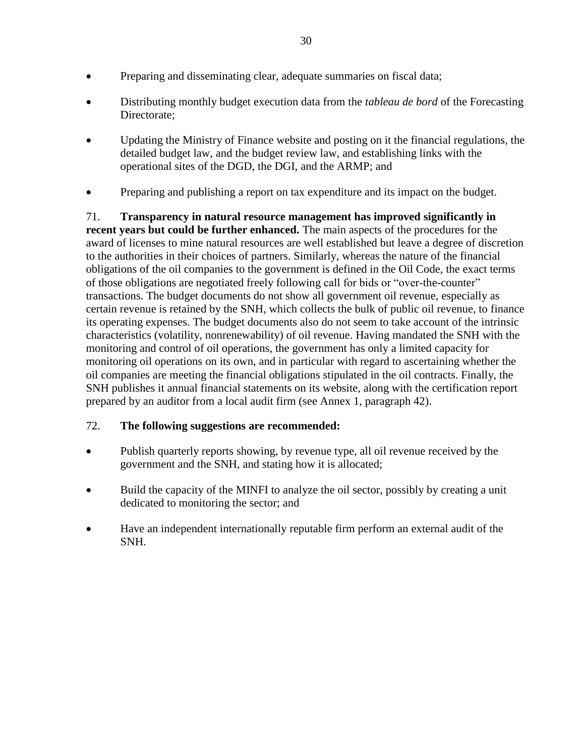- Preparing and disseminating clear, adequate summaries on fiscal data;
- Distributing monthly budget execution data from the *tableau de bord* of the Forecasting Directorate;
- Updating the Ministry of Finance website and posting on it the financial regulations, the detailed budget law, and the budget review law, and establishing links with the operational sites of the DGD, the DGI, and the ARMP; and
- Preparing and publishing a report on tax expenditure and its impact on the budget.

71. **Transparency in natural resource management has improved significantly in recent years but could be further enhanced.** The main aspects of the procedures for the award of licenses to mine natural resources are well established but leave a degree of discretion to the authorities in their choices of partners. Similarly, whereas the nature of the financial obligations of the oil companies to the government is defined in the Oil Code, the exact terms of those obligations are negotiated freely following call for bids or "over-the-counter" transactions. The budget documents do not show all government oil revenue, especially as certain revenue is retained by the SNH, which collects the bulk of public oil revenue, to finance its operating expenses. The budget documents also do not seem to take account of the intrinsic characteristics (volatility, nonrenewability) of oil revenue. Having mandated the SNH with the monitoring and control of oil operations, the government has only a limited capacity for monitoring oil operations on its own, and in particular with regard to ascertaining whether the oil companies are meeting the financial obligations stipulated in the oil contracts. Finally, the SNH publishes it annual financial statements on its website, along with the certification report prepared by an auditor from a local audit firm (see Annex 1, paragraph 42).

72. **The following suggestions are recommended:**

- Publish quarterly reports showing, by revenue type, all oil revenue received by the government and the SNH, and stating how it is allocated;
- Build the capacity of the MINFI to analyze the oil sector, possibly by creating a unit dedicated to monitoring the sector; and
- Have an independent internationally reputable firm perform an external audit of the SNH.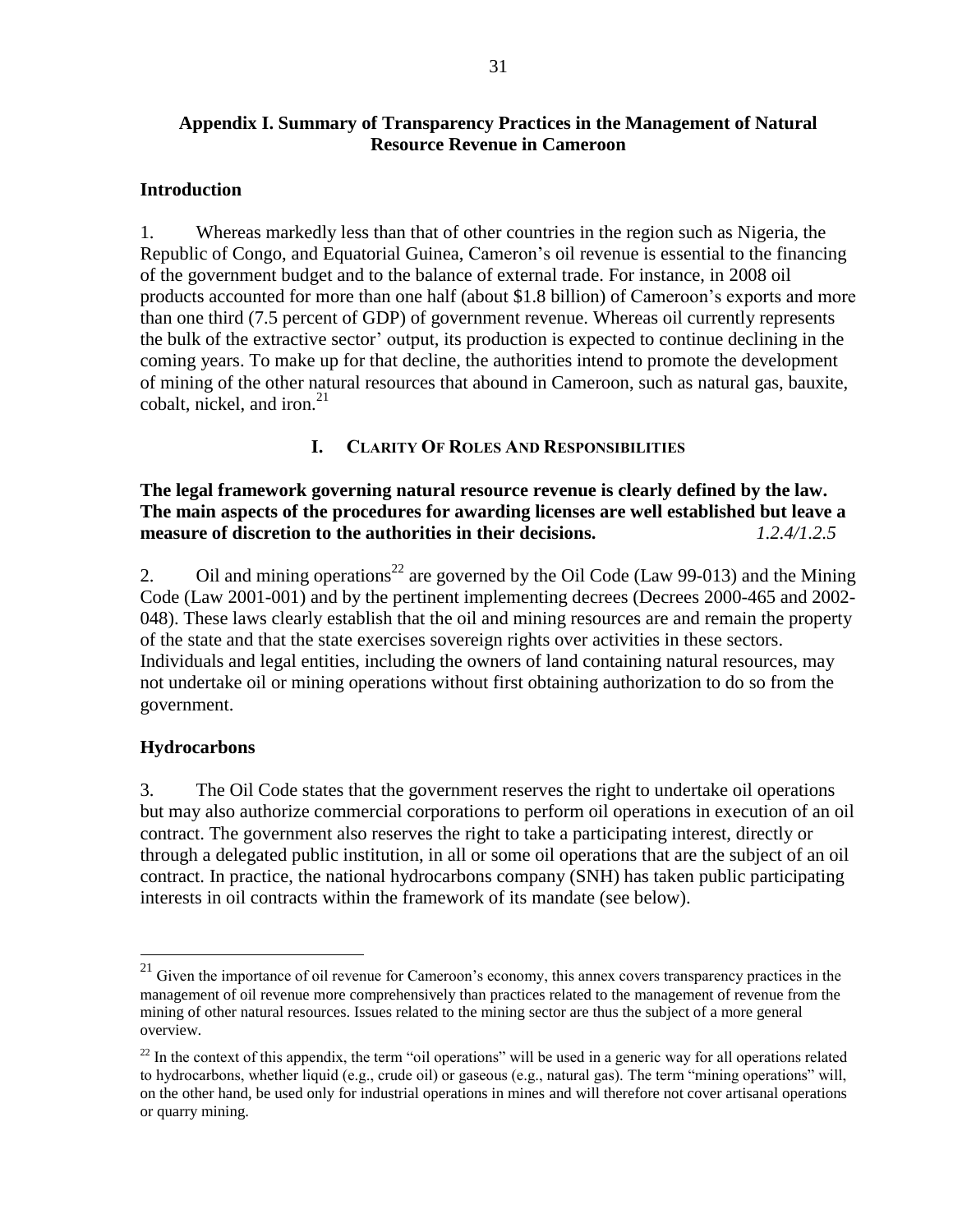## Appendix I. Summary of Transparency Practices in the Management of Natural Resource Revenue in Cameroon

### Introduction

1. Whereas markedly less than that of other countries in the region such as Nigeria, the Republic of Congo, and Equatorial Guinea, Cameron's oil revenue is essential to the financing of the government budget and to the balance of external trade. For instance, in 2008 oil products accounted for more than one half (about \$1.8 billion) of Cameroon's exports and more than one third (7.5 percent of GDP) of government revenue. Whereas oil currently represents the bulk of the extractive sector' output, its production is expected to continue declining in the coming years. To make up for that decline, the authorities intend to promote the development of mining of the other natural resources that abound in Cameroon, such as natural gas, bauxite, cobalt, nickel, and iron.[21]

### I. Clarity Of Roles And Responsibilities

**The legal framework governing natural resource revenue is clearly defined by the law. The main aspects of the procedures for awarding licenses are well established but leave a measure of discretion to the authorities in their decisions.** *1.2.4/1.2.5*

2. Oil and mining operations[22] are governed by the Oil Code (Law 99-013) and the Mining Code (Law 2001-001) and by the pertinent implementing decrees (Decrees 2000-465 and 2002-048). These laws clearly establish that the oil and mining resources are and remain the property of the state and that the state exercises sovereign rights over activities in these sectors. Individuals and legal entities, including the owners of land containing natural resources, may not undertake oil or mining operations without first obtaining authorization to do so from the government.

### Hydrocarbons

3. The Oil Code states that the government reserves the right to undertake oil operations but may also authorize commercial corporations to perform oil operations in execution of an oil contract. The government also reserves the right to take a participating interest, directly or through a delegated public institution, in all or some oil operations that are the subject of an oil contract. In practice, the national hydrocarbons company (SNH) has taken public participating interests in oil contracts within the framework of its mandate (see below).

---

[21] Given the importance of oil revenue for Cameroon's economy, this annex covers transparency practices in the management of oil revenue more comprehensively than practices related to the management of revenue from the mining of other natural resources. Issues related to the mining sector are thus the subject of a more general overview.

[22] In the context of this appendix, the term "oil operations" will be used in a generic way for all operations related to hydrocarbons, whether liquid (e.g., crude oil) or gaseous (e.g., natural gas). The term "mining operations" will, on the other hand, be used only for industrial operations in mines and will therefore not cover artisanal operations or quarry mining.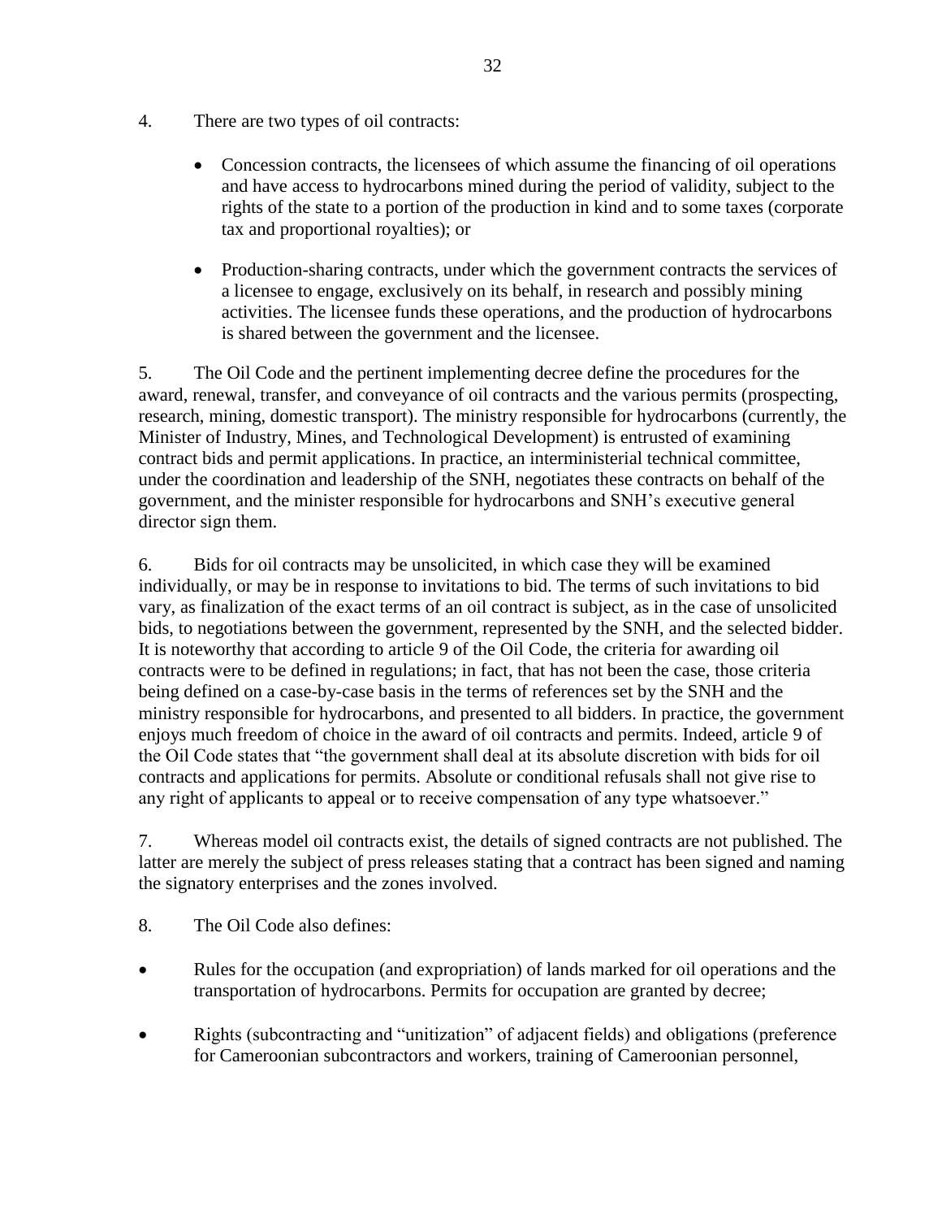4. There are two types of oil contracts:

   - Concession contracts, the licensees of which assume the financing of oil operations and have access to hydrocarbons mined during the period of validity, subject to the rights of the state to a portion of the production in kind and to some taxes (corporate tax and proportional royalties); or

   - Production-sharing contracts, under which the government contracts the services of a licensee to engage, exclusively on its behalf, in research and possibly mining activities. The licensee funds these operations, and the production of hydrocarbons is shared between the government and the licensee.

5. The Oil Code and the pertinent implementing decree define the procedures for the award, renewal, transfer, and conveyance of oil contracts and the various permits (prospecting, research, mining, domestic transport). The ministry responsible for hydrocarbons (currently, the Minister of Industry, Mines, and Technological Development) is entrusted of examining contract bids and permit applications. In practice, an interministerial technical committee, under the coordination and leadership of the SNH, negotiates these contracts on behalf of the government, and the minister responsible for hydrocarbons and SNH's executive general director sign them.

6. Bids for oil contracts may be unsolicited, in which case they will be examined individually, or may be in response to invitations to bid. The terms of such invitations to bid vary, as finalization of the exact terms of an oil contract is subject, as in the case of unsolicited bids, to negotiations between the government, represented by the SNH, and the selected bidder. It is noteworthy that according to article 9 of the Oil Code, the criteria for awarding oil contracts were to be defined in regulations; in fact, that has not been the case, those criteria being defined on a case-by-case basis in the terms of references set by the SNH and the ministry responsible for hydrocarbons, and presented to all bidders. In practice, the government enjoys much freedom of choice in the award of oil contracts and permits. Indeed, article 9 of the Oil Code states that "the government shall deal at its absolute discretion with bids for oil contracts and applications for permits. Absolute or conditional refusals shall not give rise to any right of applicants to appeal or to receive compensation of any type whatsoever."

7. Whereas model oil contracts exist, the details of signed contracts are not published. The latter are merely the subject of press releases stating that a contract has been signed and naming the signatory enterprises and the zones involved.

8. The Oil Code also defines:

- Rules for the occupation (and expropriation) of lands marked for oil operations and the transportation of hydrocarbons. Permits for occupation are granted by decree;

- Rights (subcontracting and "unitization" of adjacent fields) and obligations (preference for Cameroonian subcontractors and workers, training of Cameroonian personnel,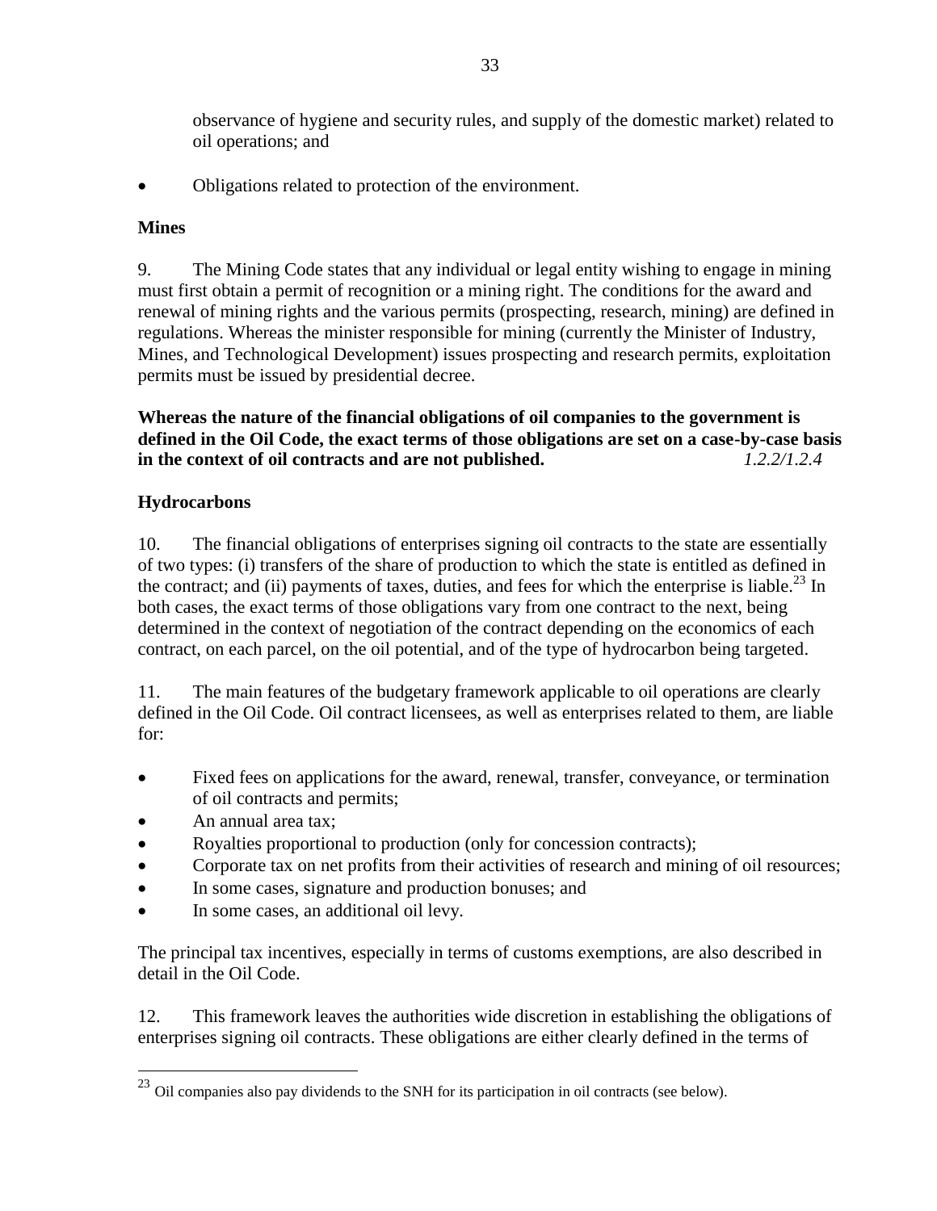observance of hygiene and security rules, and supply of the domestic market) related to oil operations; and

- Obligations related to protection of the environment.

**Mines**

9. The Mining Code states that any individual or legal entity wishing to engage in mining must first obtain a permit of recognition or a mining right. The conditions for the award and renewal of mining rights and the various permits (prospecting, research, mining) are defined in regulations. Whereas the minister responsible for mining (currently the Minister of Industry, Mines, and Technological Development) issues prospecting and research permits, exploitation permits must be issued by presidential decree.

**Whereas the nature of the financial obligations of oil companies to the government is defined in the Oil Code, the exact terms of those obligations are set on a case-by-case basis in the context of oil contracts and are not published.** *1.2.2/1.2.4*

**Hydrocarbons**

10. The financial obligations of enterprises signing oil contracts to the state are essentially of two types: (i) transfers of the share of production to which the state is entitled as defined in the contract; and (ii) payments of taxes, duties, and fees for which the enterprise is liable.[23] In both cases, the exact terms of those obligations vary from one contract to the next, being determined in the context of negotiation of the contract depending on the economics of each contract, on each parcel, on the oil potential, and of the type of hydrocarbon being targeted.

11. The main features of the budgetary framework applicable to oil operations are clearly defined in the Oil Code. Oil contract licensees, as well as enterprises related to them, are liable for:

- Fixed fees on applications for the award, renewal, transfer, conveyance, or termination of oil contracts and permits;
- An annual area tax;
- Royalties proportional to production (only for concession contracts);
- Corporate tax on net profits from their activities of research and mining of oil resources;
- In some cases, signature and production bonuses; and
- In some cases, an additional oil levy.

The principal tax incentives, especially in terms of customs exemptions, are also described in detail in the Oil Code.

12. This framework leaves the authorities wide discretion in establishing the obligations of enterprises signing oil contracts. These obligations are either clearly defined in the terms of

[23] Oil companies also pay dividends to the SNH for its participation in oil contracts (see below).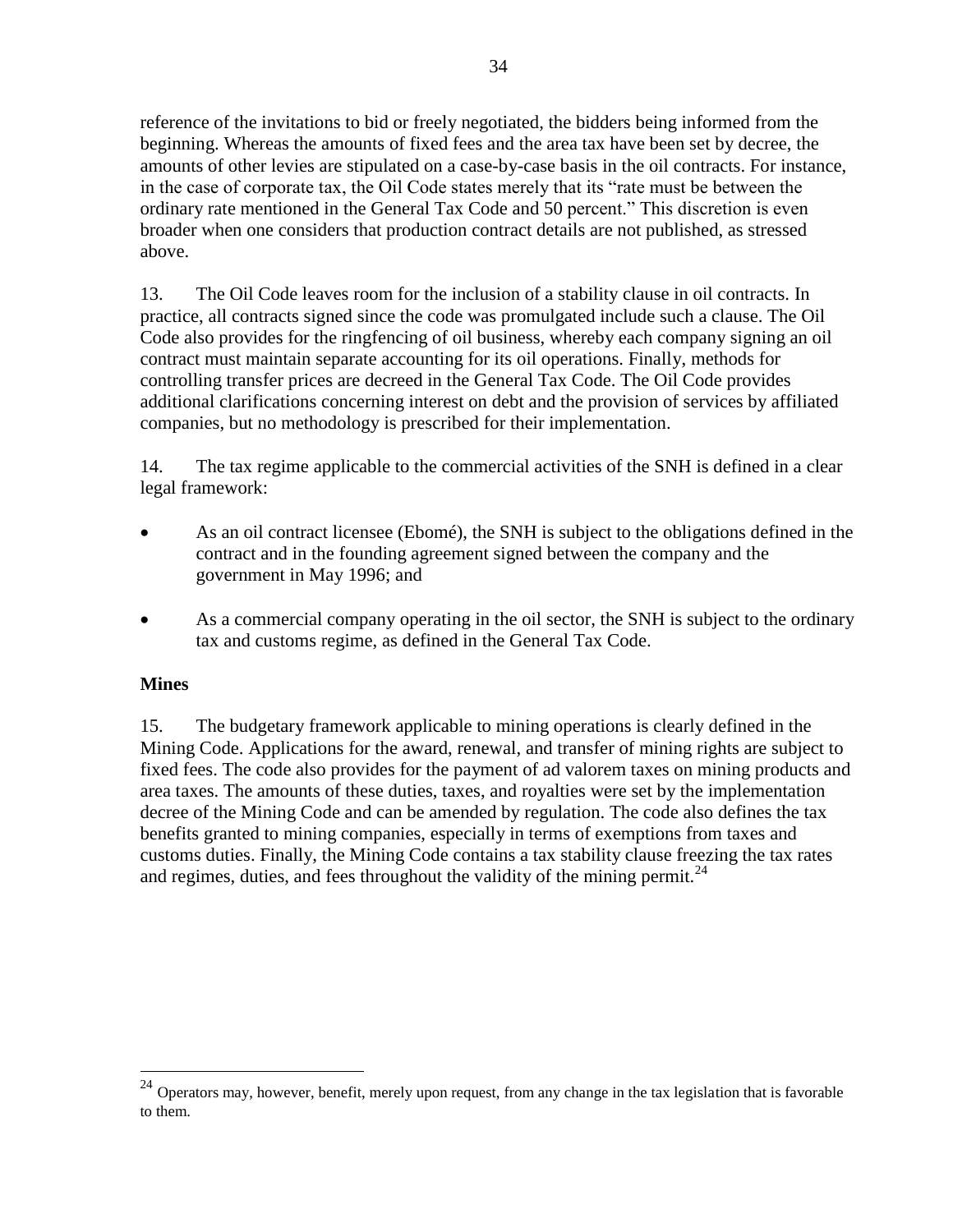reference of the invitations to bid or freely negotiated, the bidders being informed from the beginning. Whereas the amounts of fixed fees and the area tax have been set by decree, the amounts of other levies are stipulated on a case-by-case basis in the oil contracts. For instance, in the case of corporate tax, the Oil Code states merely that its "rate must be between the ordinary rate mentioned in the General Tax Code and 50 percent." This discretion is even broader when one considers that production contract details are not published, as stressed above.

13. The Oil Code leaves room for the inclusion of a stability clause in oil contracts. In practice, all contracts signed since the code was promulgated include such a clause. The Oil Code also provides for the ringfencing of oil business, whereby each company signing an oil contract must maintain separate accounting for its oil operations. Finally, methods for controlling transfer prices are decreed in the General Tax Code. The Oil Code provides additional clarifications concerning interest on debt and the provision of services by affiliated companies, but no methodology is prescribed for their implementation.

14. The tax regime applicable to the commercial activities of the SNH is defined in a clear legal framework:

- As an oil contract licensee (Ebomé), the SNH is subject to the obligations defined in the contract and in the founding agreement signed between the company and the government in May 1996; and
- As a commercial company operating in the oil sector, the SNH is subject to the ordinary tax and customs regime, as defined in the General Tax Code.

**Mines**

15. The budgetary framework applicable to mining operations is clearly defined in the Mining Code. Applications for the award, renewal, and transfer of mining rights are subject to fixed fees. The code also provides for the payment of ad valorem taxes on mining products and area taxes. The amounts of these duties, taxes, and royalties were set by the implementation decree of the Mining Code and can be amended by regulation. The code also defines the tax benefits granted to mining companies, especially in terms of exemptions from taxes and customs duties. Finally, the Mining Code contains a tax stability clause freezing the tax rates and regimes, duties, and fees throughout the validity of the mining permit.[24]

---

[24] Operators may, however, benefit, merely upon request, from any change in the tax legislation that is favorable to them.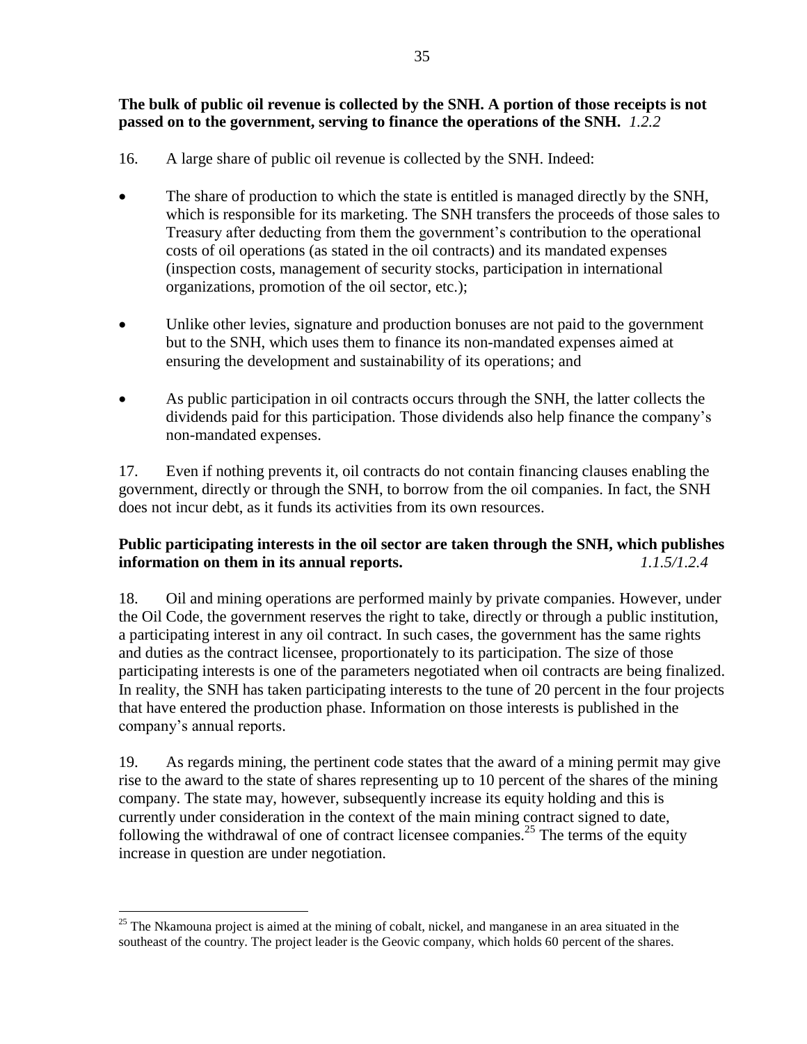**The bulk of public oil revenue is collected by the SNH. A portion of those receipts is not passed on to the government, serving to finance the operations of the SNH.** *1.2.2*

16. A large share of public oil revenue is collected by the SNH. Indeed:

- The share of production to which the state is entitled is managed directly by the SNH, which is responsible for its marketing. The SNH transfers the proceeds of those sales to Treasury after deducting from them the government's contribution to the operational costs of oil operations (as stated in the oil contracts) and its mandated expenses (inspection costs, management of security stocks, participation in international organizations, promotion of the oil sector, etc.);

- Unlike other levies, signature and production bonuses are not paid to the government but to the SNH, which uses them to finance its non-mandated expenses aimed at ensuring the development and sustainability of its operations; and

- As public participation in oil contracts occurs through the SNH, the latter collects the dividends paid for this participation. Those dividends also help finance the company's non-mandated expenses.

17. Even if nothing prevents it, oil contracts do not contain financing clauses enabling the government, directly or through the SNH, to borrow from the oil companies. In fact, the SNH does not incur debt, as it funds its activities from its own resources.

**Public participating interests in the oil sector are taken through the SNH, which publishes information on them in its annual reports.** *1.1.5/1.2.4*

18. Oil and mining operations are performed mainly by private companies. However, under the Oil Code, the government reserves the right to take, directly or through a public institution, a participating interest in any oil contract. In such cases, the government has the same rights and duties as the contract licensee, proportionately to its participation. The size of those participating interests is one of the parameters negotiated when oil contracts are being finalized. In reality, the SNH has taken participating interests to the tune of 20 percent in the four projects that have entered the production phase. Information on those interests is published in the company's annual reports.

19. As regards mining, the pertinent code states that the award of a mining permit may give rise to the award to the state of shares representing up to 10 percent of the shares of the mining company. The state may, however, subsequently increase its equity holding and this is currently under consideration in the context of the main mining contract signed to date, following the withdrawal of one of contract licensee companies.[25] The terms of the equity increase in question are under negotiation.

[25] The Nkamouna project is aimed at the mining of cobalt, nickel, and manganese in an area situated in the southeast of the country. The project leader is the Geovic company, which holds 60 percent of the shares.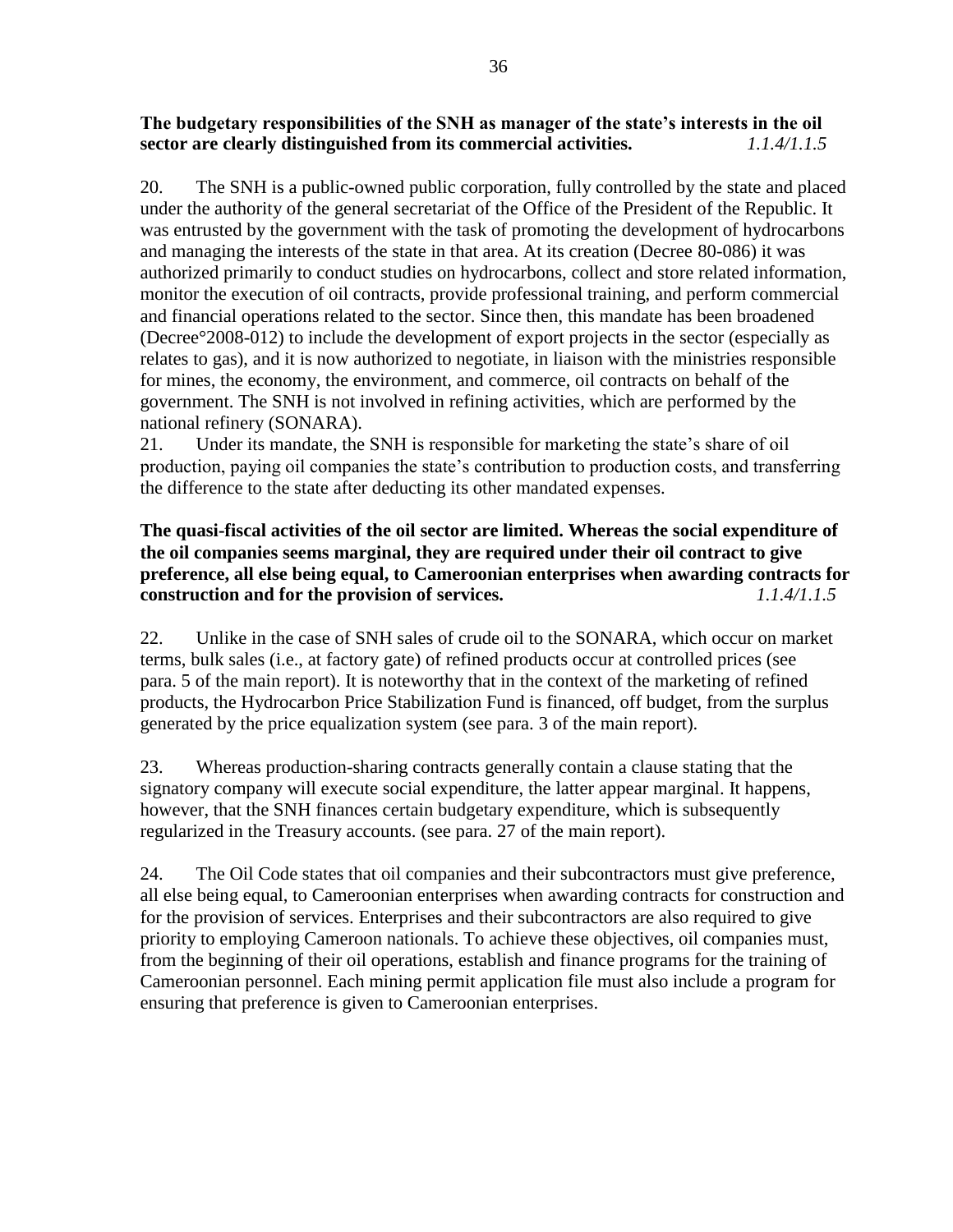**The budgetary responsibilities of the SNH as manager of the state's interests in the oil sector are clearly distinguished from its commercial activities.** *1.1.4/1.1.5*

20. The SNH is a public-owned public corporation, fully controlled by the state and placed under the authority of the general secretariat of the Office of the President of the Republic. It was entrusted by the government with the task of promoting the development of hydrocarbons and managing the interests of the state in that area. At its creation (Decree 80-086) it was authorized primarily to conduct studies on hydrocarbons, collect and store related information, monitor the execution of oil contracts, provide professional training, and perform commercial and financial operations related to the sector. Since then, this mandate has been broadened (Decree°2008-012) to include the development of export projects in the sector (especially as relates to gas), and it is now authorized to negotiate, in liaison with the ministries responsible for mines, the economy, the environment, and commerce, oil contracts on behalf of the government. The SNH is not involved in refining activities, which are performed by the national refinery (SONARA).

21. Under its mandate, the SNH is responsible for marketing the state's share of oil production, paying oil companies the state's contribution to production costs, and transferring the difference to the state after deducting its other mandated expenses.

**The quasi-fiscal activities of the oil sector are limited. Whereas the social expenditure of the oil companies seems marginal, they are required under their oil contract to give preference, all else being equal, to Cameroonian enterprises when awarding contracts for construction and for the provision of services.** *1.1.4/1.1.5*

22. Unlike in the case of SNH sales of crude oil to the SONARA, which occur on market terms, bulk sales (i.e., at factory gate) of refined products occur at controlled prices (see para. 5 of the main report). It is noteworthy that in the context of the marketing of refined products, the Hydrocarbon Price Stabilization Fund is financed, off budget, from the surplus generated by the price equalization system (see para. 3 of the main report).

23. Whereas production-sharing contracts generally contain a clause stating that the signatory company will execute social expenditure, the latter appear marginal. It happens, however, that the SNH finances certain budgetary expenditure, which is subsequently regularized in the Treasury accounts. (see para. 27 of the main report).

24. The Oil Code states that oil companies and their subcontractors must give preference, all else being equal, to Cameroonian enterprises when awarding contracts for construction and for the provision of services. Enterprises and their subcontractors are also required to give priority to employing Cameroon nationals. To achieve these objectives, oil companies must, from the beginning of their oil operations, establish and finance programs for the training of Cameroonian personnel. Each mining permit application file must also include a program for ensuring that preference is given to Cameroonian enterprises.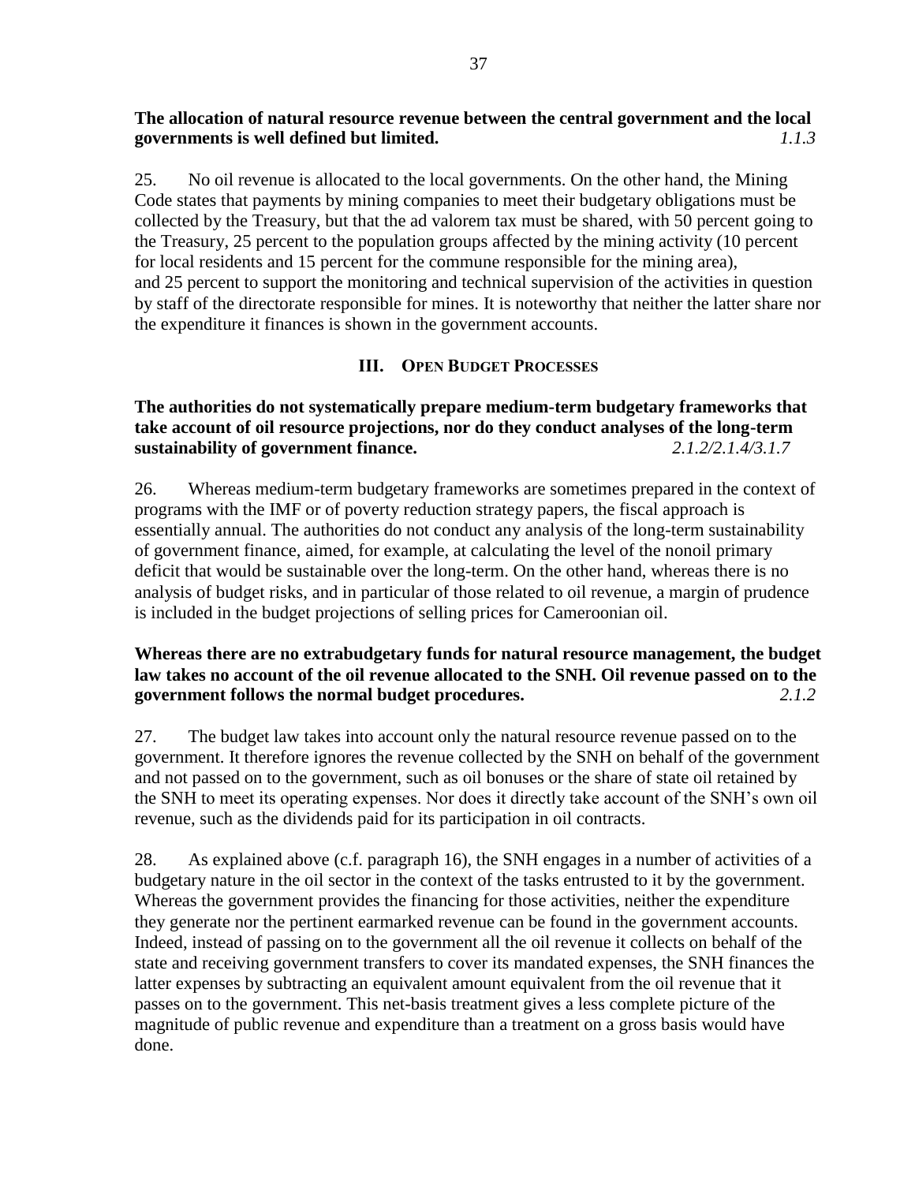**The allocation of natural resource revenue between the central government and the local governments is well defined but limited.** *1.1.3*

25. No oil revenue is allocated to the local governments. On the other hand, the Mining Code states that payments by mining companies to meet their budgetary obligations must be collected by the Treasury, but that the ad valorem tax must be shared, with 50 percent going to the Treasury, 25 percent to the population groups affected by the mining activity (10 percent for local residents and 15 percent for the commune responsible for the mining area), and 25 percent to support the monitoring and technical supervision of the activities in question by staff of the directorate responsible for mines. It is noteworthy that neither the latter share nor the expenditure it finances is shown in the government accounts.

## III. Open Budget Processes

**The authorities do not systematically prepare medium-term budgetary frameworks that take account of oil resource projections, nor do they conduct analyses of the long-term sustainability of government finance.** *2.1.2/2.1.4/3.1.7*

26. Whereas medium-term budgetary frameworks are sometimes prepared in the context of programs with the IMF or of poverty reduction strategy papers, the fiscal approach is essentially annual. The authorities do not conduct any analysis of the long-term sustainability of government finance, aimed, for example, at calculating the level of the nonoil primary deficit that would be sustainable over the long-term. On the other hand, whereas there is no analysis of budget risks, and in particular of those related to oil revenue, a margin of prudence is included in the budget projections of selling prices for Cameroonian oil.

**Whereas there are no extrabudgetary funds for natural resource management, the budget law takes no account of the oil revenue allocated to the SNH. Oil revenue passed on to the government follows the normal budget procedures.** *2.1.2*

27. The budget law takes into account only the natural resource revenue passed on to the government. It therefore ignores the revenue collected by the SNH on behalf of the government and not passed on to the government, such as oil bonuses or the share of state oil retained by the SNH to meet its operating expenses. Nor does it directly take account of the SNH's own oil revenue, such as the dividends paid for its participation in oil contracts.

28. As explained above (c.f. paragraph 16), the SNH engages in a number of activities of a budgetary nature in the oil sector in the context of the tasks entrusted to it by the government. Whereas the government provides the financing for those activities, neither the expenditure they generate nor the pertinent earmarked revenue can be found in the government accounts. Indeed, instead of passing on to the government all the oil revenue it collects on behalf of the state and receiving government transfers to cover its mandated expenses, the SNH finances the latter expenses by subtracting an equivalent amount equivalent from the oil revenue that it passes on to the government. This net-basis treatment gives a less complete picture of the magnitude of public revenue and expenditure than a treatment on a gross basis would have done.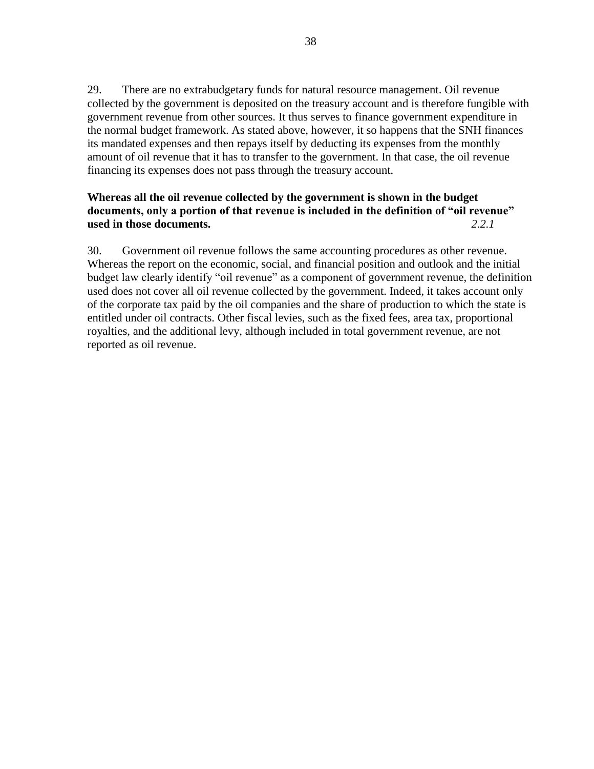29. There are no extrabudgetary funds for natural resource management. Oil revenue collected by the government is deposited on the treasury account and is therefore fungible with government revenue from other sources. It thus serves to finance government expenditure in the normal budget framework. As stated above, however, it so happens that the SNH finances its mandated expenses and then repays itself by deducting its expenses from the monthly amount of oil revenue that it has to transfer to the government. In that case, the oil revenue financing its expenses does not pass through the treasury account.

**Whereas all the oil revenue collected by the government is shown in the budget documents, only a portion of that revenue is included in the definition of "oil revenue" used in those documents.** *2.2.1*

30. Government oil revenue follows the same accounting procedures as other revenue. Whereas the report on the economic, social, and financial position and outlook and the initial budget law clearly identify "oil revenue" as a component of government revenue, the definition used does not cover all oil revenue collected by the government. Indeed, it takes account only of the corporate tax paid by the oil companies and the share of production to which the state is entitled under oil contracts. Other fiscal levies, such as the fixed fees, area tax, proportional royalties, and the additional levy, although included in total government revenue, are not reported as oil revenue.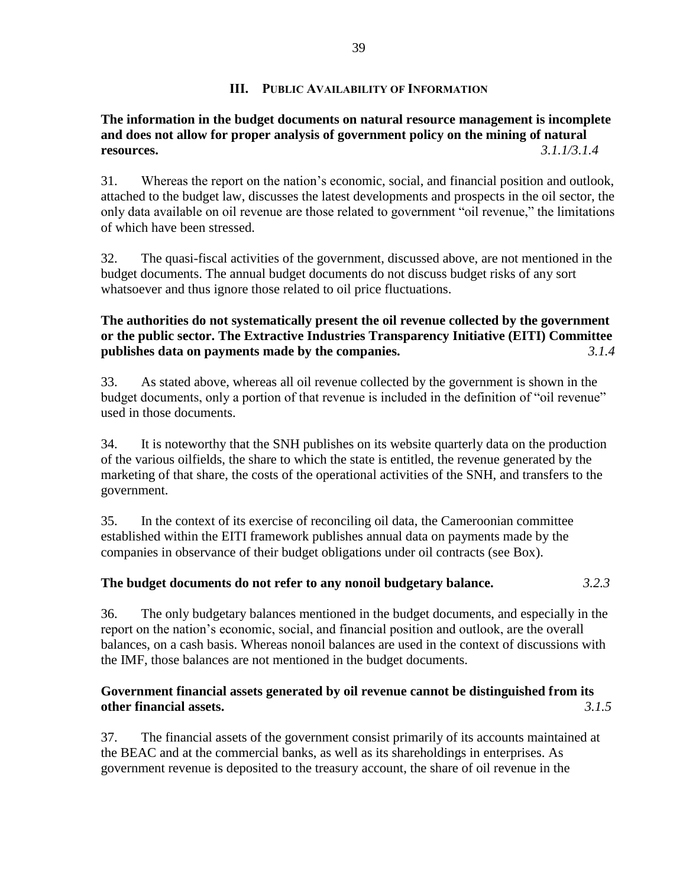## III. Public Availability of Information

**The information in the budget documents on natural resource management is incomplete and does not allow for proper analysis of government policy on the mining of natural resources.** *3.1.1/3.1.4*

31. Whereas the report on the nation's economic, social, and financial position and outlook, attached to the budget law, discusses the latest developments and prospects in the oil sector, the only data available on oil revenue are those related to government "oil revenue," the limitations of which have been stressed.

32. The quasi-fiscal activities of the government, discussed above, are not mentioned in the budget documents. The annual budget documents do not discuss budget risks of any sort whatsoever and thus ignore those related to oil price fluctuations.

**The authorities do not systematically present the oil revenue collected by the government or the public sector. The Extractive Industries Transparency Initiative (EITI) Committee publishes data on payments made by the companies.** *3.1.4*

33. As stated above, whereas all oil revenue collected by the government is shown in the budget documents, only a portion of that revenue is included in the definition of "oil revenue" used in those documents.

34. It is noteworthy that the SNH publishes on its website quarterly data on the production of the various oilfields, the share to which the state is entitled, the revenue generated by the marketing of that share, the costs of the operational activities of the SNH, and transfers to the government.

35. In the context of its exercise of reconciling oil data, the Cameroonian committee established within the EITI framework publishes annual data on payments made by the companies in observance of their budget obligations under oil contracts (see Box).

**The budget documents do not refer to any nonoil budgetary balance.** *3.2.3*

36. The only budgetary balances mentioned in the budget documents, and especially in the report on the nation's economic, social, and financial position and outlook, are the overall balances, on a cash basis. Whereas nonoil balances are used in the context of discussions with the IMF, those balances are not mentioned in the budget documents.

**Government financial assets generated by oil revenue cannot be distinguished from its other financial assets.** *3.1.5*

37. The financial assets of the government consist primarily of its accounts maintained at the BEAC and at the commercial banks, as well as its shareholdings in enterprises. As government revenue is deposited to the treasury account, the share of oil revenue in the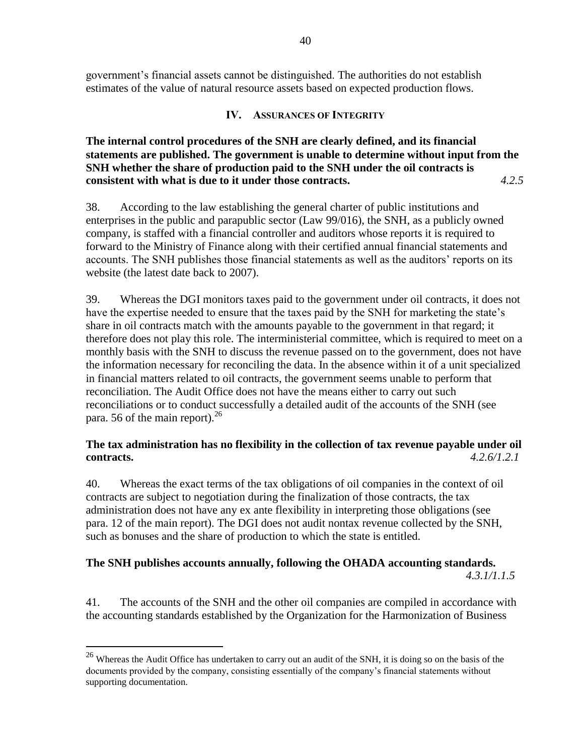government's financial assets cannot be distinguished. The authorities do not establish estimates of the value of natural resource assets based on expected production flows.

## IV. Assurances of Integrity

**The internal control procedures of the SNH are clearly defined, and its financial statements are published. The government is unable to determine without input from the SNH whether the share of production paid to the SNH under the oil contracts is consistent with what is due to it under those contracts.** *4.2.5*

38. According to the law establishing the general charter of public institutions and enterprises in the public and parapublic sector (Law 99/016), the SNH, as a publicly owned company, is staffed with a financial controller and auditors whose reports it is required to forward to the Ministry of Finance along with their certified annual financial statements and accounts. The SNH publishes those financial statements as well as the auditors' reports on its website (the latest date back to 2007).

39. Whereas the DGI monitors taxes paid to the government under oil contracts, it does not have the expertise needed to ensure that the taxes paid by the SNH for marketing the state's share in oil contracts match with the amounts payable to the government in that regard; it therefore does not play this role. The interministerial committee, which is required to meet on a monthly basis with the SNH to discuss the revenue passed on to the government, does not have the information necessary for reconciling the data. In the absence within it of a unit specialized in financial matters related to oil contracts, the government seems unable to perform that reconciliation. The Audit Office does not have the means either to carry out such reconciliations or to conduct successfully a detailed audit of the accounts of the SNH (see para. 56 of the main report).[26]

**The tax administration has no flexibility in the collection of tax revenue payable under oil contracts.** *4.2.6/1.2.1*

40. Whereas the exact terms of the tax obligations of oil companies in the context of oil contracts are subject to negotiation during the finalization of those contracts, the tax administration does not have any ex ante flexibility in interpreting those obligations (see para. 12 of the main report). The DGI does not audit nontax revenue collected by the SNH, such as bonuses and the share of production to which the state is entitled.

**The SNH publishes accounts annually, following the OHADA accounting standards.** *4.3.1/1.1.5*

41. The accounts of the SNH and the other oil companies are compiled in accordance with the accounting standards established by the Organization for the Harmonization of Business

[26] Whereas the Audit Office has undertaken to carry out an audit of the SNH, it is doing so on the basis of the documents provided by the company, consisting essentially of the company's financial statements without supporting documentation.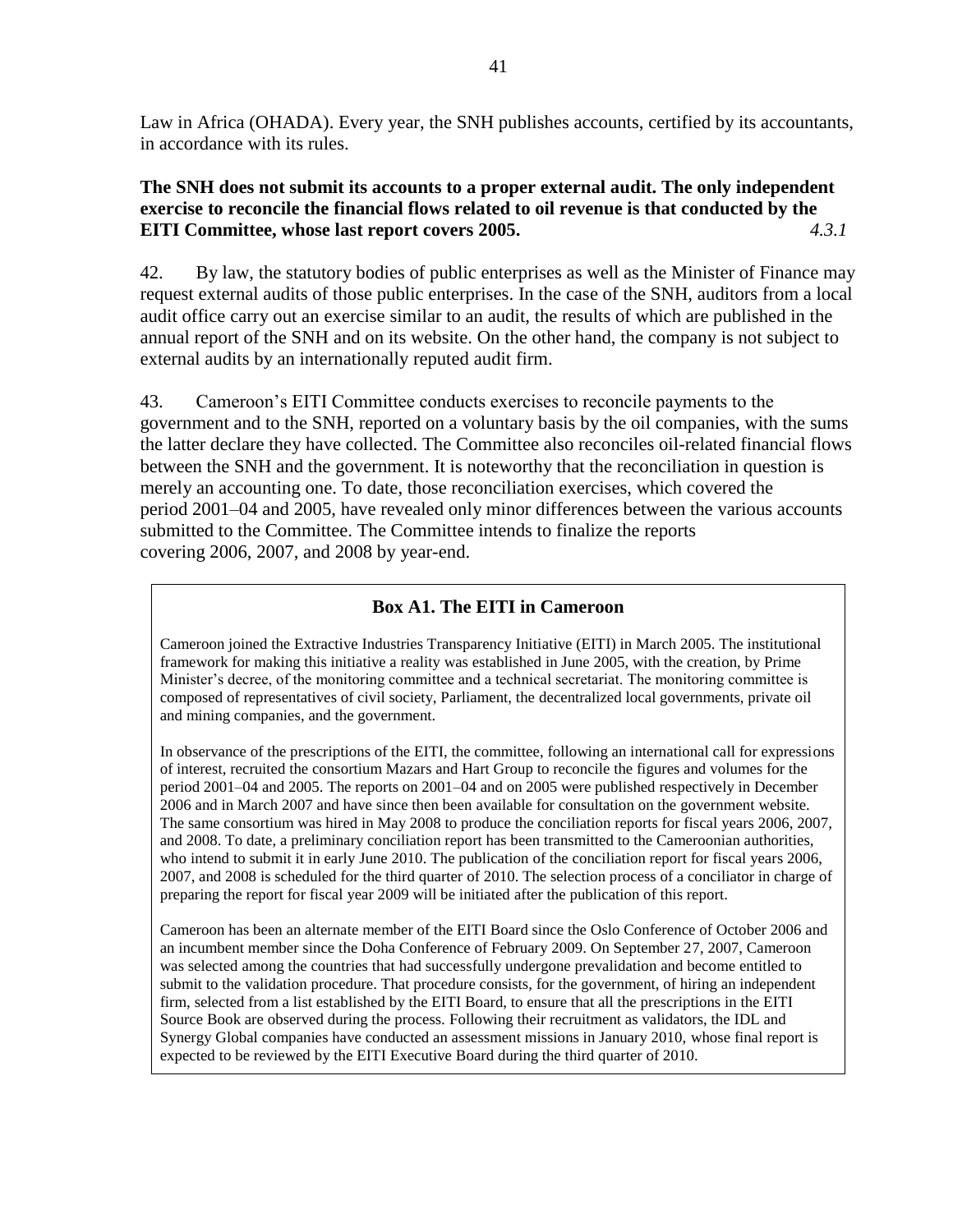Law in Africa (OHADA). Every year, the SNH publishes accounts, certified by its accountants, in accordance with its rules.

**The SNH does not submit its accounts to a proper external audit. The only independent exercise to reconcile the financial flows related to oil revenue is that conducted by the EITI Committee, whose last report covers 2005.** *4.3.1*

42. By law, the statutory bodies of public enterprises as well as the Minister of Finance may request external audits of those public enterprises. In the case of the SNH, auditors from a local audit office carry out an exercise similar to an audit, the results of which are published in the annual report of the SNH and on its website. On the other hand, the company is not subject to external audits by an internationally reputed audit firm.

43. Cameroon's EITI Committee conducts exercises to reconcile payments to the government and to the SNH, reported on a voluntary basis by the oil companies, with the sums the latter declare they have collected. The Committee also reconciles oil-related financial flows between the SNH and the government. It is noteworthy that the reconciliation in question is merely an accounting one. To date, those reconciliation exercises, which covered the period 2001–04 and 2005, have revealed only minor differences between the various accounts submitted to the Committee. The Committee intends to finalize the reports covering 2006, 2007, and 2008 by year-end.

### Box A1. The EITI in Cameroon

Cameroon joined the Extractive Industries Transparency Initiative (EITI) in March 2005. The institutional framework for making this initiative a reality was established in June 2005, with the creation, by Prime Minister's decree, of the monitoring committee and a technical secretariat. The monitoring committee is composed of representatives of civil society, Parliament, the decentralized local governments, private oil and mining companies, and the government.

In observance of the prescriptions of the EITI, the committee, following an international call for expressions of interest, recruited the consortium Mazars and Hart Group to reconcile the figures and volumes for the period 2001–04 and 2005. The reports on 2001–04 and on 2005 were published respectively in December 2006 and in March 2007 and have since then been available for consultation on the government website. The same consortium was hired in May 2008 to produce the conciliation reports for fiscal years 2006, 2007, and 2008. To date, a preliminary conciliation report has been transmitted to the Cameroonian authorities, who intend to submit it in early June 2010. The publication of the conciliation report for fiscal years 2006, 2007, and 2008 is scheduled for the third quarter of 2010. The selection process of a conciliator in charge of preparing the report for fiscal year 2009 will be initiated after the publication of this report.

Cameroon has been an alternate member of the EITI Board since the Oslo Conference of October 2006 and an incumbent member since the Doha Conference of February 2009. On September 27, 2007, Cameroon was selected among the countries that had successfully undergone prevalidation and become entitled to submit to the validation procedure. That procedure consists, for the government, of hiring an independent firm, selected from a list established by the EITI Board, to ensure that all the prescriptions in the EITI Source Book are observed during the process. Following their recruitment as validators, the IDL and Synergy Global companies have conducted an assessment missions in January 2010, whose final report is expected to be reviewed by the EITI Executive Board during the third quarter of 2010.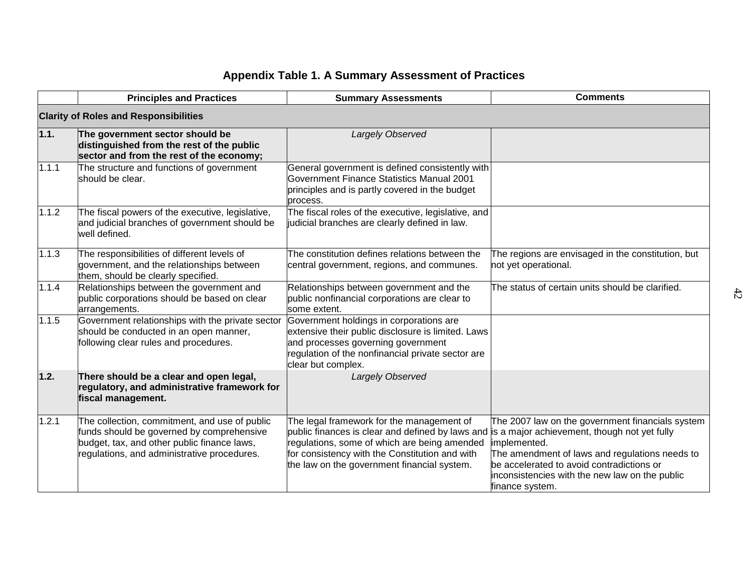## Appendix Table 1. A Summary Assessment of Practices

| | Principles and Practices | Summary Assessments | Comments |
|---|---|---|---|
| **Clarity of Roles and Responsibilities** | | | |
| **1.1.** | **The government sector should be distinguished from the rest of the public sector and from the rest of the economy;** | *Largely Observed* | |
| 1.1.1 | The structure and functions of government should be clear. | General government is defined consistently with Government Finance Statistics Manual 2001 principles and is partly covered in the budget process. | |
| 1.1.2 | The fiscal powers of the executive, legislative, and judicial branches of government should be well defined. | The fiscal roles of the executive, legislative, and judicial branches are clearly defined in law. | |
| 1.1.3 | The responsibilities of different levels of government, and the relationships between them, should be clearly specified. | The constitution defines relations between the central government, regions, and communes. | The regions are envisaged in the constitution, but not yet operational. |
| 1.1.4 | Relationships between the government and public corporations should be based on clear arrangements. | Relationships between government and the public nonfinancial corporations are clear to some extent. | The status of certain units should be clarified. |
| 1.1.5 | Government relationships with the private sector should be conducted in an open manner, following clear rules and procedures. | Government holdings in corporations are extensive their public disclosure is limited. Laws and processes governing government regulation of the nonfinancial private sector are clear but complex. | |
| **1.2.** | **There should be a clear and open legal, regulatory, and administrative framework for fiscal management.** | *Largely Observed* | |
| 1.2.1 | The collection, commitment, and use of public funds should be governed by comprehensive budget, tax, and other public finance laws, regulations, and administrative procedures. | The legal framework for the management of public finances is clear and defined by laws and regulations, some of which are being amended for consistency with the Constitution and with the law on the government financial system. | The 2007 law on the government financials system is a major achievement, though not yet fully implemented.<br>The amendment of laws and regulations needs to be accelerated to avoid contradictions or inconsistencies with the new law on the public finance system. |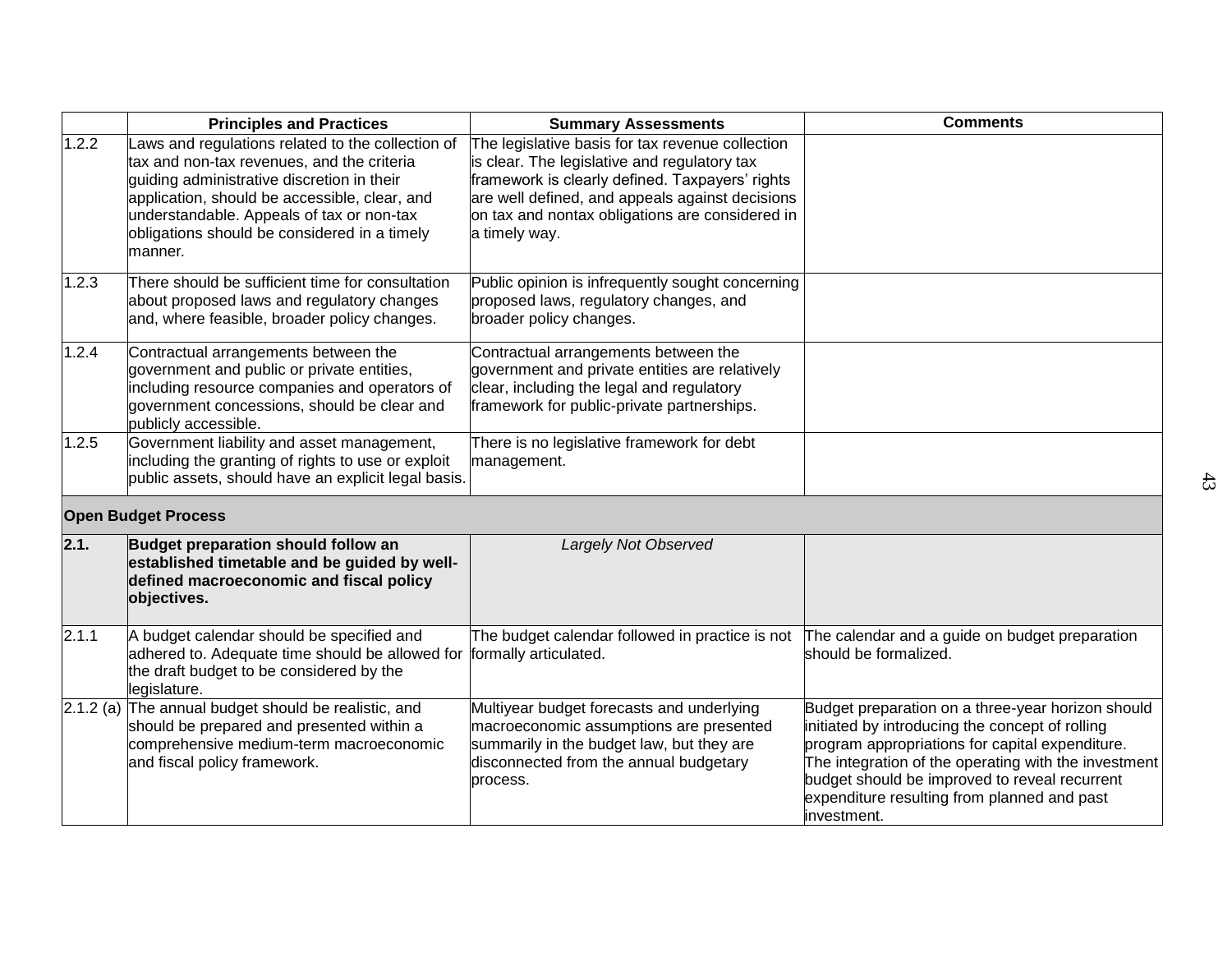| | Principles and Practices | Summary Assessments | Comments |
|---|---|---|---|
| 1.2.2 | Laws and regulations related to the collection of tax and non-tax revenues, and the criteria guiding administrative discretion in their application, should be accessible, clear, and understandable. Appeals of tax or non-tax obligations should be considered in a timely manner. | The legislative basis for tax revenue collection is clear. The legislative and regulatory tax framework is clearly defined. Taxpayers' rights are well defined, and appeals against decisions on tax and nontax obligations are considered in a timely way. | |
| 1.2.3 | There should be sufficient time for consultation about proposed laws and regulatory changes and, where feasible, broader policy changes. | Public opinion is infrequently sought concerning proposed laws, regulatory changes, and broader policy changes. | |
| 1.2.4 | Contractual arrangements between the government and public or private entities, including resource companies and operators of government concessions, should be clear and publicly accessible. | Contractual arrangements between the government and private entities are relatively clear, including the legal and regulatory framework for public-private partnerships. | |
| 1.2.5 | Government liability and asset management, including the granting of rights to use or exploit public assets, should have an explicit legal basis. | There is no legislative framework for debt management. | |
| **Open Budget Process** | | | |
| **2.1.** | **Budget preparation should follow an established timetable and be guided by well-defined macroeconomic and fiscal policy objectives.** | *Largely Not Observed* | |
| 2.1.1 | A budget calendar should be specified and adhered to. Adequate time should be allowed for the draft budget to be considered by the legislature. | The budget calendar followed in practice is not formally articulated. | The calendar and a guide on budget preparation should be formalized. |
| 2.1.2 (a) | The annual budget should be realistic, and should be prepared and presented within a comprehensive medium-term macroeconomic and fiscal policy framework. | Multiyear budget forecasts and underlying macroeconomic assumptions are presented summarily in the budget law, but they are disconnected from the annual budgetary process. | Budget preparation on a three-year horizon should initiated by introducing the concept of rolling program appropriations for capital expenditure. The integration of the operating with the investment budget should be improved to reveal recurrent expenditure resulting from planned and past investment. |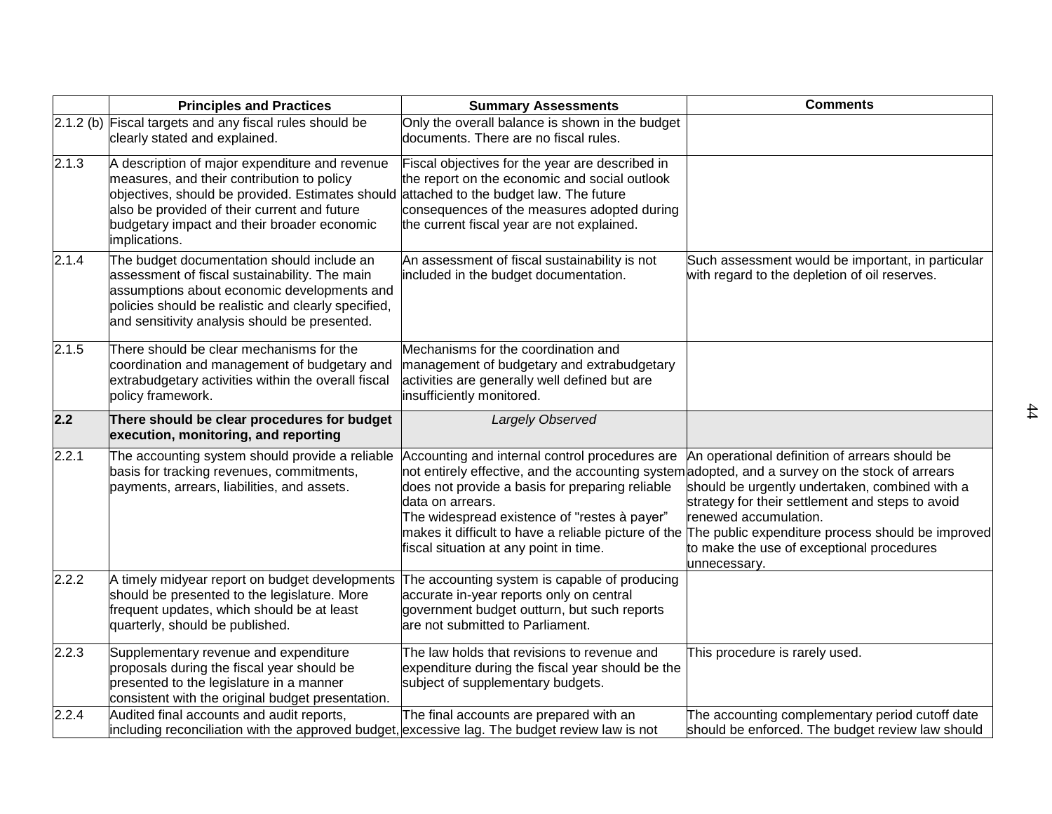|  | Principles and Practices | Summary Assessments | Comments |
|---|---|---|---|
| 2.1.2 (b) | Fiscal targets and any fiscal rules should be clearly stated and explained. | Only the overall balance is shown in the budget documents. There are no fiscal rules. |  |
| 2.1.3 | A description of major expenditure and revenue measures, and their contribution to policy objectives, should be provided. Estimates should also be provided of their current and future budgetary impact and their broader economic implications. | Fiscal objectives for the year are described in the report on the economic and social outlook attached to the budget law. The future consequences of the measures adopted during the current fiscal year are not explained. |  |
| 2.1.4 | The budget documentation should include an assessment of fiscal sustainability. The main assumptions about economic developments and policies should be realistic and clearly specified, and sensitivity analysis should be presented. | An assessment of fiscal sustainability is not included in the budget documentation. | Such assessment would be important, in particular with regard to the depletion of oil reserves. |
| 2.1.5 | There should be clear mechanisms for the coordination and management of budgetary and extrabudgetary activities within the overall fiscal policy framework. | Mechanisms for the coordination and management of budgetary and extrabudgetary activities are generally well defined but are insufficiently monitored. |  |
| **2.2** | **There should be clear procedures for budget execution, monitoring, and reporting** | *Largely Observed* |  |
| 2.2.1 | The accounting system should provide a reliable basis for tracking revenues, commitments, payments, arrears, liabilities, and assets. | Accounting and internal control procedures are not entirely effective, and the accounting system does not provide a basis for preparing reliable data on arrears.<br>The widespread existence of "restes à payer" makes it difficult to have a reliable picture of the fiscal situation at any point in time. | An operational definition of arrears should be adopted, and a survey on the stock of arrears should be urgently undertaken, combined with a strategy for their settlement and steps to avoid renewed accumulation.<br>The public expenditure process should be improved to make the use of exceptional procedures unnecessary. |
| 2.2.2 | A timely midyear report on budget developments should be presented to the legislature. More frequent updates, which should be at least quarterly, should be published. | The accounting system is capable of producing accurate in-year reports only on central government budget outturn, but such reports are not submitted to Parliament. |  |
| 2.2.3 | Supplementary revenue and expenditure proposals during the fiscal year should be presented to the legislature in a manner consistent with the original budget presentation. | The law holds that revisions to revenue and expenditure during the fiscal year should be the subject of supplementary budgets. | This procedure is rarely used. |
| 2.2.4 | Audited final accounts and audit reports, including reconciliation with the approved budget, | The final accounts are prepared with an excessive lag. The budget review law is not | The accounting complementary period cutoff date should be enforced. The budget review law should |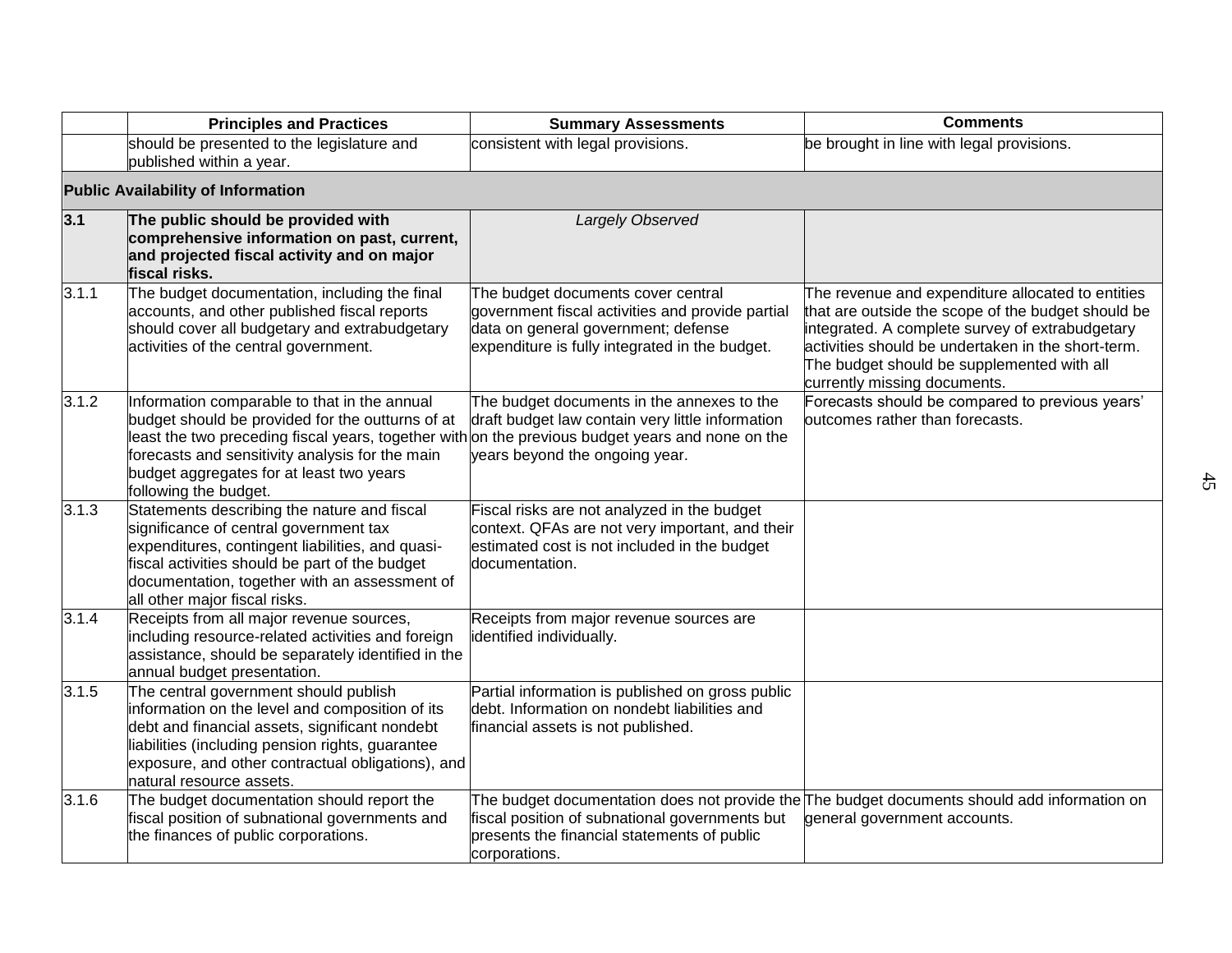| | Principles and Practices | Summary Assessments | Comments |
|---|---|---|---|
| | should be presented to the legislature and published within a year. | consistent with legal provisions. | be brought in line with legal provisions. |
| **Public Availability of Information** | | | |
| **3.1** | **The public should be provided with comprehensive information on past, current, and projected fiscal activity and on major fiscal risks.** | *Largely Observed* | |
| 3.1.1 | The budget documentation, including the final accounts, and other published fiscal reports should cover all budgetary and extrabudgetary activities of the central government. | The budget documents cover central government fiscal activities and provide partial data on general government; defense expenditure is fully integrated in the budget. | The revenue and expenditure allocated to entities that are outside the scope of the budget should be integrated. A complete survey of extrabudgetary activities should be undertaken in the short-term. The budget should be supplemented with all currently missing documents. |
| 3.1.2 | Information comparable to that in the annual budget should be provided for the outturns of at least the two preceding fiscal years, together with forecasts and sensitivity analysis for the main budget aggregates for at least two years following the budget. | The budget documents in the annexes to the draft budget law contain very little information on the previous budget years and none on the years beyond the ongoing year. | Forecasts should be compared to previous years' outcomes rather than forecasts. |
| 3.1.3 | Statements describing the nature and fiscal significance of central government tax expenditures, contingent liabilities, and quasi-fiscal activities should be part of the budget documentation, together with an assessment of all other major fiscal risks. | Fiscal risks are not analyzed in the budget context. QFAs are not very important, and their estimated cost is not included in the budget documentation. | |
| 3.1.4 | Receipts from all major revenue sources, including resource-related activities and foreign assistance, should be separately identified in the annual budget presentation. | Receipts from major revenue sources are identified individually. | |
| 3.1.5 | The central government should publish information on the level and composition of its debt and financial assets, significant nondebt liabilities (including pension rights, guarantee exposure, and other contractual obligations), and natural resource assets. | Partial information is published on gross public debt. Information on nondebt liabilities and financial assets is not published. | |
| 3.1.6 | The budget documentation should report the fiscal position of subnational governments and the finances of public corporations. | The budget documentation does not provide the fiscal position of subnational governments but presents the financial statements of public corporations. | The budget documents should add information on general government accounts. |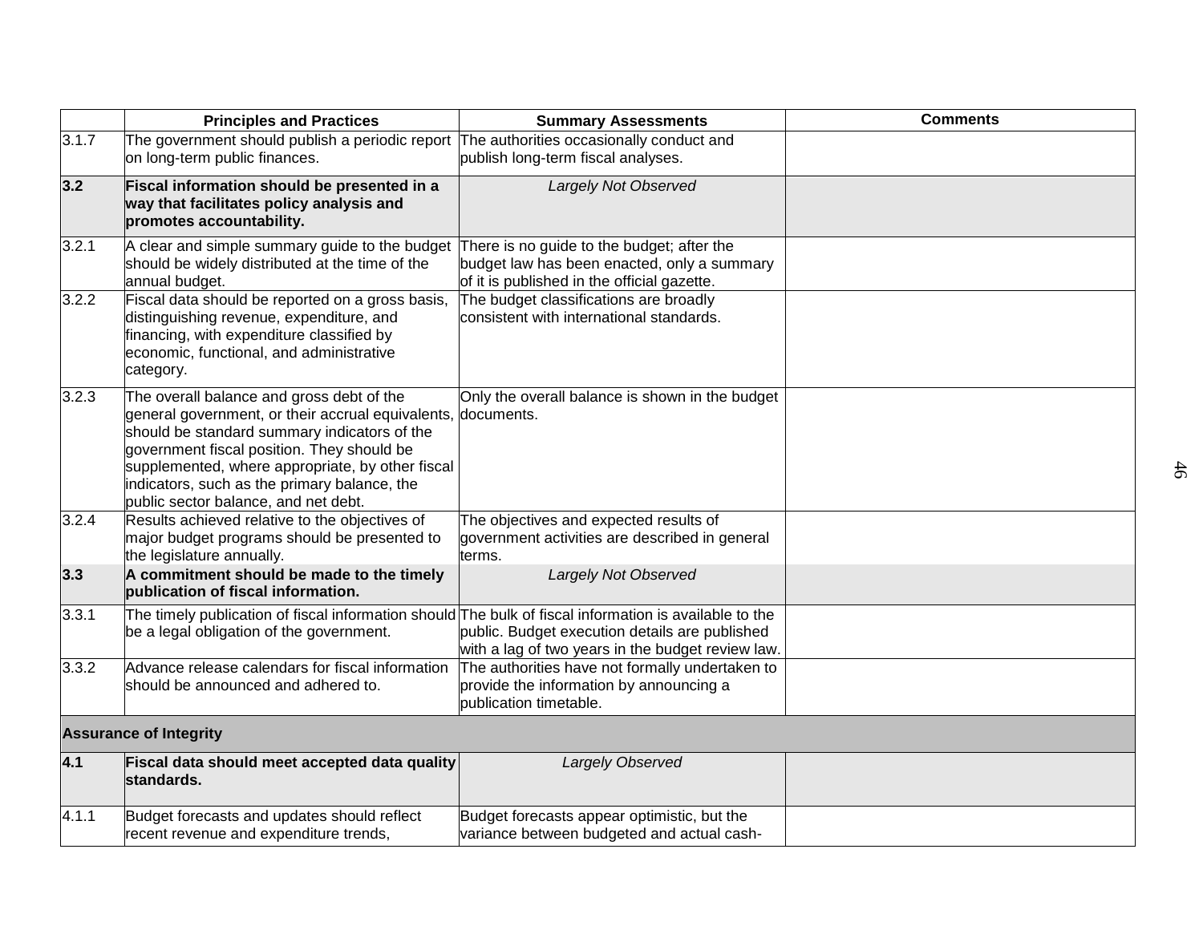| | Principles and Practices | Summary Assessments | Comments |
|---|---|---|---|
| 3.1.7 | The government should publish a periodic report on long-term public finances. | The authorities occasionally conduct and publish long-term fiscal analyses. | |
| **3.2** | **Fiscal information should be presented in a way that facilitates policy analysis and promotes accountability.** | *Largely Not Observed* | |
| 3.2.1 | A clear and simple summary guide to the budget should be widely distributed at the time of the annual budget. | There is no guide to the budget; after the budget law has been enacted, only a summary of it is published in the official gazette. | |
| 3.2.2 | Fiscal data should be reported on a gross basis, distinguishing revenue, expenditure, and financing, with expenditure classified by economic, functional, and administrative category. | The budget classifications are broadly consistent with international standards. | |
| 3.2.3 | The overall balance and gross debt of the general government, or their accrual equivalents, should be standard summary indicators of the government fiscal position. They should be supplemented, where appropriate, by other fiscal indicators, such as the primary balance, the public sector balance, and net debt. | Only the overall balance is shown in the budget documents. | |
| 3.2.4 | Results achieved relative to the objectives of major budget programs should be presented to the legislature annually. | The objectives and expected results of government activities are described in general terms. | |
| **3.3** | **A commitment should be made to the timely publication of fiscal information.** | *Largely Not Observed* | |
| 3.3.1 | The timely publication of fiscal information should be a legal obligation of the government. | The bulk of fiscal information is available to the public. Budget execution details are published with a lag of two years in the budget review law. | |
| 3.3.2 | Advance release calendars for fiscal information should be announced and adhered to. | The authorities have not formally undertaken to provide the information by announcing a publication timetable. | |
| **Assurance of Integrity** | | | |
| **4.1** | **Fiscal data should meet accepted data quality standards.** | *Largely Observed* | |
| 4.1.1 | Budget forecasts and updates should reflect recent revenue and expenditure trends, | Budget forecasts appear optimistic, but the variance between budgeted and actual cash- | |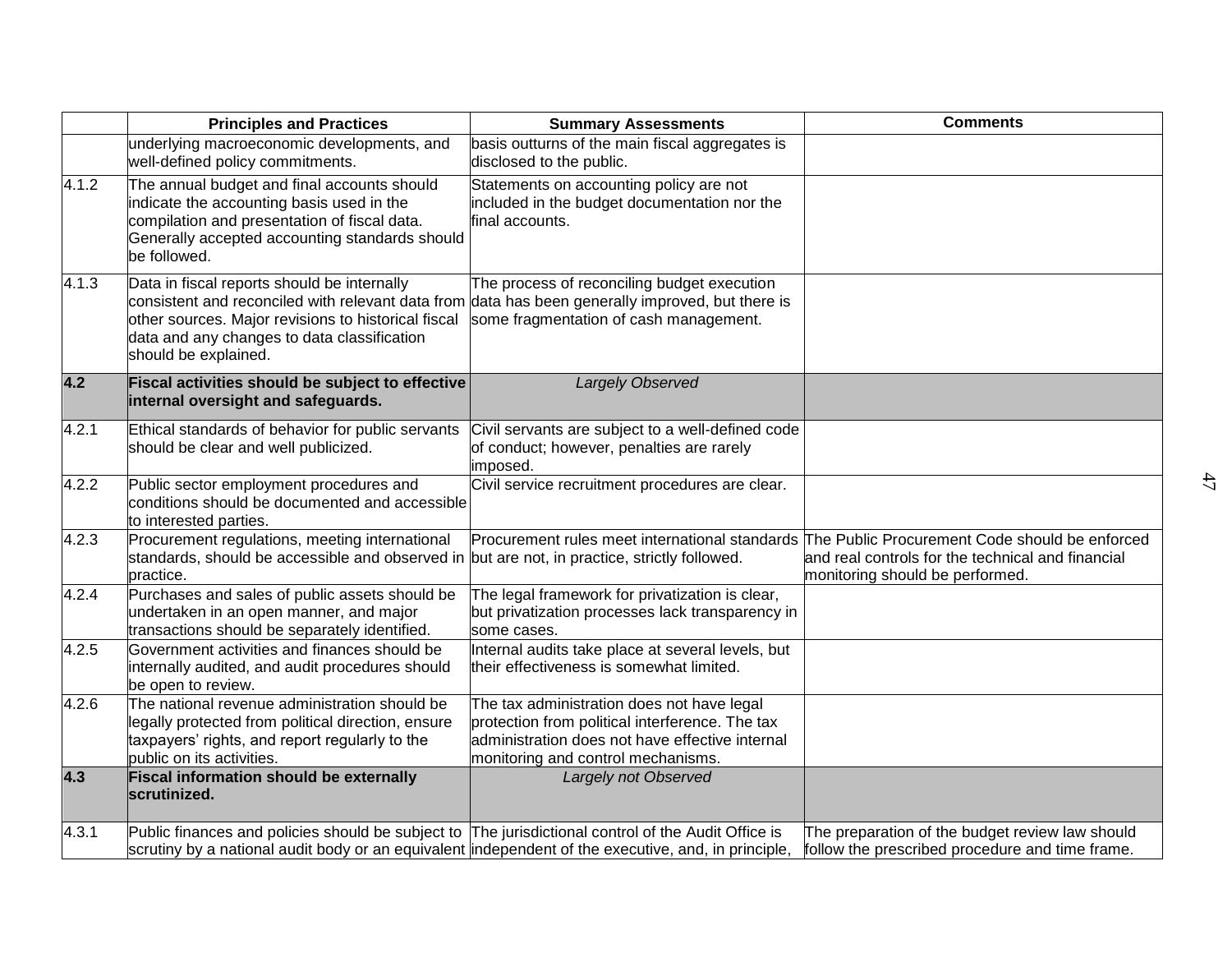| | Principles and Practices | Summary Assessments | Comments |
|---|---|---|---|
| | underlying macroeconomic developments, and well-defined policy commitments. | basis outturns of the main fiscal aggregates is disclosed to the public. | |
| 4.1.2 | The annual budget and final accounts should indicate the accounting basis used in the compilation and presentation of fiscal data. Generally accepted accounting standards should be followed. | Statements on accounting policy are not included in the budget documentation nor the final accounts. | |
| 4.1.3 | Data in fiscal reports should be internally consistent and reconciled with relevant data from other sources. Major revisions to historical fiscal data and any changes to data classification should be explained. | The process of reconciling budget execution data has been generally improved, but there is some fragmentation of cash management. | |
| **4.2** | **Fiscal activities should be subject to effective internal oversight and safeguards.** | *Largely Observed* | |
| 4.2.1 | Ethical standards of behavior for public servants should be clear and well publicized. | Civil servants are subject to a well-defined code of conduct; however, penalties are rarely imposed. | |
| 4.2.2 | Public sector employment procedures and conditions should be documented and accessible to interested parties. | Civil service recruitment procedures are clear. | |
| 4.2.3 | Procurement regulations, meeting international standards, should be accessible and observed in practice. | Procurement rules meet international standards but are not, in practice, strictly followed. | The Public Procurement Code should be enforced and real controls for the technical and financial monitoring should be performed. |
| 4.2.4 | Purchases and sales of public assets should be undertaken in an open manner, and major transactions should be separately identified. | The legal framework for privatization is clear, but privatization processes lack transparency in some cases. | |
| 4.2.5 | Government activities and finances should be internally audited, and audit procedures should be open to review. | Internal audits take place at several levels, but their effectiveness is somewhat limited. | |
| 4.2.6 | The national revenue administration should be legally protected from political direction, ensure taxpayers' rights, and report regularly to the public on its activities. | The tax administration does not have legal protection from political interference. The tax administration does not have effective internal monitoring and control mechanisms. | |
| **4.3** | **Fiscal information should be externally scrutinized.** | *Largely not Observed* | |
| 4.3.1 | Public finances and policies should be subject to scrutiny by a national audit body or an equivalent | The jurisdictional control of the Audit Office is independent of the executive, and, in principle, | The preparation of the budget review law should follow the prescribed procedure and time frame. |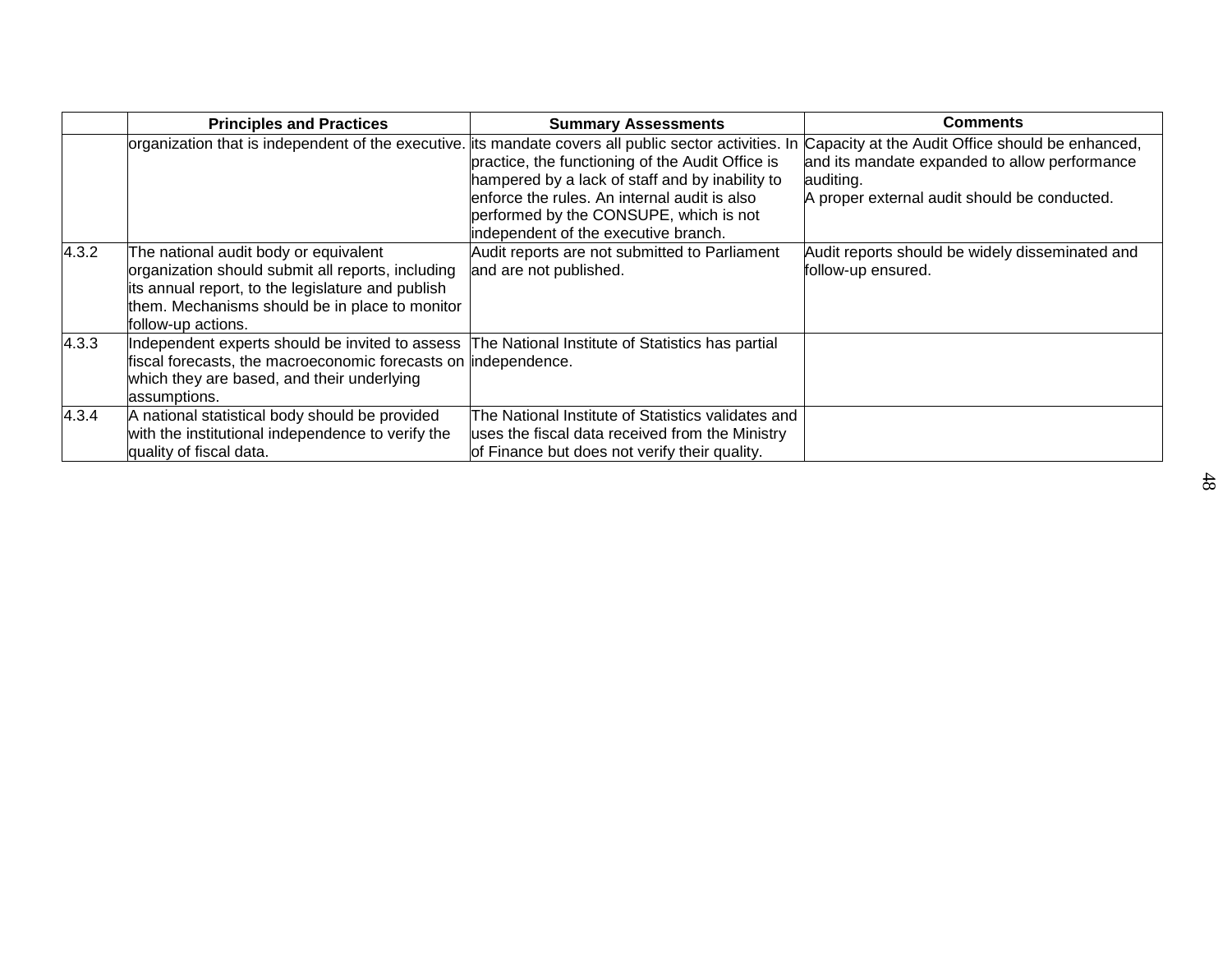| | Principles and Practices | Summary Assessments | Comments |
|---|---|---|---|
| | organization that is independent of the executive. | its mandate covers all public sector activities. In practice, the functioning of the Audit Office is hampered by a lack of staff and by inability to enforce the rules. An internal audit is also performed by the CONSUPE, which is not independent of the executive branch. | Capacity at the Audit Office should be enhanced, and its mandate expanded to allow performance auditing.<br>A proper external audit should be conducted. |
| 4.3.2 | The national audit body or equivalent organization should submit all reports, including its annual report, to the legislature and publish them. Mechanisms should be in place to monitor follow-up actions. | Audit reports are not submitted to Parliament and are not published. | Audit reports should be widely disseminated and follow-up ensured. |
| 4.3.3 | Independent experts should be invited to assess fiscal forecasts, the macroeconomic forecasts on which they are based, and their underlying assumptions. | The National Institute of Statistics has partial independence. | |
| 4.3.4 | A national statistical body should be provided with the institutional independence to verify the quality of fiscal data. | The National Institute of Statistics validates and uses the fiscal data received from the Ministry of Finance but does not verify their quality. | |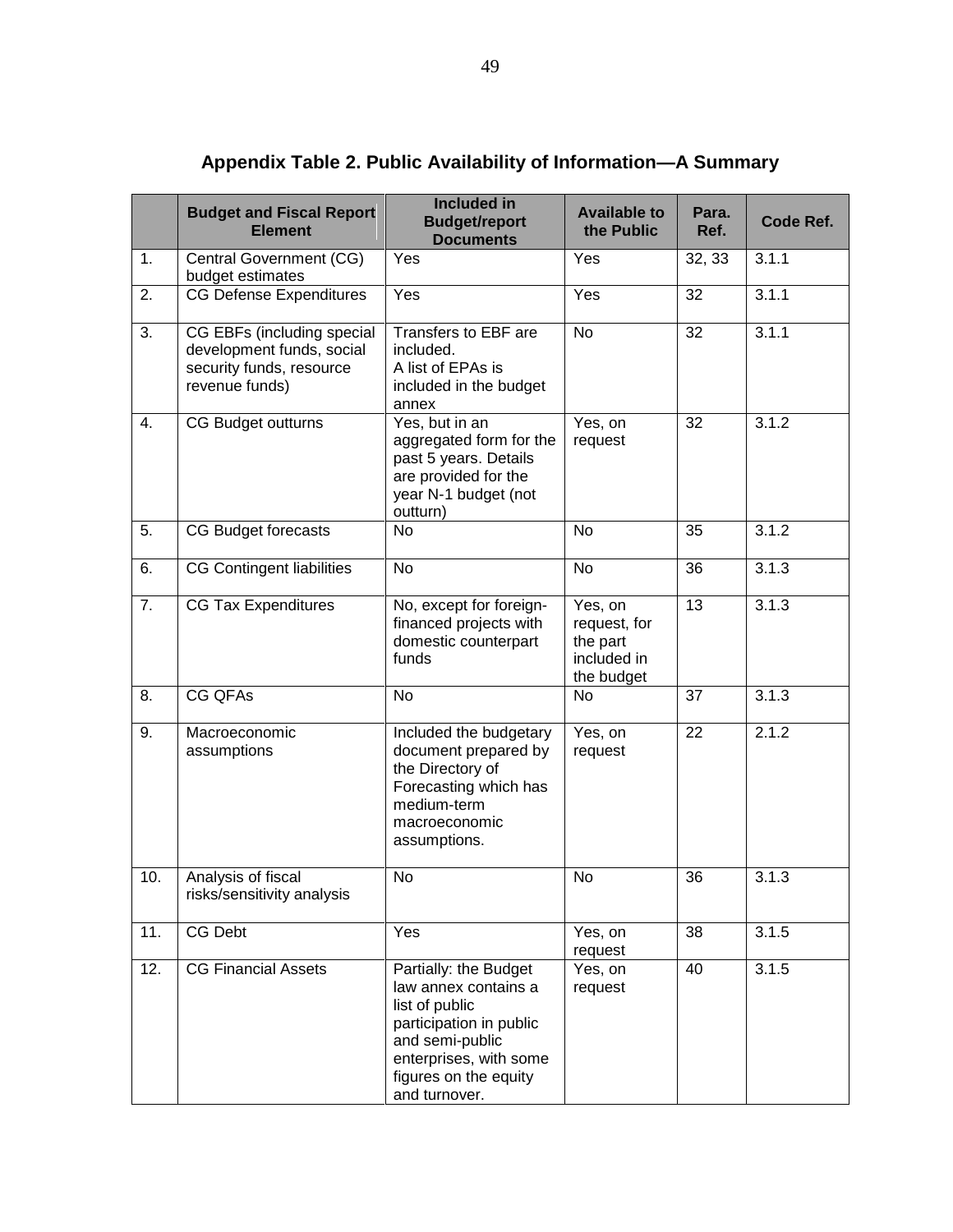## Appendix Table 2. Public Availability of Information—A Summary

| | Budget and Fiscal Report Element | Included in Budget/report Documents | Available to the Public | Para. Ref. | Code Ref. |
|---|---|---|---|---|---|
| 1. | Central Government (CG) budget estimates | Yes | Yes | 32, 33 | 3.1.1 |
| 2. | CG Defense Expenditures | Yes | Yes | 32 | 3.1.1 |
| 3. | CG EBFs (including special development funds, social security funds, resource revenue funds) | Transfers to EBF are included. A list of EPAs is included in the budget annex | No | 32 | 3.1.1 |
| 4. | CG Budget outturns | Yes, but in an aggregated form for the past 5 years. Details are provided for the year N-1 budget (not outturn) | Yes, on request | 32 | 3.1.2 |
| 5. | CG Budget forecasts | No | No | 35 | 3.1.2 |
| 6. | CG Contingent liabilities | No | No | 36 | 3.1.3 |
| 7. | CG Tax Expenditures | No, except for foreign-financed projects with domestic counterpart funds | Yes, on request, for the part included in the budget | 13 | 3.1.3 |
| 8. | CG QFAs | No | No | 37 | 3.1.3 |
| 9. | Macroeconomic assumptions | Included the budgetary document prepared by the Directory of Forecasting which has medium-term macroeconomic assumptions. | Yes, on request | 22 | 2.1.2 |
| 10. | Analysis of fiscal risks/sensitivity analysis | No | No | 36 | 3.1.3 |
| 11. | CG Debt | Yes | Yes, on request | 38 | 3.1.5 |
| 12. | CG Financial Assets | Partially: the Budget law annex contains a list of public participation in public and semi-public enterprises, with some figures on the equity and turnover. | Yes, on request | 40 | 3.1.5 |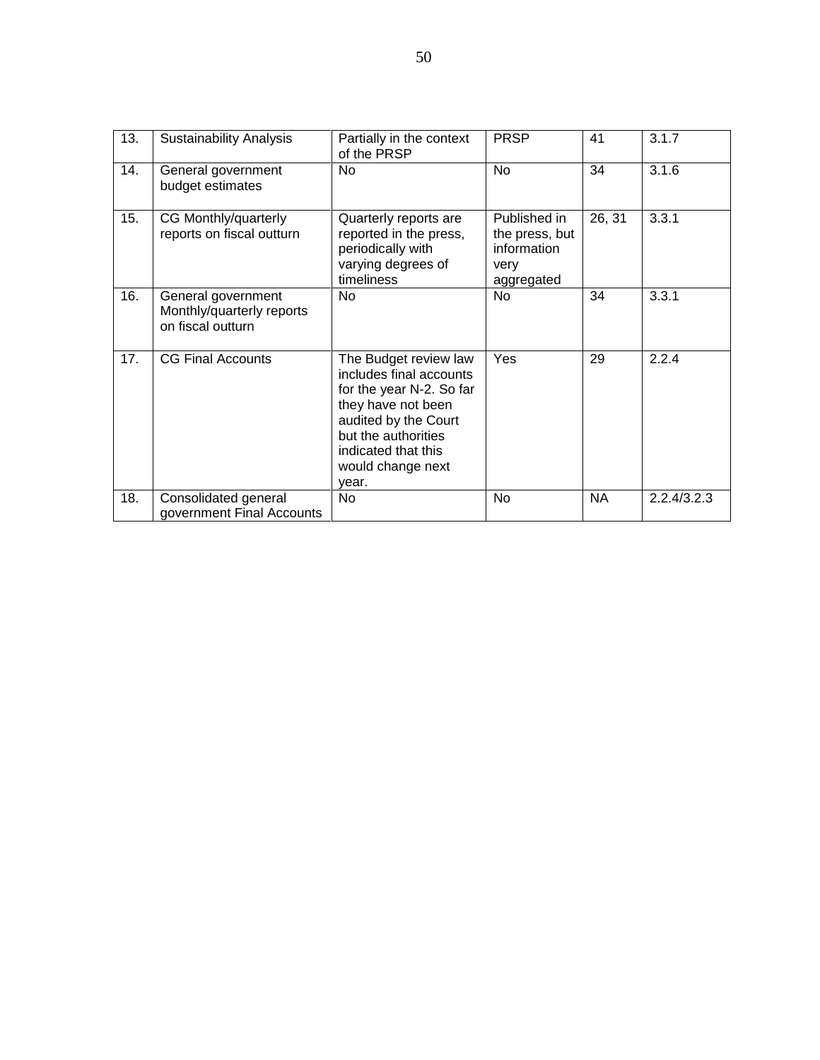| | | | | | |
|---|---|---|---|---|---|
| 13. | Sustainability Analysis | Partially in the context of the PRSP | PRSP | 41 | 3.1.7 |
| 14. | General government budget estimates | No | No | 34 | 3.1.6 |
| 15. | CG Monthly/quarterly reports on fiscal outturn | Quarterly reports are reported in the press, periodically with varying degrees of timeliness | Published in the press, but information very aggregated | 26, 31 | 3.3.1 |
| 16. | General government Monthly/quarterly reports on fiscal outturn | No | No | 34 | 3.3.1 |
| 17. | CG Final Accounts | The Budget review law includes final accounts for the year N-2. So far they have not been audited by the Court but the authorities indicated that this would change next year. | Yes | 29 | 2.2.4 |
| 18. | Consolidated general government Final Accounts | No | No | NA | 2.2.4/3.2.3 |